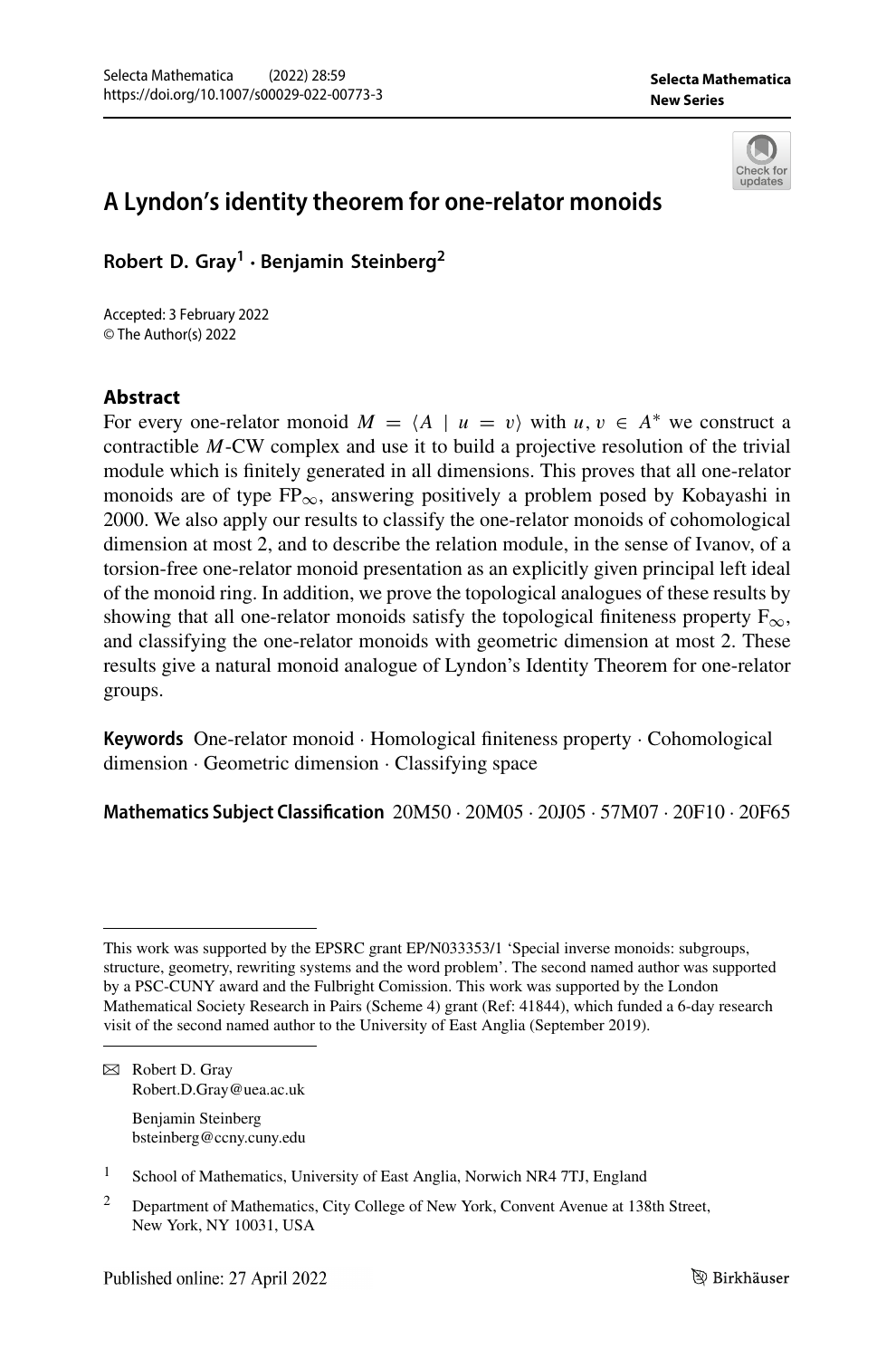# A Lyndon's identity theorem for one-relator monoids

**Robert D. Gray**[1] · **Benjamin Steinberg**[2]

Accepted: 3 February 2022
© The Author(s) 2022

## Abstract

For every one-relator monoid $M = \langle A \mid u = v \rangle$ with $u, v \in A^*$ we construct a contractible $M$-CW complex and use it to build a projective resolution of the trivial module which is finitely generated in all dimensions. This proves that all one-relator monoids are of type $\mathrm{FP}_\infty$, answering positively a problem posed by Kobayashi in 2000. We also apply our results to classify the one-relator monoids of cohomological dimension at most 2, and to describe the relation module, in the sense of Ivanov, of a torsion-free one-relator monoid presentation as an explicitly given principal left ideal of the monoid ring. In addition, we prove the topological analogues of these results by showing that all one-relator monoids satisfy the topological finiteness property $\mathrm{F}_\infty$, and classifying the one-relator monoids with geometric dimension at most 2. These results give a natural monoid analogue of Lyndon's Identity Theorem for one-relator groups.

**Keywords** One-relator monoid · Homological finiteness property · Cohomological dimension · Geometric dimension · Classifying space

**Mathematics Subject Classification** 20M50 · 20M05 · 20J05 · 57M07 · 20F10 · 20F65

---

This work was supported by the EPSRC grant EP/N033353/1 'Special inverse monoids: subgroups, structure, geometry, rewriting systems and the word problem'. The second named author was supported by a PSC-CUNY award and the Fulbright Comission. This work was supported by the London Mathematical Society Research in Pairs (Scheme 4) grant (Ref: 41844), which funded a 6-day research visit of the second named author to the University of East Anglia (September 2019).

✉ Robert D. Gray
Robert.D.Gray@uea.ac.uk

Benjamin Steinberg
bsteinberg@ccny.cuny.edu

[1] School of Mathematics, University of East Anglia, Norwich NR4 7TJ, England

[2] Department of Mathematics, City College of New York, Convent Avenue at 138th Street, New York, NY 10031, USA

Published online: 27 April 2022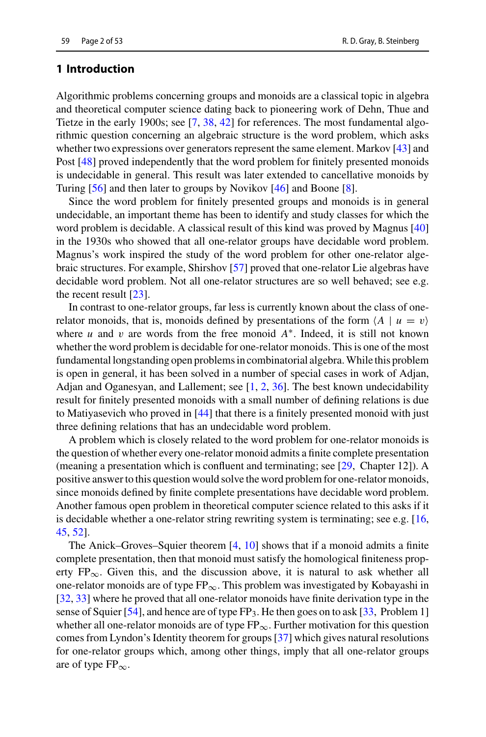## 1 Introduction

Algorithmic problems concerning groups and monoids are a classical topic in algebra and theoretical computer science dating back to pioneering work of Dehn, Thue and Tietze in the early 1900s; see [7, 38, 42] for references. The most fundamental algorithmic question concerning an algebraic structure is the word problem, which asks whether two expressions over generators represent the same element. Markov [43] and Post [48] proved independently that the word problem for finitely presented monoids is undecidable in general. This result was later extended to cancellative monoids by Turing [56] and then later to groups by Novikov [46] and Boone [8].

Since the word problem for finitely presented groups and monoids is in general undecidable, an important theme has been to identify and study classes for which the word problem is decidable. A classical result of this kind was proved by Magnus [40] in the 1930s who showed that all one-relator groups have decidable word problem. Magnus's work inspired the study of the word problem for other one-relator algebraic structures. For example, Shirshov [57] proved that one-relator Lie algebras have decidable word problem. Not all one-relator structures are so well behaved; see e.g. the recent result [23].

In contrast to one-relator groups, far less is currently known about the class of one-relator monoids, that is, monoids defined by presentations of the form $\langle A \mid u = v \rangle$ where $u$ and $v$ are words from the free monoid $A^*$. Indeed, it is still not known whether the word problem is decidable for one-relator monoids. This is one of the most fundamental longstanding open problems in combinatorial algebra. While this problem is open in general, it has been solved in a number of special cases in work of Adjan, Adjan and Oganesyan, and Lallement; see [1, 2, 36]. The best known undecidability result for finitely presented monoids with a small number of defining relations is due to Matiyasevich who proved in [44] that there is a finitely presented monoid with just three defining relations that has an undecidable word problem.

A problem which is closely related to the word problem for one-relator monoids is the question of whether every one-relator monoid admits a finite complete presentation (meaning a presentation which is confluent and terminating; see [29, Chapter 12]). A positive answer to this question would solve the word problem for one-relator monoids, since monoids defined by finite complete presentations have decidable word problem. Another famous open problem in theoretical computer science related to this asks if it is decidable whether a one-relator string rewriting system is terminating; see e.g. [16, 45, 52].

The Anick–Groves–Squier theorem [4, 10] shows that if a monoid admits a finite complete presentation, then that monoid must satisfy the homological finiteness property $\mathrm{FP}_\infty$. Given this, and the discussion above, it is natural to ask whether all one-relator monoids are of type $\mathrm{FP}_\infty$. This problem was investigated by Kobayashi in [32, 33] where he proved that all one-relator monoids have finite derivation type in the sense of Squier [54], and hence are of type $\mathrm{FP}_3$. He then goes on to ask [33, Problem 1] whether all one-relator monoids are of type $\mathrm{FP}_\infty$. Further motivation for this question comes from Lyndon's Identity theorem for groups [37] which gives natural resolutions for one-relator groups which, among other things, imply that all one-relator groups are of type $\mathrm{FP}_\infty$.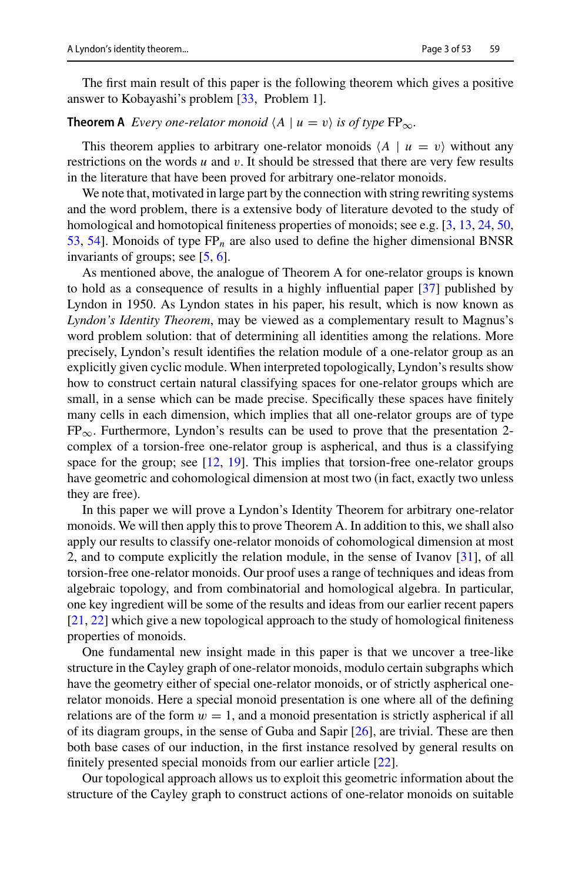The first main result of this paper is the following theorem which gives a positive answer to Kobayashi's problem [33, Problem 1].

**Theorem A** *Every one-relator monoid* $\langle A \mid u = v \rangle$ *is of type* $\mathrm{FP}_\infty$.

This theorem applies to arbitrary one-relator monoids $\langle A \mid u = v \rangle$ without any restrictions on the words $u$ and $v$. It should be stressed that there are very few results in the literature that have been proved for arbitrary one-relator monoids.

We note that, motivated in large part by the connection with string rewriting systems and the word problem, there is a extensive body of literature devoted to the study of homological and homotopical finiteness properties of monoids; see e.g. [3, 13, 24, 50, 53, 54]. Monoids of type $\mathrm{FP}_n$ are also used to define the higher dimensional BNSR invariants of groups; see [5, 6].

As mentioned above, the analogue of Theorem A for one-relator groups is known to hold as a consequence of results in a highly influential paper [37] published by Lyndon in 1950. As Lyndon states in his paper, his result, which is now known as *Lyndon's Identity Theorem*, may be viewed as a complementary result to Magnus's word problem solution: that of determining all identities among the relations. More precisely, Lyndon's result identifies the relation module of a one-relator group as an explicitly given cyclic module. When interpreted topologically, Lyndon's results show how to construct certain natural classifying spaces for one-relator groups which are small, in a sense which can be made precise. Specifically these spaces have finitely many cells in each dimension, which implies that all one-relator groups are of type $\mathrm{FP}_\infty$. Furthermore, Lyndon's results can be used to prove that the presentation 2-complex of a torsion-free one-relator group is aspherical, and thus is a classifying space for the group; see [12, 19]. This implies that torsion-free one-relator groups have geometric and cohomological dimension at most two (in fact, exactly two unless they are free).

In this paper we will prove a Lyndon's Identity Theorem for arbitrary one-relator monoids. We will then apply this to prove Theorem A. In addition to this, we shall also apply our results to classify one-relator monoids of cohomological dimension at most 2, and to compute explicitly the relation module, in the sense of Ivanov [31], of all torsion-free one-relator monoids. Our proof uses a range of techniques and ideas from algebraic topology, and from combinatorial and homological algebra. In particular, one key ingredient will be some of the results and ideas from our earlier recent papers [21, 22] which give a new topological approach to the study of homological finiteness properties of monoids.

One fundamental new insight made in this paper is that we uncover a tree-like structure in the Cayley graph of one-relator monoids, modulo certain subgraphs which have the geometry either of special one-relator monoids, or of strictly aspherical one-relator monoids. Here a special monoid presentation is one where all of the defining relations are of the form $w = 1$, and a monoid presentation is strictly aspherical if all of its diagram groups, in the sense of Guba and Sapir [26], are trivial. These are then both base cases of our induction, in the first instance resolved by general results on finitely presented special monoids from our earlier article [22].

Our topological approach allows us to exploit this geometric information about the structure of the Cayley graph to construct actions of one-relator monoids on suitable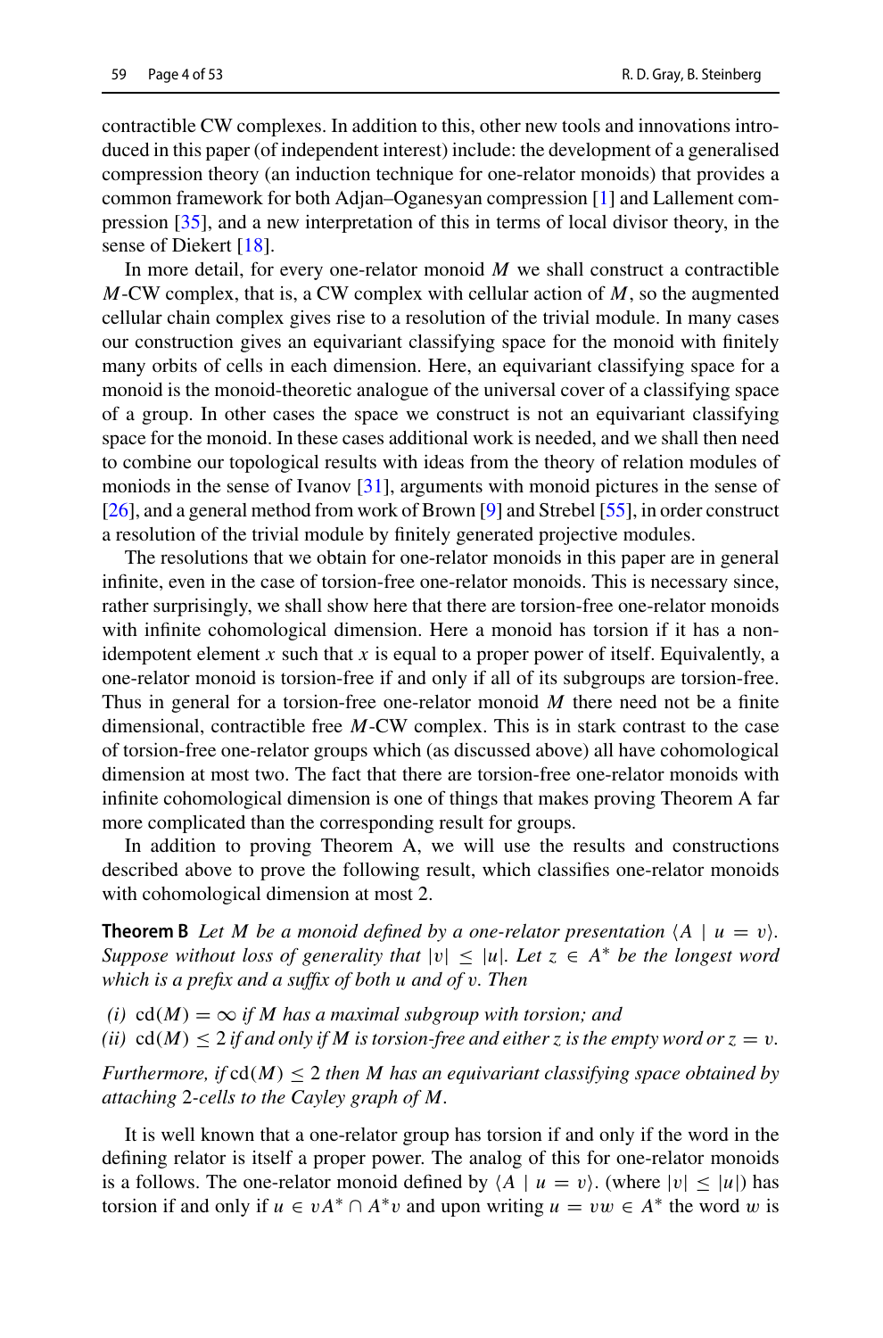contractible CW complexes. In addition to this, other new tools and innovations introduced in this paper (of independent interest) include: the development of a generalised compression theory (an induction technique for one-relator monoids) that provides a common framework for both Adjan–Oganesyan compression [1] and Lallement compression [35], and a new interpretation of this in terms of local divisor theory, in the sense of Diekert [18].

In more detail, for every one-relator monoid $M$ we shall construct a contractible $M$-CW complex, that is, a CW complex with cellular action of $M$, so the augmented cellular chain complex gives rise to a resolution of the trivial module. In many cases our construction gives an equivariant classifying space for the monoid with finitely many orbits of cells in each dimension. Here, an equivariant classifying space for a monoid is the monoid-theoretic analogue of the universal cover of a classifying space of a group. In other cases the space we construct is not an equivariant classifying space for the monoid. In these cases additional work is needed, and we shall then need to combine our topological results with ideas from the theory of relation modules of moniods in the sense of Ivanov [31], arguments with monoid pictures in the sense of [26], and a general method from work of Brown [9] and Strebel [55], in order construct a resolution of the trivial module by finitely generated projective modules.

The resolutions that we obtain for one-relator monoids in this paper are in general infinite, even in the case of torsion-free one-relator monoids. This is necessary since, rather surprisingly, we shall show here that there are torsion-free one-relator monoids with infinite cohomological dimension. Here a monoid has torsion if it has a non-idempotent element $x$ such that $x$ is equal to a proper power of itself. Equivalently, a one-relator monoid is torsion-free if and only if all of its subgroups are torsion-free. Thus in general for a torsion-free one-relator monoid $M$ there need not be a finite dimensional, contractible free $M$-CW complex. This is in stark contrast to the case of torsion-free one-relator groups which (as discussed above) all have cohomological dimension at most two. The fact that there are torsion-free one-relator monoids with infinite cohomological dimension is one of things that makes proving Theorem A far more complicated than the corresponding result for groups.

In addition to proving Theorem A, we will use the results and constructions described above to prove the following result, which classifies one-relator monoids with cohomological dimension at most 2.

**Theorem B** *Let $M$ be a monoid defined by a one-relator presentation $\langle A \mid u = v \rangle$. Suppose without loss of generality that $|v| \leq |u|$. Let $z \in A^*$ be the longest word which is a prefix and a suffix of both $u$ and of $v$. Then*

*(i) $\mathrm{cd}(M) = \infty$ if $M$ has a maximal subgroup with torsion; and*
*(ii) $\mathrm{cd}(M) \leq 2$ if and only if $M$ is torsion-free and either $z$ is the empty word or $z = v$.*

*Furthermore, if $\mathrm{cd}(M) \leq 2$ then $M$ has an equivariant classifying space obtained by attaching 2-cells to the Cayley graph of $M$.*

It is well known that a one-relator group has torsion if and only if the word in the defining relator is itself a proper power. The analog of this for one-relator monoids is a follows. The one-relator monoid defined by $\langle A \mid u = v \rangle$. (where $|v| \leq |u|$) has torsion if and only if $u \in vA^* \cap A^*v$ and upon writing $u = vw \in A^*$ the word $w$ is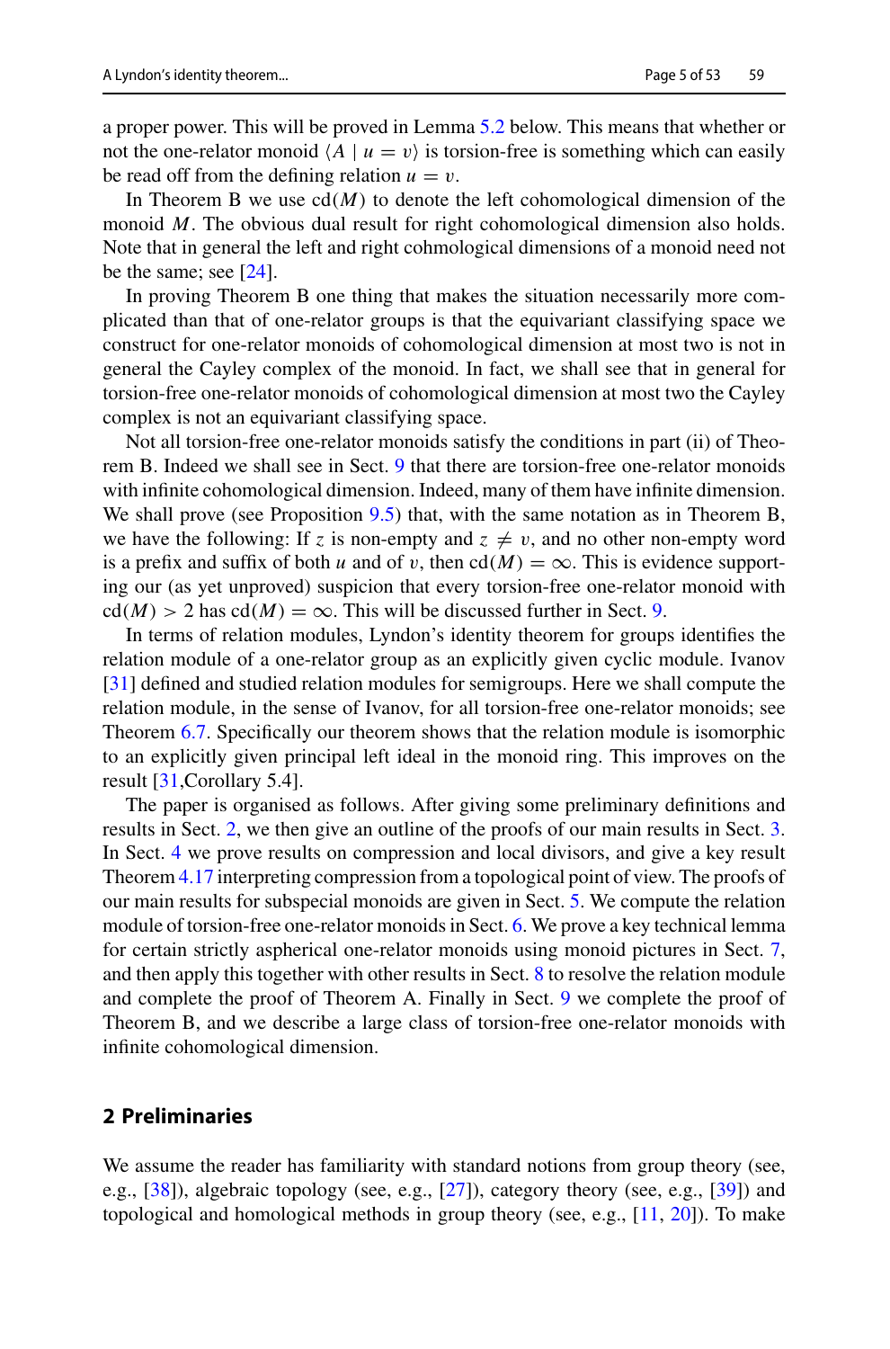a proper power. This will be proved in Lemma 5.2 below. This means that whether or not the one-relator monoid $\langle A \mid u = v \rangle$ is torsion-free is something which can easily be read off from the defining relation $u = v$.

In Theorem B we use $\mathrm{cd}(M)$ to denote the left cohomological dimension of the monoid $M$. The obvious dual result for right cohomological dimension also holds. Note that in general the left and right cohmological dimensions of a monoid need not be the same; see [24].

In proving Theorem B one thing that makes the situation necessarily more complicated than that of one-relator groups is that the equivariant classifying space we construct for one-relator monoids of cohomological dimension at most two is not in general the Cayley complex of the monoid. In fact, we shall see that in general for torsion-free one-relator monoids of cohomological dimension at most two the Cayley complex is not an equivariant classifying space.

Not all torsion-free one-relator monoids satisfy the conditions in part (ii) of Theorem B. Indeed we shall see in Sect. 9 that there are torsion-free one-relator monoids with infinite cohomological dimension. Indeed, many of them have infinite dimension. We shall prove (see Proposition 9.5) that, with the same notation as in Theorem B, we have the following: If $z$ is non-empty and $z \neq v$, and no other non-empty word is a prefix and suffix of both $u$ and of $v$, then $\mathrm{cd}(M) = \infty$. This is evidence supporting our (as yet unproved) suspicion that every torsion-free one-relator monoid with $\mathrm{cd}(M) > 2$ has $\mathrm{cd}(M) = \infty$. This will be discussed further in Sect. 9.

In terms of relation modules, Lyndon's identity theorem for groups identifies the relation module of a one-relator group as an explicitly given cyclic module. Ivanov [31] defined and studied relation modules for semigroups. Here we shall compute the relation module, in the sense of Ivanov, for all torsion-free one-relator monoids; see Theorem 6.7. Specifically our theorem shows that the relation module is isomorphic to an explicitly given principal left ideal in the monoid ring. This improves on the result [31,Corollary 5.4].

The paper is organised as follows. After giving some preliminary definitions and results in Sect. 2, we then give an outline of the proofs of our main results in Sect. 3. In Sect. 4 we prove results on compression and local divisors, and give a key result Theorem 4.17 interpreting compression from a topological point of view. The proofs of our main results for subspecial monoids are given in Sect. 5. We compute the relation module of torsion-free one-relator monoids in Sect. 6. We prove a key technical lemma for certain strictly aspherical one-relator monoids using monoid pictures in Sect. 7, and then apply this together with other results in Sect. 8 to resolve the relation module and complete the proof of Theorem A. Finally in Sect. 9 we complete the proof of Theorem B, and we describe a large class of torsion-free one-relator monoids with infinite cohomological dimension.

## 2 Preliminaries

We assume the reader has familiarity with standard notions from group theory (see, e.g., [38]), algebraic topology (see, e.g., [27]), category theory (see, e.g., [39]) and topological and homological methods in group theory (see, e.g., [11, 20]). To make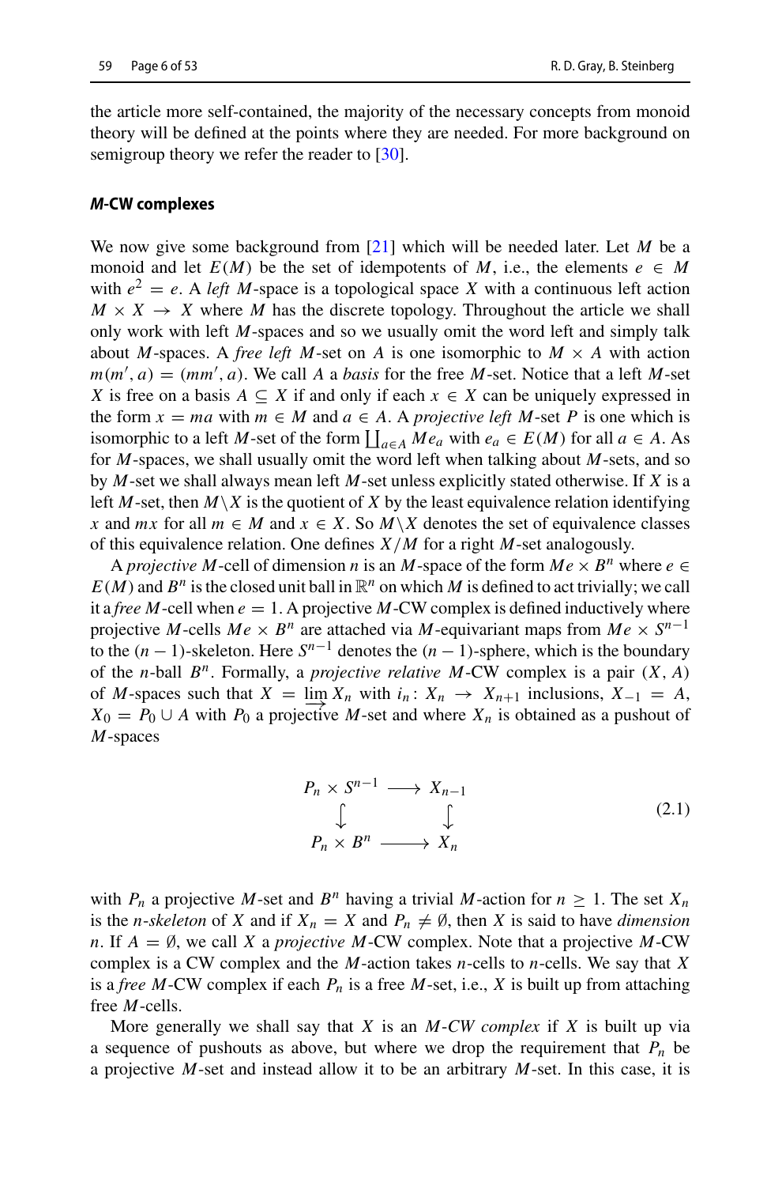the article more self-contained, the majority of the necessary concepts from monoid theory will be defined at the points where they are needed. For more background on semigroup theory we refer the reader to [30].

#### *M*-CW complexes

We now give some background from [21] which will be needed later. Let $M$ be a monoid and let $E(M)$ be the set of idempotents of $M$, i.e., the elements $e \in M$ with $e^2 = e$. A *left $M$-space* is a topological space $X$ with a continuous left action $M \times X \to X$ where $M$ has the discrete topology. Throughout the article we shall only work with left $M$-spaces and so we usually omit the word left and simply talk about $M$-spaces. A *free left* $M$-set on $A$ is one isomorphic to $M \times A$ with action $m(m', a) = (mm', a)$. We call $A$ a *basis* for the free $M$-set. Notice that a left $M$-set $X$ is free on a basis $A \subseteq X$ if and only if each $x \in X$ can be uniquely expressed in the form $x = ma$ with $m \in M$ and $a \in A$. A *projective left* $M$-set $P$ is one which is isomorphic to a left $M$-set of the form $\coprod_{a \in A} Me_a$ with $e_a \in E(M)$ for all $a \in A$. As for $M$-spaces, we shall usually omit the word left when talking about $M$-sets, and so by $M$-set we shall always mean left $M$-set unless explicitly stated otherwise. If $X$ is a left $M$-set, then $M \backslash X$ is the quotient of $X$ by the least equivalence relation identifying $x$ and $mx$ for all $m \in M$ and $x \in X$. So $M \backslash X$ denotes the set of equivalence classes of this equivalence relation. One defines $X/M$ for a right $M$-set analogously.

A *projective* $M$-cell of dimension $n$ is an $M$-space of the form $Me \times B^n$ where $e \in E(M)$ and $B^n$ is the closed unit ball in $\mathbb{R}^n$ on which $M$ is defined to act trivially; we call it a *free* $M$-cell when $e = 1$. A projective $M$-CW complex is defined inductively where projective $M$-cells $Me \times B^n$ are attached via $M$-equivariant maps from $Me \times S^{n-1}$ to the $(n-1)$-skeleton. Here $S^{n-1}$ denotes the $(n-1)$-sphere, which is the boundary of the $n$-ball $B^n$. Formally, a *projective relative* $M$-CW complex is a pair $(X, A)$ of $M$-spaces such that $X = \varinjlim X_n$ with $i_n \colon X_n \to X_{n+1}$ inclusions, $X_{-1} = A$, $X_0 = P_0 \cup A$ with $P_0$ a projective $M$-set and where $X_n$ is obtained as a pushout of $M$-spaces

$$\begin{array}{ccc} P_n \times S^{n-1} & \longrightarrow & X_{n-1} \\ \big\downarrow & & \big\downarrow \\ P_n \times B^n & \longrightarrow & X_n \end{array} \tag{2.1}$$

with $P_n$ a projective $M$-set and $B^n$ having a trivial $M$-action for $n \geq 1$. The set $X_n$ is the *$n$-skeleton* of $X$ and if $X_n = X$ and $P_n \neq \emptyset$, then $X$ is said to have *dimension* $n$. If $A = \emptyset$, we call $X$ a *projective* $M$-CW complex. Note that a projective $M$-CW complex is a CW complex and the $M$-action takes $n$-cells to $n$-cells. We say that $X$ is a *free* $M$-CW complex if each $P_n$ is a free $M$-set, i.e., $X$ is built up from attaching free $M$-cells.

More generally we shall say that $X$ is an *$M$-CW complex* if $X$ is built up via a sequence of pushouts as above, but where we drop the requirement that $P_n$ be a projective $M$-set and instead allow it to be an arbitrary $M$-set. In this case, it is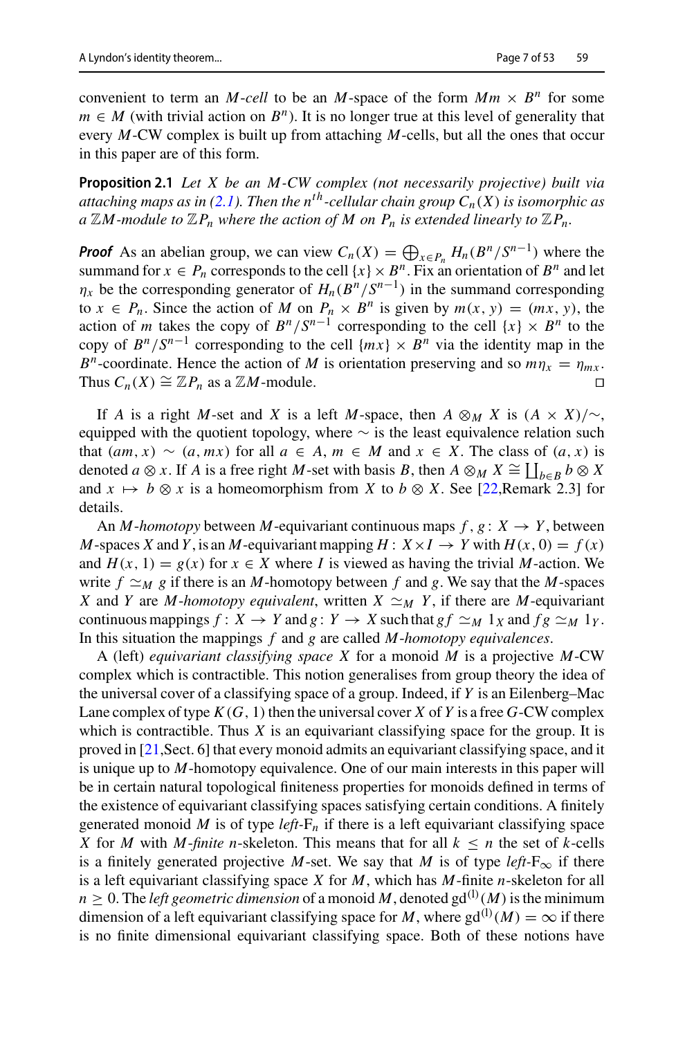convenient to term an *M-cell* to be an $M$-space of the form $Mm \times B^n$ for some $m \in M$ (with trivial action on $B^n$). It is no longer true at this level of generality that every $M$-CW complex is built up from attaching $M$-cells, but all the ones that occur in this paper are of this form.

**Proposition 2.1** *Let $X$ be an $M$-CW complex (not necessarily projective) built via attaching maps as in (2.1). Then the $n^{th}$-cellular chain group $C_n(X)$ is isomorphic as a $\mathbb{Z}M$-module to $\mathbb{Z}P_n$ where the action of $M$ on $P_n$ is extended linearly to $\mathbb{Z}P_n$.*

***Proof*** As an abelian group, we can view $C_n(X) = \bigoplus_{x \in P_n} H_n(B^n/S^{n-1})$ where the summand for $x \in P_n$ corresponds to the cell $\{x\} \times B^n$. Fix an orientation of $B^n$ and let $\eta_x$ be the corresponding generator of $H_n(B^n/S^{n-1})$ in the summand corresponding to $x \in P_n$. Since the action of $M$ on $P_n \times B^n$ is given by $m(x, y) = (mx, y)$, the action of $m$ takes the copy of $B^n/S^{n-1}$ corresponding to the cell $\{x\} \times B^n$ to the copy of $B^n/S^{n-1}$ corresponding to the cell $\{mx\} \times B^n$ via the identity map in the $B^n$-coordinate. Hence the action of $M$ is orientation preserving and so $m\eta_x = \eta_{mx}$. Thus $C_n(X) \cong \mathbb{Z}P_n$ as a $\mathbb{Z}M$-module. □

If $A$ is a right $M$-set and $X$ is a left $M$-space, then $A \otimes_M X$ is $(A \times X)/\sim$, equipped with the quotient topology, where $\sim$ is the least equivalence relation such that $(am, x) \sim (a, mx)$ for all $a \in A$, $m \in M$ and $x \in X$. The class of $(a, x)$ is denoted $a \otimes x$. If $A$ is a free right $M$-set with basis $B$, then $A \otimes_M X \cong \coprod_{b \in B} b \otimes X$ and $x \mapsto b \otimes x$ is a homeomorphism from $X$ to $b \otimes X$. See [22,Remark 2.3] for details.

An *M-homotopy* between $M$-equivariant continuous maps $f, g \colon X \to Y$, between $M$-spaces $X$ and $Y$, is an $M$-equivariant mapping $H \colon X \times I \to Y$ with $H(x, 0) = f(x)$ and $H(x, 1) = g(x)$ for $x \in X$ where $I$ is viewed as having the trivial $M$-action. We write $f \simeq_M g$ if there is an $M$-homotopy between $f$ and $g$. We say that the $M$-spaces $X$ and $Y$ are *M-homotopy equivalent*, written $X \simeq_M Y$, if there are $M$-equivariant continuous mappings $f \colon X \to Y$ and $g \colon Y \to X$ such that $gf \simeq_M 1_X$ and $fg \simeq_M 1_Y$. In this situation the mappings $f$ and $g$ are called *M-homotopy equivalences*.

A (left) *equivariant classifying space* $X$ for a monoid $M$ is a projective $M$-CW complex which is contractible. This notion generalises from group theory the idea of the universal cover of a classifying space of a group. Indeed, if $Y$ is an Eilenberg–Mac Lane complex of type $K(G, 1)$ then the universal cover $X$ of $Y$ is a free $G$-CW complex which is contractible. Thus $X$ is an equivariant classifying space for the group. It is proved in [21,Sect. 6] that every monoid admits an equivariant classifying space, and it is unique up to $M$-homotopy equivalence. One of our main interests in this paper will be in certain natural topological finiteness properties for monoids defined in terms of the existence of equivariant classifying spaces satisfying certain conditions. A finitely generated monoid $M$ is of type *left-*$\mathrm{F}_n$ if there is a left equivariant classifying space $X$ for $M$ with *M-finite* $n$-skeleton. This means that for all $k \leq n$ the set of $k$-cells is a finitely generated projective $M$-set. We say that $M$ is of type *left-*$\mathrm{F}_\infty$ if there is a left equivariant classifying space $X$ for $M$, which has $M$-finite $n$-skeleton for all $n \geq 0$. The *left geometric dimension* of a monoid $M$, denoted $\mathrm{gd}^{(\mathrm{l})}(M)$ is the minimum dimension of a left equivariant classifying space for $M$, where $\mathrm{gd}^{(\mathrm{l})}(M) = \infty$ if there is no finite dimensional equivariant classifying space. Both of these notions have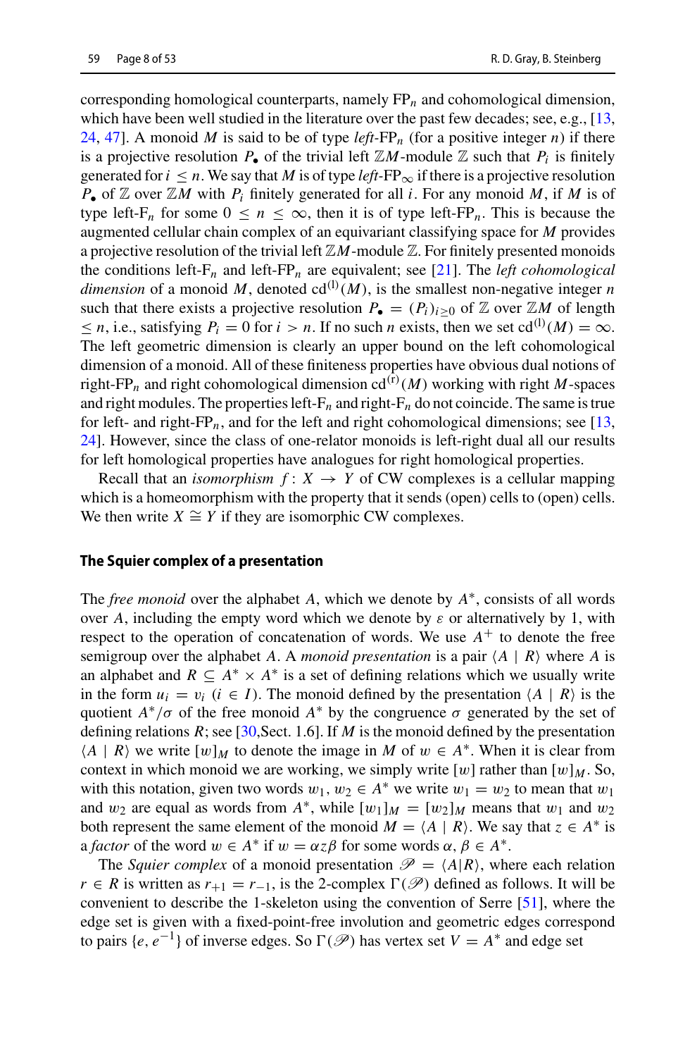corresponding homological counterparts, namely $\mathrm{FP}_n$ and cohomological dimension, which have been well studied in the literature over the past few decades; see, e.g., [13, 24, 47]. A monoid $M$ is said to be of type *left*-$\mathrm{FP}_n$ (for a positive integer $n$) if there is a projective resolution $P_\bullet$ of the trivial left $\mathbb{Z}M$-module $\mathbb{Z}$ such that $P_i$ is finitely generated for $i \leq n$. We say that $M$ is of type *left*-$\mathrm{FP}_\infty$ if there is a projective resolution $P_\bullet$ of $\mathbb{Z}$ over $\mathbb{Z}M$ with $P_i$ finitely generated for all $i$. For any monoid $M$, if $M$ is of type left-$\mathrm{F}_n$ for some $0 \leq n \leq \infty$, then it is of type left-$\mathrm{FP}_n$. This is because the augmented cellular chain complex of an equivariant classifying space for $M$ provides a projective resolution of the trivial left $\mathbb{Z}M$-module $\mathbb{Z}$. For finitely presented monoids the conditions left-$\mathrm{F}_n$ and left-$\mathrm{FP}_n$ are equivalent; see [21]. The *left cohomological dimension* of a monoid $M$, denoted $\mathrm{cd}^{(\mathrm{l})}(M)$, is the smallest non-negative integer $n$ such that there exists a projective resolution $P_\bullet = (P_i)_{i \geq 0}$ of $\mathbb{Z}$ over $\mathbb{Z}M$ of length $\leq n$, i.e., satisfying $P_i = 0$ for $i > n$. If no such $n$ exists, then we set $\mathrm{cd}^{(\mathrm{l})}(M) = \infty$. The left geometric dimension is clearly an upper bound on the left cohomological dimension of a monoid. All of these finiteness properties have obvious dual notions of right-$\mathrm{FP}_n$ and right cohomological dimension $\mathrm{cd}^{(\mathrm{r})}(M)$ working with right $M$-spaces and right modules. The properties left-$\mathrm{F}_n$ and right-$\mathrm{F}_n$ do not coincide. The same is true for left- and right-$\mathrm{FP}_n$, and for the left and right cohomological dimensions; see [13, 24]. However, since the class of one-relator monoids is left-right dual all our results for left homological properties have analogues for right homological properties.

Recall that an *isomorphism* $f : X \to Y$ of CW complexes is a cellular mapping which is a homeomorphism with the property that it sends (open) cells to (open) cells. We then write $X \cong Y$ if they are isomorphic CW complexes.

### The Squier complex of a presentation

The *free monoid* over the alphabet $A$, which we denote by $A^*$, consists of all words over $A$, including the empty word which we denote by $\varepsilon$ or alternatively by 1, with respect to the operation of concatenation of words. We use $A^+$ to denote the free semigroup over the alphabet $A$. A *monoid presentation* is a pair $\langle A \mid R \rangle$ where $A$ is an alphabet and $R \subseteq A^* \times A^*$ is a set of defining relations which we usually write in the form $u_i = v_i$ $(i \in I)$. The monoid defined by the presentation $\langle A \mid R \rangle$ is the quotient $A^*/\sigma$ of the free monoid $A^*$ by the congruence $\sigma$ generated by the set of defining relations $R$; see [30,Sect. 1.6]. If $M$ is the monoid defined by the presentation $\langle A \mid R \rangle$ we write $[w]_M$ to denote the image in $M$ of $w \in A^*$. When it is clear from context in which monoid we are working, we simply write $[w]$ rather than $[w]_M$. So, with this notation, given two words $w_1, w_2 \in A^*$ we write $w_1 = w_2$ to mean that $w_1$ and $w_2$ are equal as words from $A^*$, while $[w_1]_M = [w_2]_M$ means that $w_1$ and $w_2$ both represent the same element of the monoid $M = \langle A \mid R \rangle$. We say that $z \in A^*$ is a *factor* of the word $w \in A^*$ if $w = \alpha z \beta$ for some words $\alpha, \beta \in A^*$.

The *Squier complex* of a monoid presentation $\mathscr{P} = \langle A | R \rangle$, where each relation $r \in R$ is written as $r_{+1} = r_{-1}$, is the 2-complex $\Gamma(\mathscr{P})$ defined as follows. It will be convenient to describe the 1-skeleton using the convention of Serre [51], where the edge set is given with a fixed-point-free involution and geometric edges correspond to pairs $\{e, e^{-1}\}$ of inverse edges. So $\Gamma(\mathscr{P})$ has vertex set $V = A^*$ and edge set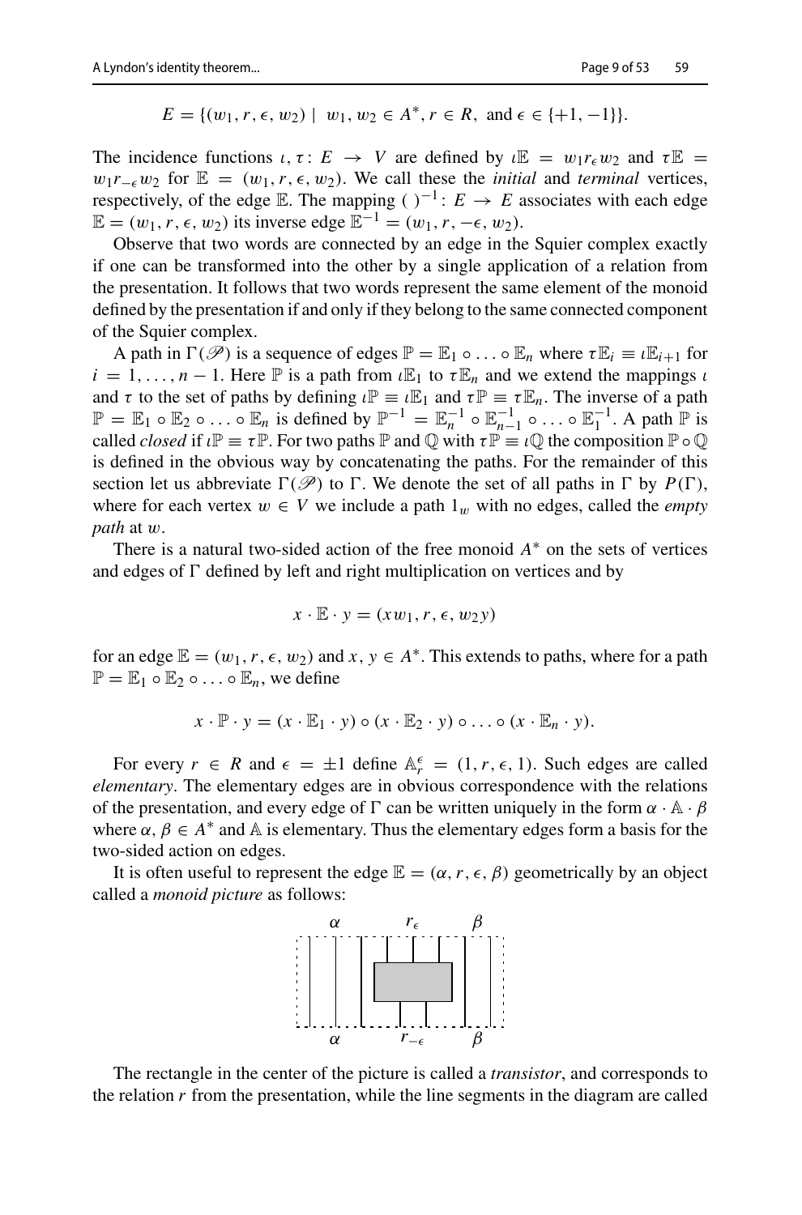$$E = \{(w_1, r, \epsilon, w_2) \mid w_1, w_2 \in A^*, r \in R, \text{ and } \epsilon \in \{+1, -1\}\}.$$

The incidence functions $\iota, \tau \colon E \to V$ are defined by $\iota\mathbb{E} = w_1 r_\epsilon w_2$ and $\tau\mathbb{E} = w_1 r_{-\epsilon} w_2$ for $\mathbb{E} = (w_1, r, \epsilon, w_2)$. We call these the *initial* and *terminal* vertices, respectively, of the edge $\mathbb{E}$. The mapping $(\ )^{-1} \colon E \to E$ associates with each edge $\mathbb{E} = (w_1, r, \epsilon, w_2)$ its inverse edge $\mathbb{E}^{-1} = (w_1, r, -\epsilon, w_2)$.

Observe that two words are connected by an edge in the Squier complex exactly if one can be transformed into the other by a single application of a relation from the presentation. It follows that two words represent the same element of the monoid defined by the presentation if and only if they belong to the same connected component of the Squier complex.

A path in $\Gamma(\mathscr{P})$ is a sequence of edges $\mathbb{P} = \mathbb{E}_1 \circ \ldots \circ \mathbb{E}_n$ where $\tau\mathbb{E}_i \equiv \iota\mathbb{E}_{i+1}$ for $i = 1, \ldots, n-1$. Here $\mathbb{P}$ is a path from $\iota\mathbb{E}_1$ to $\tau\mathbb{E}_n$ and we extend the mappings $\iota$ and $\tau$ to the set of paths by defining $\iota\mathbb{P} \equiv \iota\mathbb{E}_1$ and $\tau\mathbb{P} \equiv \tau\mathbb{E}_n$. The inverse of a path $\mathbb{P} = \mathbb{E}_1 \circ \mathbb{E}_2 \circ \ldots \circ \mathbb{E}_n$ is defined by $\mathbb{P}^{-1} = \mathbb{E}_n^{-1} \circ \mathbb{E}_{n-1}^{-1} \circ \ldots \circ \mathbb{E}_1^{-1}$. A path $\mathbb{P}$ is called *closed* if $\iota\mathbb{P} \equiv \tau\mathbb{P}$. For two paths $\mathbb{P}$ and $\mathbb{Q}$ with $\tau\mathbb{P} \equiv \iota\mathbb{Q}$ the composition $\mathbb{P} \circ \mathbb{Q}$ is defined in the obvious way by concatenating the paths. For the remainder of this section let us abbreviate $\Gamma(\mathscr{P})$ to $\Gamma$. We denote the set of all paths in $\Gamma$ by $P(\Gamma)$, where for each vertex $w \in V$ we include a path $1_w$ with no edges, called the *empty path* at $w$.

There is a natural two-sided action of the free monoid $A^*$ on the sets of vertices and edges of $\Gamma$ defined by left and right multiplication on vertices and by

$$x \cdot \mathbb{E} \cdot y = (xw_1, r, \epsilon, w_2 y)$$

for an edge $\mathbb{E} = (w_1, r, \epsilon, w_2)$ and $x, y \in A^*$. This extends to paths, where for a path $\mathbb{P} = \mathbb{E}_1 \circ \mathbb{E}_2 \circ \ldots \circ \mathbb{E}_n$, we define

$$x \cdot \mathbb{P} \cdot y = (x \cdot \mathbb{E}_1 \cdot y) \circ (x \cdot \mathbb{E}_2 \cdot y) \circ \ldots \circ (x \cdot \mathbb{E}_n \cdot y).$$

For every $r \in R$ and $\epsilon = \pm 1$ define $\mathbb{A}_r^\epsilon = (1, r, \epsilon, 1)$. Such edges are called *elementary*. The elementary edges are in obvious correspondence with the relations of the presentation, and every edge of $\Gamma$ can be written uniquely in the form $\alpha \cdot \mathbb{A} \cdot \beta$ where $\alpha, \beta \in A^*$ and $\mathbb{A}$ is elementary. Thus the elementary edges form a basis for the two-sided action on edges.

It is often useful to represent the edge $\mathbb{E} = (\alpha, r, \epsilon, \beta)$ geometrically by an object called a *monoid picture* as follows:

The rectangle in the center of the picture is called a *transistor*, and corresponds to the relation $r$ from the presentation, while the line segments in the diagram are called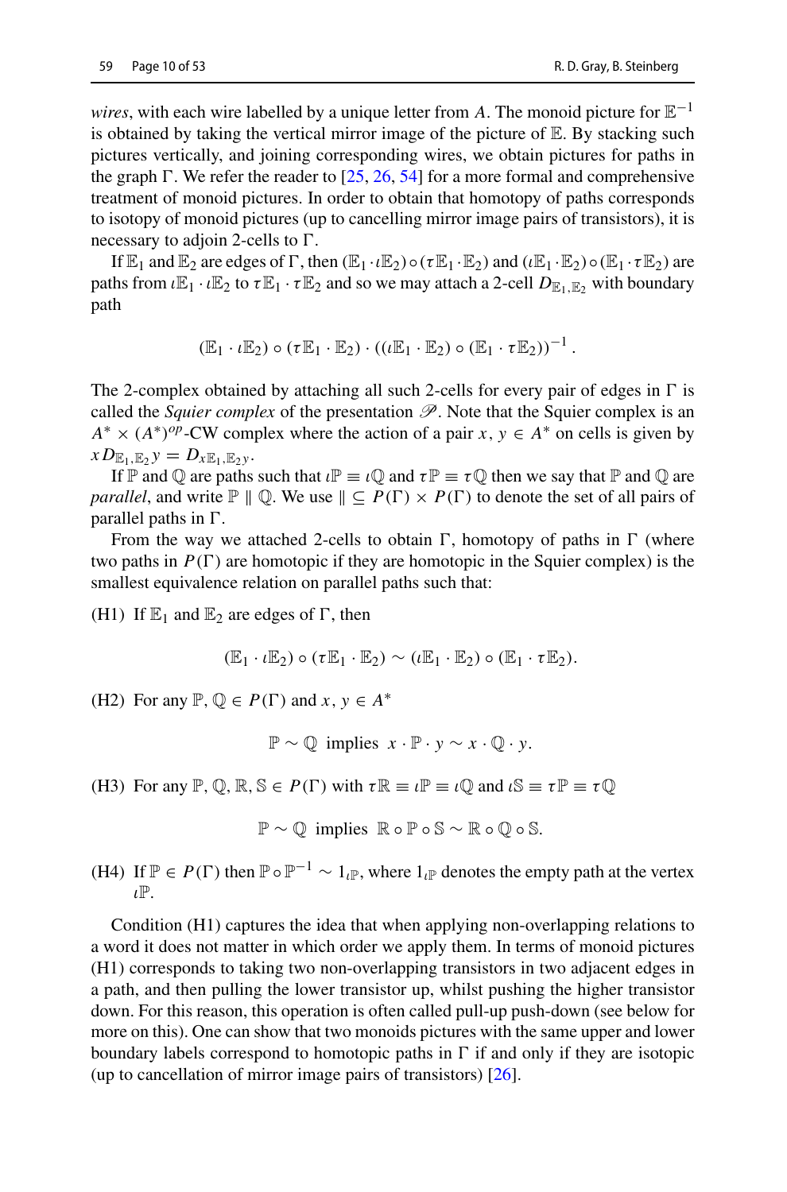*wires*, with each wire labelled by a unique letter from $A$. The monoid picture for $\mathbb{E}^{-1}$ is obtained by taking the vertical mirror image of the picture of $\mathbb{E}$. By stacking such pictures vertically, and joining corresponding wires, we obtain pictures for paths in the graph $\Gamma$. We refer the reader to [25, 26, 54] for a more formal and comprehensive treatment of monoid pictures. In order to obtain that homotopy of paths corresponds to isotopy of monoid pictures (up to cancelling mirror image pairs of transistors), it is necessary to adjoin 2-cells to $\Gamma$.

If $\mathbb{E}_1$ and $\mathbb{E}_2$ are edges of $\Gamma$, then $(\mathbb{E}_1 \cdot \iota\mathbb{E}_2) \circ (\tau\mathbb{E}_1 \cdot \mathbb{E}_2)$ and $(\iota\mathbb{E}_1 \cdot \mathbb{E}_2) \circ (\mathbb{E}_1 \cdot \tau\mathbb{E}_2)$ are paths from $\iota\mathbb{E}_1 \cdot \iota\mathbb{E}_2$ to $\tau\mathbb{E}_1 \cdot \tau\mathbb{E}_2$ and so we may attach a 2-cell $D_{\mathbb{E}_1,\mathbb{E}_2}$ with boundary path

$$(\mathbb{E}_1 \cdot \iota\mathbb{E}_2) \circ (\tau\mathbb{E}_1 \cdot \mathbb{E}_2) \cdot ((\iota\mathbb{E}_1 \cdot \mathbb{E}_2) \circ (\mathbb{E}_1 \cdot \tau\mathbb{E}_2))^{-1}.$$

The 2-complex obtained by attaching all such 2-cells for every pair of edges in $\Gamma$ is called the *Squier complex* of the presentation $\mathscr{P}$. Note that the Squier complex is an $A^* \times (A^*)^{op}$-CW complex where the action of a pair $x, y \in A^*$ on cells is given by $xD_{\mathbb{E}_1,\mathbb{E}_2}y = D_{x\mathbb{E}_1,\mathbb{E}_2 y}$.

If $\mathbb{P}$ and $\mathbb{Q}$ are paths such that $\iota\mathbb{P} \equiv \iota\mathbb{Q}$ and $\tau\mathbb{P} \equiv \tau\mathbb{Q}$ then we say that $\mathbb{P}$ and $\mathbb{Q}$ are *parallel*, and write $\mathbb{P} \parallel \mathbb{Q}$. We use $\parallel \subseteq P(\Gamma) \times P(\Gamma)$ to denote the set of all pairs of parallel paths in $\Gamma$.

From the way we attached 2-cells to obtain $\Gamma$, homotopy of paths in $\Gamma$ (where two paths in $P(\Gamma)$ are homotopic if they are homotopic in the Squier complex) is the smallest equivalence relation on parallel paths such that:

(H1) If $\mathbb{E}_1$ and $\mathbb{E}_2$ are edges of $\Gamma$, then

$$(\mathbb{E}_1 \cdot \iota\mathbb{E}_2) \circ (\tau\mathbb{E}_1 \cdot \mathbb{E}_2) \sim (\iota\mathbb{E}_1 \cdot \mathbb{E}_2) \circ (\mathbb{E}_1 \cdot \tau\mathbb{E}_2).$$

(H2) For any $\mathbb{P}, \mathbb{Q} \in P(\Gamma)$ and $x, y \in A^*$

$$\mathbb{P} \sim \mathbb{Q} \text{ implies } x \cdot \mathbb{P} \cdot y \sim x \cdot \mathbb{Q} \cdot y.$$

(H3) For any $\mathbb{P}, \mathbb{Q}, \mathbb{R}, \mathbb{S} \in P(\Gamma)$ with $\tau\mathbb{R} \equiv \iota\mathbb{P} \equiv \iota\mathbb{Q}$ and $\iota\mathbb{S} \equiv \tau\mathbb{P} \equiv \tau\mathbb{Q}$

$$\mathbb{P} \sim \mathbb{Q} \text{ implies } \mathbb{R} \circ \mathbb{P} \circ \mathbb{S} \sim \mathbb{R} \circ \mathbb{Q} \circ \mathbb{S}.$$

(H4) If $\mathbb{P} \in P(\Gamma)$ then $\mathbb{P} \circ \mathbb{P}^{-1} \sim 1_{\iota\mathbb{P}}$, where $1_{\iota\mathbb{P}}$ denotes the empty path at the vertex $\iota\mathbb{P}$.

Condition (H1) captures the idea that when applying non-overlapping relations to a word it does not matter in which order we apply them. In terms of monoid pictures (H1) corresponds to taking two non-overlapping transistors in two adjacent edges in a path, and then pulling the lower transistor up, whilst pushing the higher transistor down. For this reason, this operation is often called pull-up push-down (see below for more on this). One can show that two monoids pictures with the same upper and lower boundary labels correspond to homotopic paths in $\Gamma$ if and only if they are isotopic (up to cancellation of mirror image pairs of transistors) [26].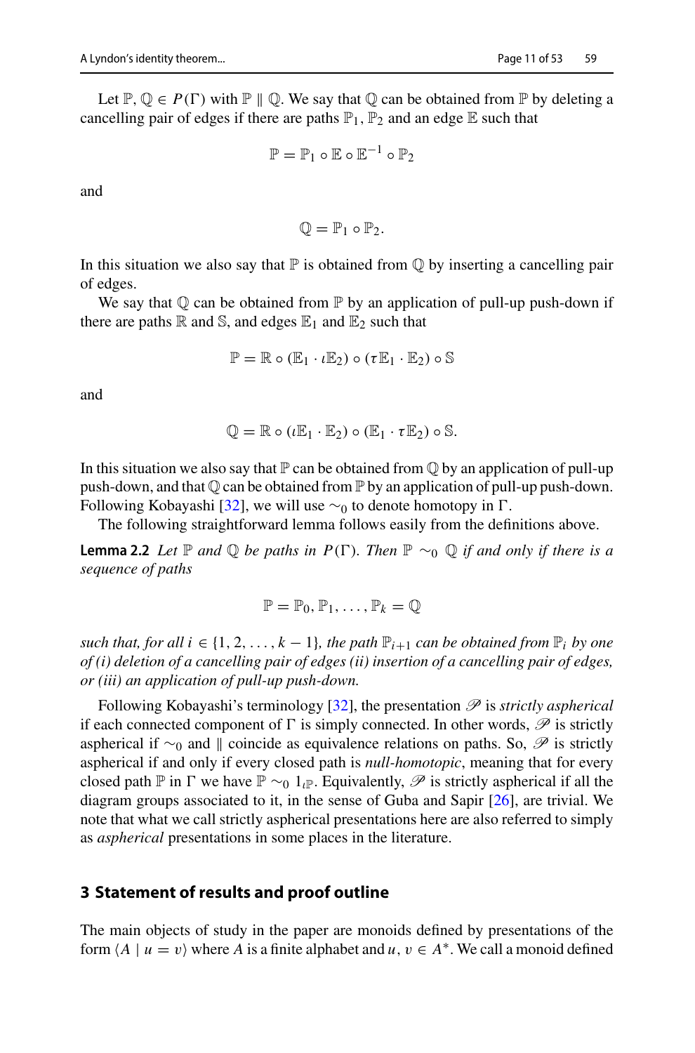Let $\mathbb{P}, \mathbb{Q} \in P(\Gamma)$ with $\mathbb{P} \parallel \mathbb{Q}$. We say that $\mathbb{Q}$ can be obtained from $\mathbb{P}$ by deleting a cancelling pair of edges if there are paths $\mathbb{P}_1, \mathbb{P}_2$ and an edge $\mathbb{E}$ such that

$$\mathbb{P} = \mathbb{P}_1 \circ \mathbb{E} \circ \mathbb{E}^{-1} \circ \mathbb{P}_2$$

and

$$\mathbb{Q} = \mathbb{P}_1 \circ \mathbb{P}_2.$$

In this situation we also say that $\mathbb{P}$ is obtained from $\mathbb{Q}$ by inserting a cancelling pair of edges.

We say that $\mathbb{Q}$ can be obtained from $\mathbb{P}$ by an application of pull-up push-down if there are paths $\mathbb{R}$ and $\mathbb{S}$, and edges $\mathbb{E}_1$ and $\mathbb{E}_2$ such that

$$\mathbb{P} = \mathbb{R} \circ (\mathbb{E}_1 \cdot \iota\mathbb{E}_2) \circ (\tau\mathbb{E}_1 \cdot \mathbb{E}_2) \circ \mathbb{S}$$

and

$$\mathbb{Q} = \mathbb{R} \circ (\iota\mathbb{E}_1 \cdot \mathbb{E}_2) \circ (\mathbb{E}_1 \cdot \tau\mathbb{E}_2) \circ \mathbb{S}.$$

In this situation we also say that $\mathbb{P}$ can be obtained from $\mathbb{Q}$ by an application of pull-up push-down, and that $\mathbb{Q}$ can be obtained from $\mathbb{P}$ by an application of pull-up push-down. Following Kobayashi [32], we will use $\sim_0$ to denote homotopy in $\Gamma$.

The following straightforward lemma follows easily from the definitions above.

**Lemma 2.2** *Let $\mathbb{P}$ and $\mathbb{Q}$ be paths in $P(\Gamma)$. Then $\mathbb{P} \sim_0 \mathbb{Q}$ if and only if there is a sequence of paths*

$$\mathbb{P} = \mathbb{P}_0, \mathbb{P}_1, \ldots, \mathbb{P}_k = \mathbb{Q}$$

*such that, for all $i \in \{1, 2, \ldots, k-1\}$, the path $\mathbb{P}_{i+1}$ can be obtained from $\mathbb{P}_i$ by one of (i) deletion of a cancelling pair of edges (ii) insertion of a cancelling pair of edges, or (iii) an application of pull-up push-down.*

Following Kobayashi's terminology [32], the presentation $\mathscr{P}$ is *strictly aspherical* if each connected component of $\Gamma$ is simply connected. In other words, $\mathscr{P}$ is strictly aspherical if $\sim_0$ and $\parallel$ coincide as equivalence relations on paths. So, $\mathscr{P}$ is strictly aspherical if and only if every closed path is *null-homotopic*, meaning that for every closed path $\mathbb{P}$ in $\Gamma$ we have $\mathbb{P} \sim_0 1_{\iota\mathbb{P}}$. Equivalently, $\mathscr{P}$ is strictly aspherical if all the diagram groups associated to it, in the sense of Guba and Sapir [26], are trivial. We note that what we call strictly aspherical presentations here are also referred to simply as *aspherical* presentations in some places in the literature.

## 3 Statement of results and proof outline

The main objects of study in the paper are monoids defined by presentations of the form $\langle A \mid u = v \rangle$ where $A$ is a finite alphabet and $u, v \in A^*$. We call a monoid defined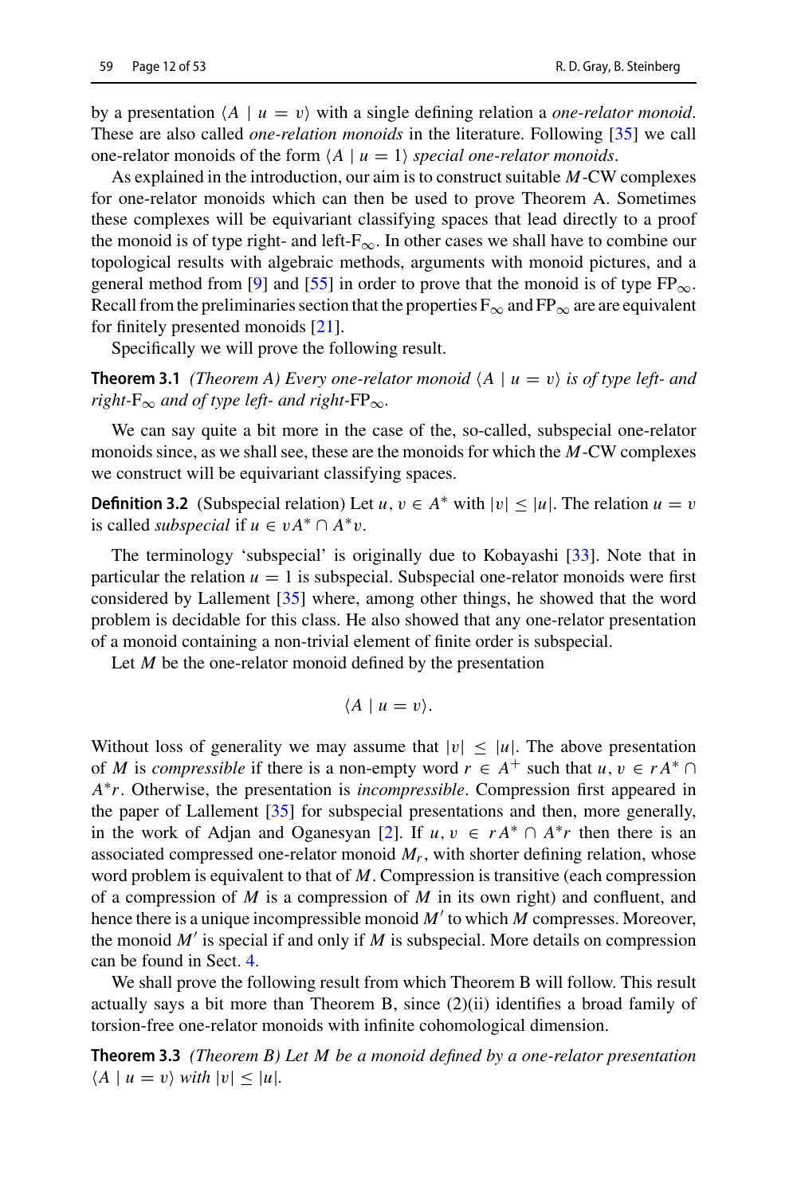by a presentation $\langle A \mid u = v \rangle$ with a single defining relation a *one-relator monoid*. These are also called *one-relation monoids* in the literature. Following [35] we call one-relator monoids of the form $\langle A \mid u = 1 \rangle$ *special one-relator monoids*.

As explained in the introduction, our aim is to construct suitable $M$-CW complexes for one-relator monoids which can then be used to prove Theorem A. Sometimes these complexes will be equivariant classifying spaces that lead directly to a proof the monoid is of type right- and left-$\mathrm{F}_\infty$. In other cases we shall have to combine our topological results with algebraic methods, arguments with monoid pictures, and a general method from [9] and [55] in order to prove that the monoid is of type $\mathrm{FP}_\infty$. Recall from the preliminaries section that the properties $\mathrm{F}_\infty$ and $\mathrm{FP}_\infty$ are are equivalent for finitely presented monoids [21].

Specifically we will prove the following result.

**Theorem 3.1** *(Theorem A) Every one-relator monoid $\langle A \mid u = v \rangle$ is of type left- and right-$\mathrm{F}_\infty$ and of type left- and right-$\mathrm{FP}_\infty$.*

We can say quite a bit more in the case of the, so-called, subspecial one-relator monoids since, as we shall see, these are the monoids for which the $M$-CW complexes we construct will be equivariant classifying spaces.

**Definition 3.2** (Subspecial relation) Let $u, v \in A^*$ with $|v| \leq |u|$. The relation $u = v$ is called *subspecial* if $u \in vA^* \cap A^*v$.

The terminology 'subspecial' is originally due to Kobayashi [33]. Note that in particular the relation $u = 1$ is subspecial. Subspecial one-relator monoids were first considered by Lallement [35] where, among other things, he showed that the word problem is decidable for this class. He also showed that any one-relator presentation of a monoid containing a non-trivial element of finite order is subspecial.

Let $M$ be the one-relator monoid defined by the presentation

$$\langle A \mid u = v \rangle.$$

Without loss of generality we may assume that $|v| \leq |u|$. The above presentation of $M$ is *compressible* if there is a non-empty word $r \in A^+$ such that $u, v \in rA^* \cap A^*r$. Otherwise, the presentation is *incompressible*. Compression first appeared in the paper of Lallement [35] for subspecial presentations and then, more generally, in the work of Adjan and Oganesyan [2]. If $u, v \in rA^* \cap A^*r$ then there is an associated compressed one-relator monoid $M_r$, with shorter defining relation, whose word problem is equivalent to that of $M$. Compression is transitive (each compression of a compression of $M$ is a compression of $M$ in its own right) and confluent, and hence there is a unique incompressible monoid $M'$ to which $M$ compresses. Moreover, the monoid $M'$ is special if and only if $M$ is subspecial. More details on compression can be found in Sect. 4.

We shall prove the following result from which Theorem B will follow. This result actually says a bit more than Theorem B, since (2)(ii) identifies a broad family of torsion-free one-relator monoids with infinite cohomological dimension.

**Theorem 3.3** *(Theorem B) Let $M$ be a monoid defined by a one-relator presentation $\langle A \mid u = v \rangle$ with $|v| \leq |u|$.*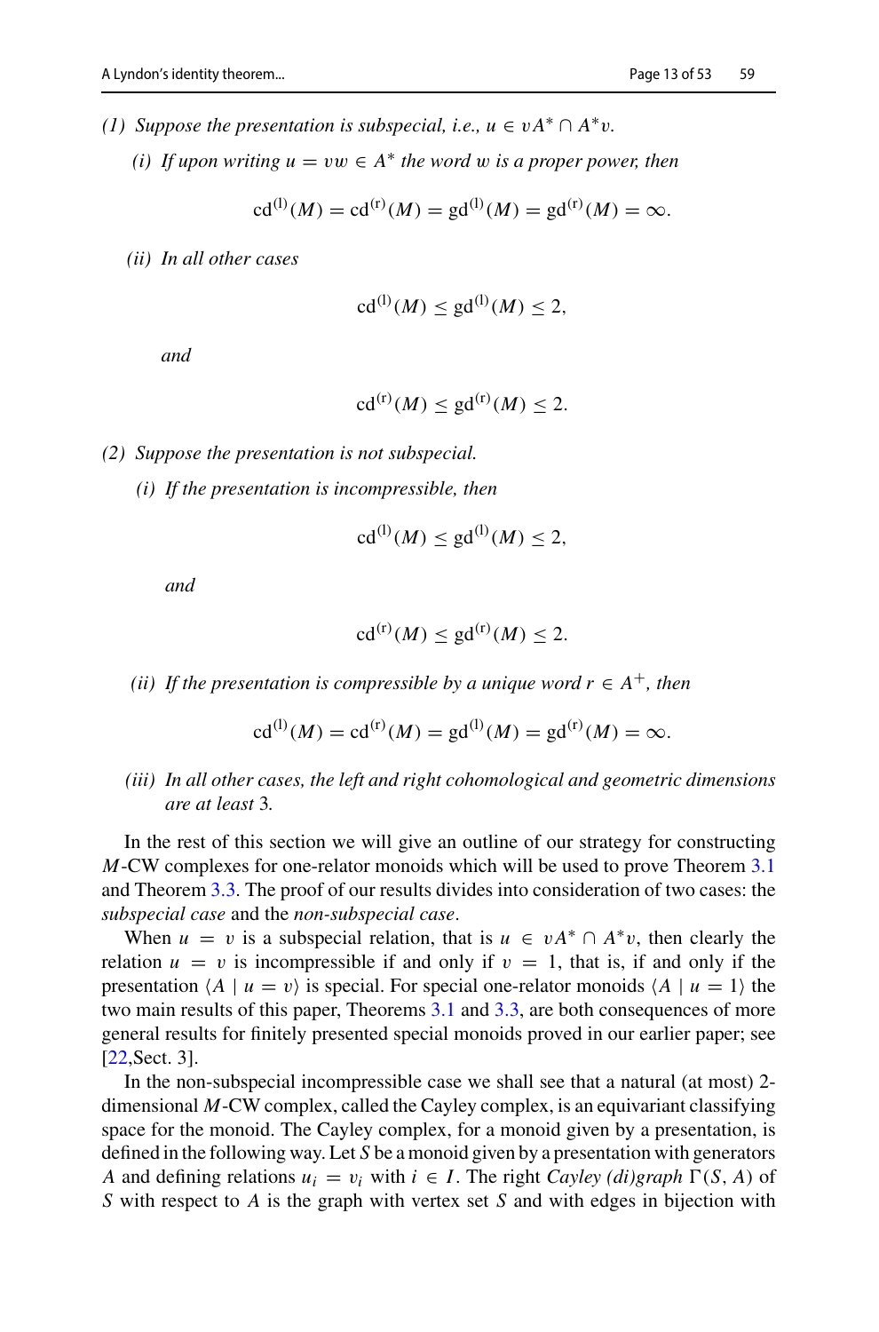*(1) Suppose the presentation is subspecial, i.e., $u \in vA^* \cap A^*v$.*

*(i) If upon writing $u = vw \in A^*$ the word $w$ is a proper power, then*

$$\mathrm{cd}^{(\mathrm{l})}(M) = \mathrm{cd}^{(\mathrm{r})}(M) = \mathrm{gd}^{(\mathrm{l})}(M) = \mathrm{gd}^{(\mathrm{r})}(M) = \infty.$$

*(ii) In all other cases*

$$\mathrm{cd}^{(\mathrm{l})}(M) \leq \mathrm{gd}^{(\mathrm{l})}(M) \leq 2,$$

*and*

$$\mathrm{cd}^{(\mathrm{r})}(M) \leq \mathrm{gd}^{(\mathrm{r})}(M) \leq 2.$$

*(2) Suppose the presentation is not subspecial.*

*(i) If the presentation is incompressible, then*

$$\mathrm{cd}^{(\mathrm{l})}(M) \leq \mathrm{gd}^{(\mathrm{l})}(M) \leq 2,$$

*and*

$$\mathrm{cd}^{(\mathrm{r})}(M) \leq \mathrm{gd}^{(\mathrm{r})}(M) \leq 2.$$

*(ii) If the presentation is compressible by a unique word $r \in A^+$, then*

$$\mathrm{cd}^{(\mathrm{l})}(M) = \mathrm{cd}^{(\mathrm{r})}(M) = \mathrm{gd}^{(\mathrm{l})}(M) = \mathrm{gd}^{(\mathrm{r})}(M) = \infty.$$

*(iii) In all other cases, the left and right cohomological and geometric dimensions are at least* 3*.*

In the rest of this section we will give an outline of our strategy for constructing $M$-CW complexes for one-relator monoids which will be used to prove Theorem 3.1 and Theorem 3.3. The proof of our results divides into consideration of two cases: the *subspecial case* and the *non-subspecial case*.

When $u = v$ is a subspecial relation, that is $u \in vA^* \cap A^*v$, then clearly the relation $u = v$ is incompressible if and only if $v = 1$, that is, if and only if the presentation $\langle A \mid u = v \rangle$ is special. For special one-relator monoids $\langle A \mid u = 1 \rangle$ the two main results of this paper, Theorems 3.1 and 3.3, are both consequences of more general results for finitely presented special monoids proved in our earlier paper; see [22,Sect. 3].

In the non-subspecial incompressible case we shall see that a natural (at most) 2-dimensional $M$-CW complex, called the Cayley complex, is an equivariant classifying space for the monoid. The Cayley complex, for a monoid given by a presentation, is defined in the following way. Let $S$ be a monoid given by a presentation with generators $A$ and defining relations $u_i = v_i$ with $i \in I$. The right *Cayley (di)graph* $\Gamma(S, A)$ of $S$ with respect to $A$ is the graph with vertex set $S$ and with edges in bijection with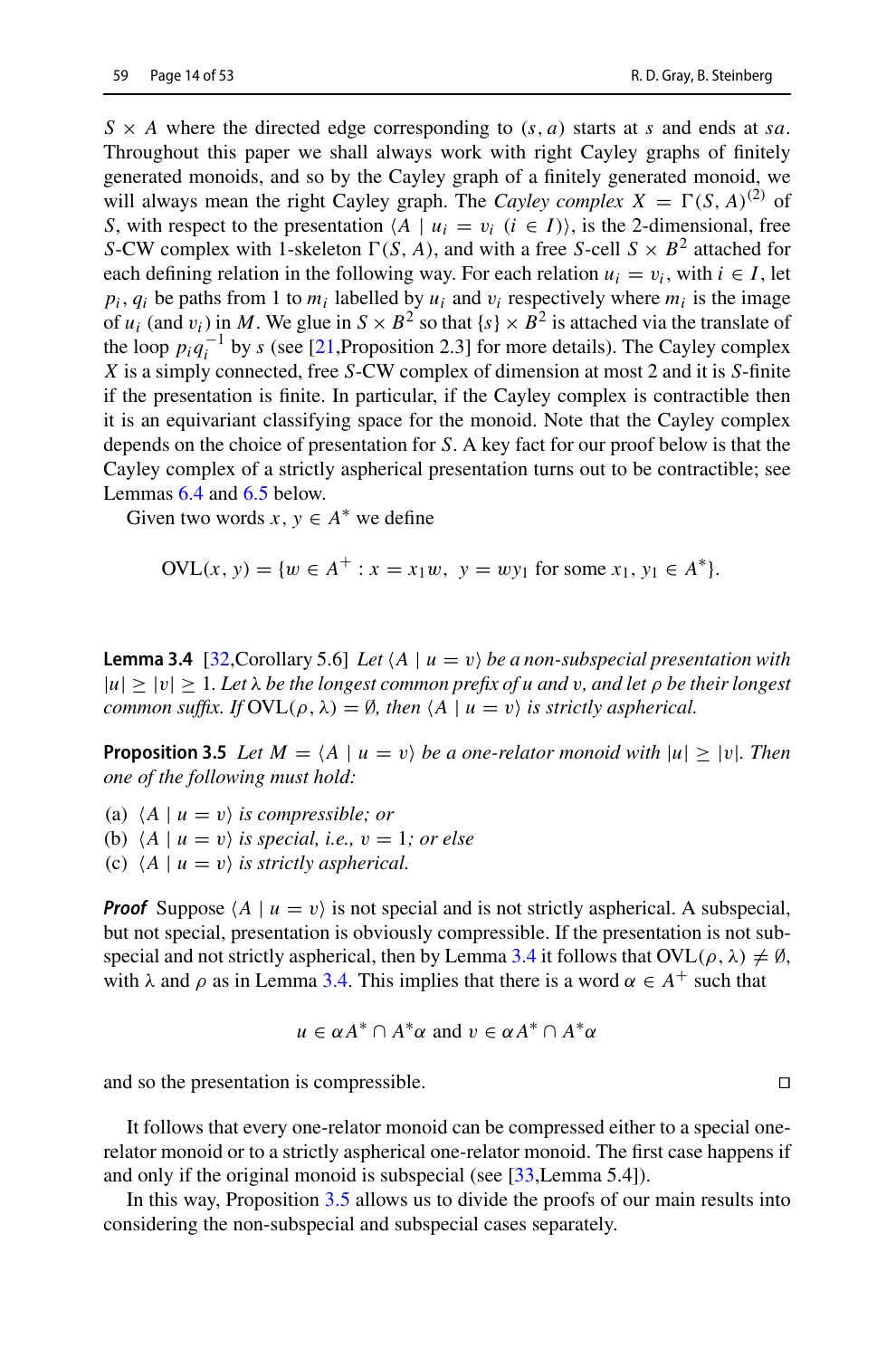$S \times A$ where the directed edge corresponding to $(s, a)$ starts at $s$ and ends at $sa$. Throughout this paper we shall always work with right Cayley graphs of finitely generated monoids, and so by the Cayley graph of a finitely generated monoid, we will always mean the right Cayley graph. The *Cayley complex* $X = \Gamma(S, A)^{(2)}$ of $S$, with respect to the presentation $\langle A \mid u_i = v_i \ (i \in I)\rangle$, is the 2-dimensional, free $S$-CW complex with 1-skeleton $\Gamma(S, A)$, and with a free $S$-cell $S \times B^2$ attached for each defining relation in the following way. For each relation $u_i = v_i$, with $i \in I$, let $p_i, q_i$ be paths from 1 to $m_i$ labelled by $u_i$ and $v_i$ respectively where $m_i$ is the image of $u_i$ (and $v_i$) in $M$. We glue in $S \times B^2$ so that $\{s\} \times B^2$ is attached via the translate of the loop $p_i q_i^{-1}$ by $s$ (see [21,Proposition 2.3] for more details). The Cayley complex $X$ is a simply connected, free $S$-CW complex of dimension at most 2 and it is $S$-finite if the presentation is finite. In particular, if the Cayley complex is contractible then it is an equivariant classifying space for the monoid. Note that the Cayley complex depends on the choice of presentation for $S$. A key fact for our proof below is that the Cayley complex of a strictly aspherical presentation turns out to be contractible; see Lemmas 6.4 and 6.5 below.

Given two words $x, y \in A^*$ we define

$$\mathrm{OVL}(x, y) = \{w \in A^+ : x = x_1 w, \ \ y = w y_1 \text{ for some } x_1, y_1 \in A^*\}.$$

**Lemma 3.4** [32,Corollary 5.6] *Let $\langle A \mid u = v\rangle$ be a non-subspecial presentation with $|u| \geq |v| \geq 1$. Let $\lambda$ be the longest common prefix of $u$ and $v$, and let $\rho$ be their longest common suffix. If $\mathrm{OVL}(\rho, \lambda) = \emptyset$, then $\langle A \mid u = v\rangle$ is strictly aspherical.*

**Proposition 3.5** *Let $M = \langle A \mid u = v\rangle$ be a one-relator monoid with $|u| \geq |v|$. Then one of the following must hold:*

(a) *$\langle A \mid u = v\rangle$ is compressible; or*
(b) *$\langle A \mid u = v\rangle$ is special, i.e., $v = 1$; or else*
(c) *$\langle A \mid u = v\rangle$ is strictly aspherical.*

***Proof*** Suppose $\langle A \mid u = v\rangle$ is not special and is not strictly aspherical. A subspecial, but not special, presentation is obviously compressible. If the presentation is not subspecial and not strictly aspherical, then by Lemma 3.4 it follows that $\mathrm{OVL}(\rho, \lambda) \neq \emptyset$, with $\lambda$ and $\rho$ as in Lemma 3.4. This implies that there is a word $\alpha \in A^+$ such that

$$u \in \alpha A^* \cap A^* \alpha \text{ and } v \in \alpha A^* \cap A^* \alpha$$

and so the presentation is compressible. $\square$

It follows that every one-relator monoid can be compressed either to a special one-relator monoid or to a strictly aspherical one-relator monoid. The first case happens if and only if the original monoid is subspecial (see [33,Lemma 5.4]).

In this way, Proposition 3.5 allows us to divide the proofs of our main results into considering the non-subspecial and subspecial cases separately.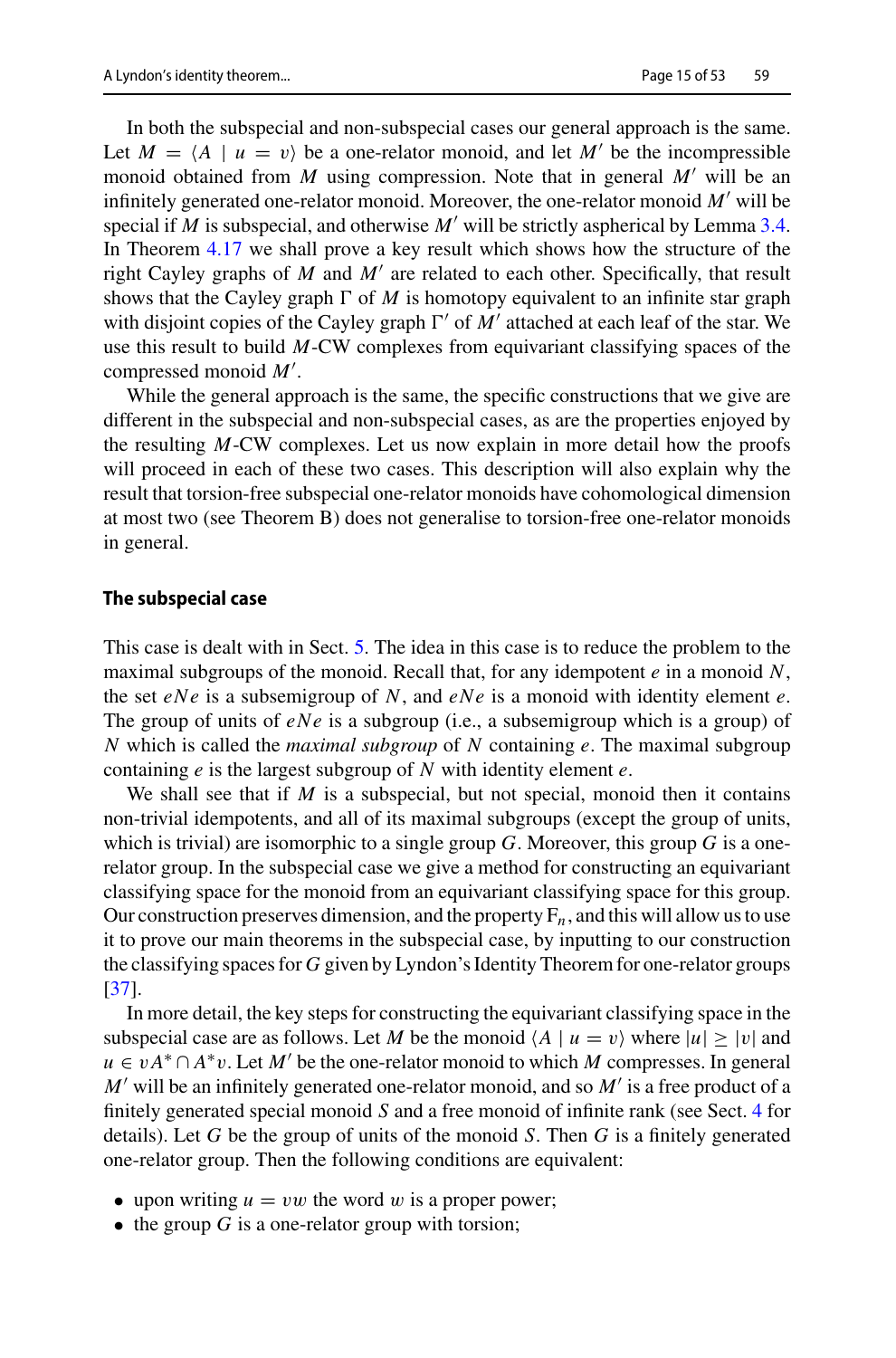In both the subspecial and non-subspecial cases our general approach is the same. Let $M = \langle A \mid u = v \rangle$ be a one-relator monoid, and let $M'$ be the incompressible monoid obtained from $M$ using compression. Note that in general $M'$ will be an infinitely generated one-relator monoid. Moreover, the one-relator monoid $M'$ will be special if $M$ is subspecial, and otherwise $M'$ will be strictly aspherical by Lemma 3.4. In Theorem 4.17 we shall prove a key result which shows how the structure of the right Cayley graphs of $M$ and $M'$ are related to each other. Specifically, that result shows that the Cayley graph $\Gamma$ of $M$ is homotopy equivalent to an infinite star graph with disjoint copies of the Cayley graph $\Gamma'$ of $M'$ attached at each leaf of the star. We use this result to build $M$-CW complexes from equivariant classifying spaces of the compressed monoid $M'$.

While the general approach is the same, the specific constructions that we give are different in the subspecial and non-subspecial cases, as are the properties enjoyed by the resulting $M$-CW complexes. Let us now explain in more detail how the proofs will proceed in each of these two cases. This description will also explain why the result that torsion-free subspecial one-relator monoids have cohomological dimension at most two (see Theorem B) does not generalise to torsion-free one-relator monoids in general.

### The subspecial case

This case is dealt with in Sect. 5. The idea in this case is to reduce the problem to the maximal subgroups of the monoid. Recall that, for any idempotent $e$ in a monoid $N$, the set $eNe$ is a subsemigroup of $N$, and $eNe$ is a monoid with identity element $e$. The group of units of $eNe$ is a subgroup (i.e., a subsemigroup which is a group) of $N$ which is called the *maximal subgroup* of $N$ containing $e$. The maximal subgroup containing $e$ is the largest subgroup of $N$ with identity element $e$.

We shall see that if $M$ is a subspecial, but not special, monoid then it contains non-trivial idempotents, and all of its maximal subgroups (except the group of units, which is trivial) are isomorphic to a single group $G$. Moreover, this group $G$ is a one-relator group. In the subspecial case we give a method for constructing an equivariant classifying space for the monoid from an equivariant classifying space for this group. Our construction preserves dimension, and the property $\mathrm{F}_n$, and this will allow us to use it to prove our main theorems in the subspecial case, by inputting to our construction the classifying spaces for $G$ given by Lyndon's Identity Theorem for one-relator groups [37].

In more detail, the key steps for constructing the equivariant classifying space in the subspecial case are as follows. Let $M$ be the monoid $\langle A \mid u = v \rangle$ where $|u| \geq |v|$ and $u \in vA^* \cap A^*v$. Let $M'$ be the one-relator monoid to which $M$ compresses. In general $M'$ will be an infinitely generated one-relator monoid, and so $M'$ is a free product of a finitely generated special monoid $S$ and a free monoid of infinite rank (see Sect. 4 for details). Let $G$ be the group of units of the monoid $S$. Then $G$ is a finitely generated one-relator group. Then the following conditions are equivalent:

- upon writing $u = vw$ the word $w$ is a proper power;
- the group $G$ is a one-relator group with torsion;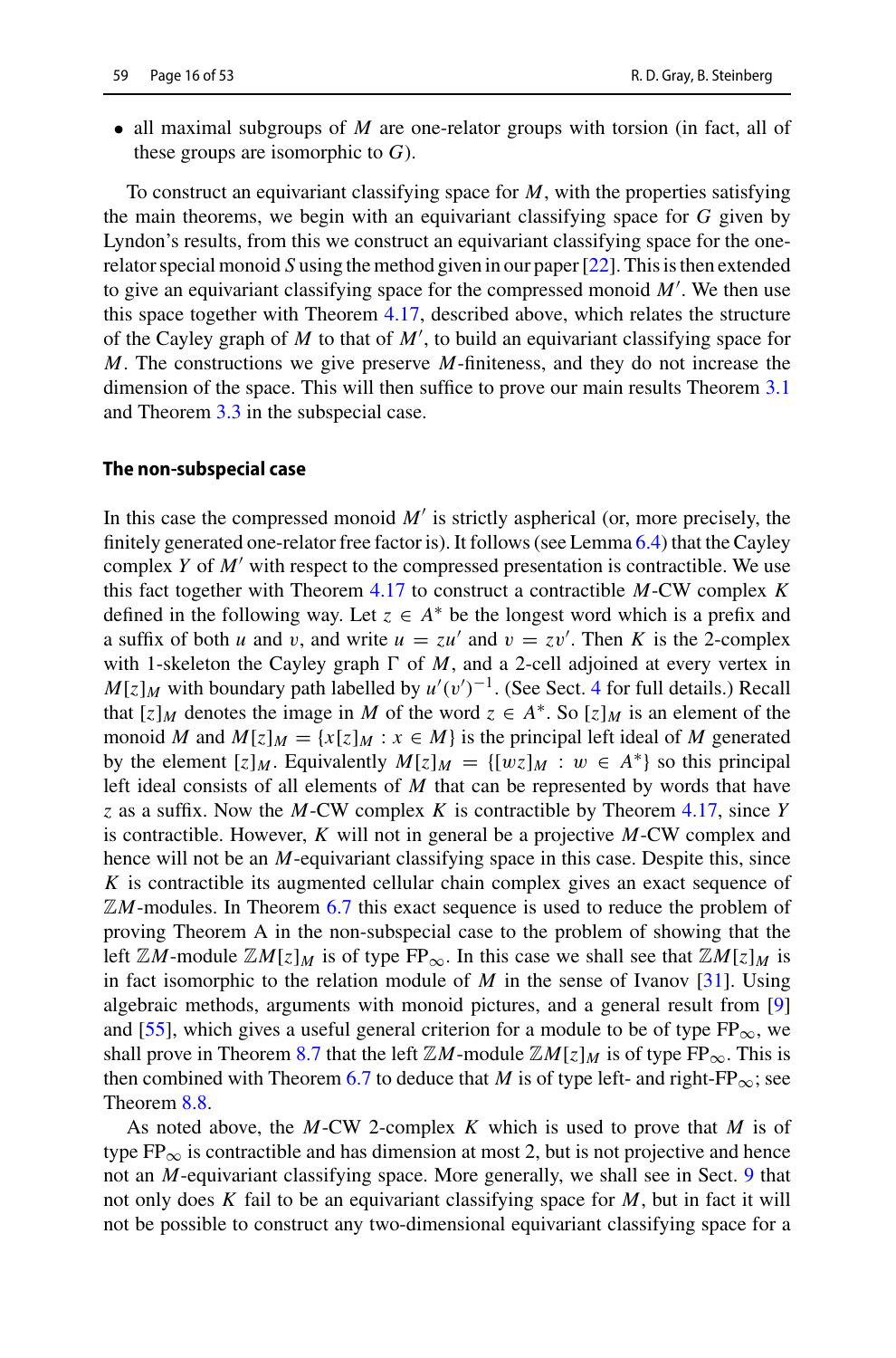- all maximal subgroups of $M$ are one-relator groups with torsion (in fact, all of these groups are isomorphic to $G$).

To construct an equivariant classifying space for $M$, with the properties satisfying the main theorems, we begin with an equivariant classifying space for $G$ given by Lyndon's results, from this we construct an equivariant classifying space for the one-relator special monoid $S$ using the method given in our paper [22]. This is then extended to give an equivariant classifying space for the compressed monoid $M'$. We then use this space together with Theorem 4.17, described above, which relates the structure of the Cayley graph of $M$ to that of $M'$, to build an equivariant classifying space for $M$. The constructions we give preserve $M$-finiteness, and they do not increase the dimension of the space. This will then suffice to prove our main results Theorem 3.1 and Theorem 3.3 in the subspecial case.

**The non-subspecial case**

In this case the compressed monoid $M'$ is strictly aspherical (or, more precisely, the finitely generated one-relator free factor is). It follows (see Lemma 6.4) that the Cayley complex $Y$ of $M'$ with respect to the compressed presentation is contractible. We use this fact together with Theorem 4.17 to construct a contractible $M$-CW complex $K$ defined in the following way. Let $z \in A^*$ be the longest word which is a prefix and a suffix of both $u$ and $v$, and write $u = zu'$ and $v = zv'$. Then $K$ is the 2-complex with 1-skeleton the Cayley graph $\Gamma$ of $M$, and a 2-cell adjoined at every vertex in $M[z]_M$ with boundary path labelled by $u'(v')^{-1}$. (See Sect. 4 for full details.) Recall that $[z]_M$ denotes the image in $M$ of the word $z \in A^*$. So $[z]_M$ is an element of the monoid $M$ and $M[z]_M = \{x[z]_M : x \in M\}$ is the principal left ideal of $M$ generated by the element $[z]_M$. Equivalently $M[z]_M = \{[wz]_M : w \in A^*\}$ so this principal left ideal consists of all elements of $M$ that can be represented by words that have $z$ as a suffix. Now the $M$-CW complex $K$ is contractible by Theorem 4.17, since $Y$ is contractible. However, $K$ will not in general be a projective $M$-CW complex and hence will not be an $M$-equivariant classifying space in this case. Despite this, since $K$ is contractible its augmented cellular chain complex gives an exact sequence of $\mathbb{Z}M$-modules. In Theorem 6.7 this exact sequence is used to reduce the problem of proving Theorem A in the non-subspecial case to the problem of showing that the left $\mathbb{Z}M$-module $\mathbb{Z}M[z]_M$ is of type $\mathrm{FP}_\infty$. In this case we shall see that $\mathbb{Z}M[z]_M$ is in fact isomorphic to the relation module of $M$ in the sense of Ivanov [31]. Using algebraic methods, arguments with monoid pictures, and a general result from [9] and [55], which gives a useful general criterion for a module to be of type $\mathrm{FP}_\infty$, we shall prove in Theorem 8.7 that the left $\mathbb{Z}M$-module $\mathbb{Z}M[z]_M$ is of type $\mathrm{FP}_\infty$. This is then combined with Theorem 6.7 to deduce that $M$ is of type left- and right-$\mathrm{FP}_\infty$; see Theorem 8.8.

As noted above, the $M$-CW 2-complex $K$ which is used to prove that $M$ is of type $\mathrm{FP}_\infty$ is contractible and has dimension at most 2, but is not projective and hence not an $M$-equivariant classifying space. More generally, we shall see in Sect. 9 that not only does $K$ fail to be an equivariant classifying space for $M$, but in fact it will not be possible to construct any two-dimensional equivariant classifying space for a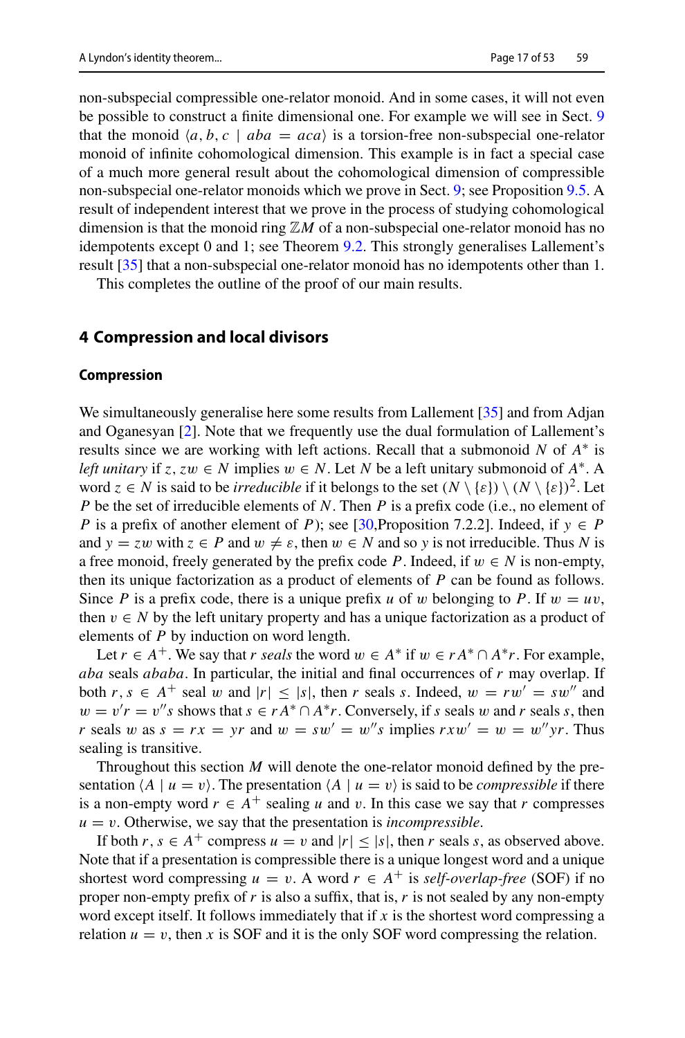non-subspecial compressible one-relator monoid. And in some cases, it will not even be possible to construct a finite dimensional one. For example we will see in Sect. 9 that the monoid $\langle a, b, c \mid aba = aca \rangle$ is a torsion-free non-subspecial one-relator monoid of infinite cohomological dimension. This example is in fact a special case of a much more general result about the cohomological dimension of compressible non-subspecial one-relator monoids which we prove in Sect. 9; see Proposition 9.5. A result of independent interest that we prove in the process of studying cohomological dimension is that the monoid ring $\mathbb{Z}M$ of a non-subspecial one-relator monoid has no idempotents except 0 and 1; see Theorem 9.2. This strongly generalises Lallement's result [35] that a non-subspecial one-relator monoid has no idempotents other than 1.

This completes the outline of the proof of our main results.

## 4 Compression and local divisors

### Compression

We simultaneously generalise here some results from Lallement [35] and from Adjan and Oganesyan [2]. Note that we frequently use the dual formulation of Lallement's results since we are working with left actions. Recall that a submonoid $N$ of $A^*$ is *left unitary* if $z, zw \in N$ implies $w \in N$. Let $N$ be a left unitary submonoid of $A^*$. A word $z \in N$ is said to be *irreducible* if it belongs to the set $(N \setminus \{\varepsilon\}) \setminus (N \setminus \{\varepsilon\})^2$. Let $P$ be the set of irreducible elements of $N$. Then $P$ is a prefix code (i.e., no element of $P$ is a prefix of another element of $P$); see [30,Proposition 7.2.2]. Indeed, if $y \in P$ and $y = zw$ with $z \in P$ and $w \neq \varepsilon$, then $w \in N$ and so $y$ is not irreducible. Thus $N$ is a free monoid, freely generated by the prefix code $P$. Indeed, if $w \in N$ is non-empty, then its unique factorization as a product of elements of $P$ can be found as follows. Since $P$ is a prefix code, there is a unique prefix $u$ of $w$ belonging to $P$. If $w = uv$, then $v \in N$ by the left unitary property and has a unique factorization as a product of elements of $P$ by induction on word length.

Let $r \in A^+$. We say that $r$ *seals* the word $w \in A^*$ if $w \in rA^* \cap A^*r$. For example, $aba$ seals $ababa$. In particular, the initial and final occurrences of $r$ may overlap. If both $r, s \in A^+$ seal $w$ and $|r| \leq |s|$, then $r$ seals $s$. Indeed, $w = rw' = sw''$ and $w = v'r = v''s$ shows that $s \in rA^* \cap A^*r$. Conversely, if $s$ seals $w$ and $r$ seals $s$, then $r$ seals $w$ as $s = rx = yr$ and $w = sw' = w''s$ implies $rxw' = w = w''yr$. Thus sealing is transitive.

Throughout this section $M$ will denote the one-relator monoid defined by the presentation $\langle A \mid u = v \rangle$. The presentation $\langle A \mid u = v \rangle$ is said to be *compressible* if there is a non-empty word $r \in A^+$ sealing $u$ and $v$. In this case we say that $r$ compresses $u = v$. Otherwise, we say that the presentation is *incompressible*.

If both $r, s \in A^+$ compress $u = v$ and $|r| \leq |s|$, then $r$ seals $s$, as observed above. Note that if a presentation is compressible there is a unique longest word and a unique shortest word compressing $u = v$. A word $r \in A^+$ is *self-overlap-free* (SOF) if no proper non-empty prefix of $r$ is also a suffix, that is, $r$ is not sealed by any non-empty word except itself. It follows immediately that if $x$ is the shortest word compressing a relation $u = v$, then $x$ is SOF and it is the only SOF word compressing the relation.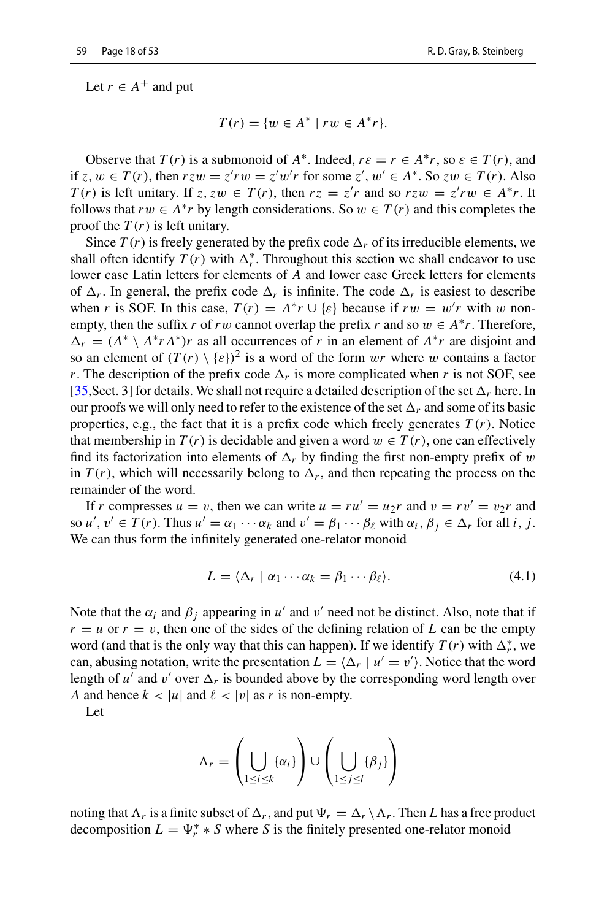Let $r \in A^+$ and put

$$T(r) = \{w \in A^* \mid rw \in A^*r\}.$$

Observe that $T(r)$ is a submonoid of $A^*$. Indeed, $r\varepsilon = r \in A^*r$, so $\varepsilon \in T(r)$, and if $z, w \in T(r)$, then $rzw = z'rw = z'w'r$ for some $z', w' \in A^*$. So $zw \in T(r)$. Also $T(r)$ is left unitary. If $z, zw \in T(r)$, then $rz = z'r$ and so $rzw = z'rw \in A^*r$. It follows that $rw \in A^*r$ by length considerations. So $w \in T(r)$ and this completes the proof the $T(r)$ is left unitary.

Since $T(r)$ is freely generated by the prefix code $\Delta_r$ of its irreducible elements, we shall often identify $T(r)$ with $\Delta_r^*$. Throughout this section we shall endeavor to use lower case Latin letters for elements of $A$ and lower case Greek letters for elements of $\Delta_r$. In general, the prefix code $\Delta_r$ is infinite. The code $\Delta_r$ is easiest to describe when $r$ is SOF. In this case, $T(r) = A^*r \cup \{\varepsilon\}$ because if $rw = w'r$ with $w$ non-empty, then the suffix $r$ of $rw$ cannot overlap the prefix $r$ and so $w \in A^*r$. Therefore, $\Delta_r = (A^* \setminus A^*rA^*)r$ as all occurrences of $r$ in an element of $A^*r$ are disjoint and so an element of $(T(r) \setminus \{\varepsilon\})^2$ is a word of the form $wr$ where $w$ contains a factor $r$. The description of the prefix code $\Delta_r$ is more complicated when $r$ is not SOF, see [35,Sect. 3] for details. We shall not require a detailed description of the set $\Delta_r$ here. In our proofs we will only need to refer to the existence of the set $\Delta_r$ and some of its basic properties, e.g., the fact that it is a prefix code which freely generates $T(r)$. Notice that membership in $T(r)$ is decidable and given a word $w \in T(r)$, one can effectively find its factorization into elements of $\Delta_r$ by finding the first non-empty prefix of $w$ in $T(r)$, which will necessarily belong to $\Delta_r$, and then repeating the process on the remainder of the word.

If $r$ compresses $u = v$, then we can write $u = ru' = u_2r$ and $v = rv' = v_2r$ and so $u', v' \in T(r)$. Thus $u' = \alpha_1 \cdots \alpha_k$ and $v' = \beta_1 \cdots \beta_\ell$ with $\alpha_i, \beta_j \in \Delta_r$ for all $i, j$. We can thus form the infinitely generated one-relator monoid

$$L = \langle \Delta_r \mid \alpha_1 \cdots \alpha_k = \beta_1 \cdots \beta_\ell \rangle. \tag{4.1}$$

Note that the $\alpha_i$ and $\beta_j$ appearing in $u'$ and $v'$ need not be distinct. Also, note that if $r = u$ or $r = v$, then one of the sides of the defining relation of $L$ can be the empty word (and that is the only way that this can happen). If we identify $T(r)$ with $\Delta_r^*$, we can, abusing notation, write the presentation $L = \langle \Delta_r \mid u' = v' \rangle$. Notice that the word length of $u'$ and $v'$ over $\Delta_r$ is bounded above by the corresponding word length over $A$ and hence $k < |u|$ and $\ell < |v|$ as $r$ is non-empty.

Let

$$\Lambda_r = \left( \bigcup_{1 \le i \le k} \{\alpha_i\} \right) \cup \left( \bigcup_{1 \le j \le l} \{\beta_j\} \right)$$

noting that $\Lambda_r$ is a finite subset of $\Delta_r$, and put $\Psi_r = \Delta_r \setminus \Lambda_r$. Then $L$ has a free product decomposition $L = \Psi_r^* * S$ where $S$ is the finitely presented one-relator monoid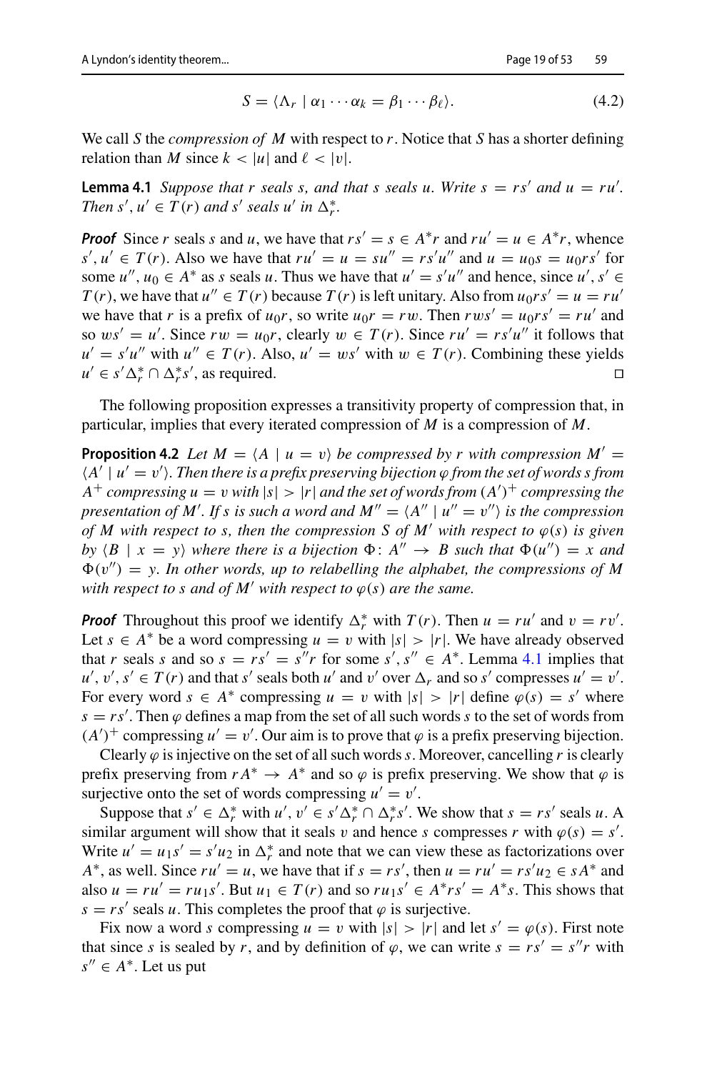$$S = \langle \Lambda_r \mid \alpha_1 \cdots \alpha_k = \beta_1 \cdots \beta_\ell \rangle. \tag{4.2}$$

We call $S$ the *compression of* $M$ with respect to $r$. Notice that $S$ has a shorter defining relation than $M$ since $k < |u|$ and $\ell < |v|$.

**Lemma 4.1** *Suppose that $r$ seals $s$, and that $s$ seals $u$. Write $s = rs'$ and $u = ru'$. Then $s', u' \in T(r)$ and $s'$ seals $u'$ in $\Delta_r^*$.*

***Proof*** Since $r$ seals $s$ and $u$, we have that $rs' = s \in A^*r$ and $ru' = u \in A^*r$, whence $s', u' \in T(r)$. Also we have that $ru' = u = su'' = rs'u''$ and $u = u_0 s = u_0 rs'$ for some $u'', u_0 \in A^*$ as $s$ seals $u$. Thus we have that $u' = s'u''$ and hence, since $u', s' \in T(r)$, we have that $u'' \in T(r)$ because $T(r)$ is left unitary. Also from $u_0 rs' = u = ru'$ we have that $r$ is a prefix of $u_0 r$, so write $u_0 r = rw$. Then $rws' = u_0 rs' = ru'$ and so $ws' = u'$. Since $rw = u_0 r$, clearly $w \in T(r)$. Since $ru' = rs'u''$ it follows that $u' = s'u''$ with $u'' \in T(r)$. Also, $u' = ws'$ with $w \in T(r)$. Combining these yields $u' \in s'\Delta_r^* \cap \Delta_r^* s'$, as required. □

The following proposition expresses a transitivity property of compression that, in particular, implies that every iterated compression of $M$ is a compression of $M$.

**Proposition 4.2** *Let $M = \langle A \mid u = v \rangle$ be compressed by $r$ with compression $M' = \langle A' \mid u' = v' \rangle$. Then there is a prefix preserving bijection $\varphi$ from the set of words $s$ from $A^+$ compressing $u = v$ with $|s| > |r|$ and the set of words from $(A')^+$ compressing the presentation of $M'$. If $s$ is such a word and $M'' = \langle A'' \mid u'' = v'' \rangle$ is the compression of $M$ with respect to $s$, then the compression $S$ of $M'$ with respect to $\varphi(s)$ is given by $\langle B \mid x = y \rangle$ where there is a bijection $\Phi \colon A'' \to B$ such that $\Phi(u'') = x$ and $\Phi(v'') = y$. In other words, up to relabelling the alphabet, the compressions of $M$ with respect to $s$ and of $M'$ with respect to $\varphi(s)$ are the same.*

***Proof*** Throughout this proof we identify $\Delta_r^*$ with $T(r)$. Then $u = ru'$ and $v = rv'$. Let $s \in A^*$ be a word compressing $u = v$ with $|s| > |r|$. We have already observed that $r$ seals $s$ and so $s = rs' = s''r$ for some $s', s'' \in A^*$. Lemma 4.1 implies that $u', v', s' \in T(r)$ and that $s'$ seals both $u'$ and $v'$ over $\Delta_r$ and so $s'$ compresses $u' = v'$. For every word $s \in A^*$ compressing $u = v$ with $|s| > |r|$ define $\varphi(s) = s'$ where $s = rs'$. Then $\varphi$ defines a map from the set of all such words $s$ to the set of words from $(A')^+$ compressing $u' = v'$. Our aim is to prove that $\varphi$ is a prefix preserving bijection.

Clearly $\varphi$ is injective on the set of all such words $s$. Moreover, cancelling $r$ is clearly prefix preserving from $rA^* \to A^*$ and so $\varphi$ is prefix preserving. We show that $\varphi$ is surjective onto the set of words compressing $u' = v'$.

Suppose that $s' \in \Delta_r^*$ with $u', v' \in s'\Delta_r^* \cap \Delta_r^* s'$. We show that $s = rs'$ seals $u$. A similar argument will show that it seals $v$ and hence $s$ compresses $r$ with $\varphi(s) = s'$. Write $u' = u_1 s' = s' u_2$ in $\Delta_r^*$ and note that we can view these as factorizations over $A^*$, as well. Since $ru' = u$, we have that if $s = rs'$, then $u = ru' = rs'u_2 \in sA^*$ and also $u = ru' = ru_1 s'$. But $u_1 \in T(r)$ and so $ru_1 s' \in A^* rs' = A^* s$. This shows that $s = rs'$ seals $u$. This completes the proof that $\varphi$ is surjective.

Fix now a word $s$ compressing $u = v$ with $|s| > |r|$ and let $s' = \varphi(s)$. First note that since $s$ is sealed by $r$, and by definition of $\varphi$, we can write $s = rs' = s''r$ with $s'' \in A^*$. Let us put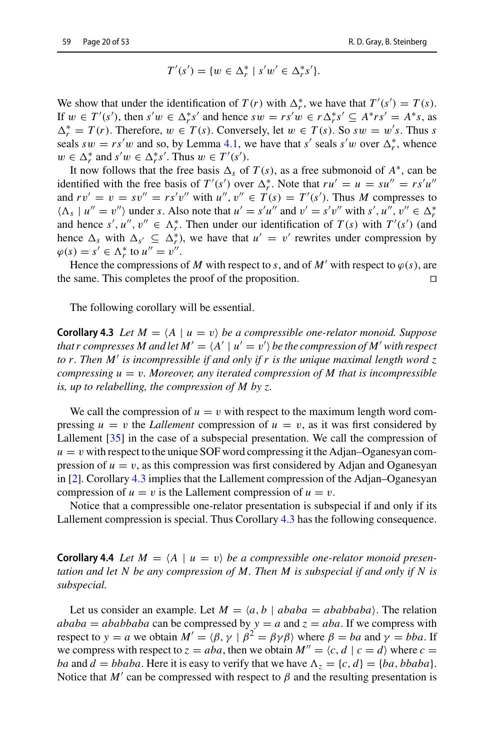$$T'(s') = \{w \in \Delta_r^* \mid s'w' \in \Delta_r^* s'\}.$$

We show that under the identification of $T(r)$ with $\Delta_r^*$, we have that $T'(s') = T(s)$. If $w \in T'(s')$, then $s'w \in \Delta_r^* s'$ and hence $sw = rs'w \in r\Delta_r^* s' \subseteq A^* rs' = A^* s$, as $\Delta_r^* = T(r)$. Therefore, $w \in T(s)$. Conversely, let $w \in T(s)$. So $sw = w's$. Thus $s$ seals $sw = rs'w$ and so, by Lemma 4.1, we have that $s'$ seals $s'w$ over $\Delta_r^*$, whence $w \in \Delta_r^*$ and $s'w \in \Delta_r^* s'$. Thus $w \in T'(s')$.

It now follows that the free basis $\Delta_s$ of $T(s)$, as a free submonoid of $A^*$, can be identified with the free basis of $T'(s')$ over $\Delta_r^*$. Note that $ru' = u = su'' = rs'u''$ and $rv' = v = sv'' = rs'v''$ with $u'', v'' \in T(s) = T'(s')$. Thus $M$ compresses to $\langle \Lambda_s \mid u'' = v'' \rangle$ under $s$. Also note that $u' = s'u''$ and $v' = s'v''$ with $s', u'', v'' \in \Delta_r^*$ and hence $s', u'', v'' \in \Lambda_r^*$. Then under our identification of $T(s)$ with $T'(s')$ (and hence $\Delta_s$ with $\Delta_{s'} \subseteq \Delta_r^*$), we have that $u' = v'$ rewrites under compression by $\varphi(s) = s' \in \Lambda_r^*$ to $u'' = v''$.

Hence the compressions of $M$ with respect to $s$, and of $M'$ with respect to $\varphi(s)$, are the same. This completes the proof of the proposition. □

The following corollary will be essential.

**Corollary 4.3** *Let $M = \langle A \mid u = v \rangle$ be a compressible one-relator monoid. Suppose that $r$ compresses $M$ and let $M' = \langle A' \mid u' = v' \rangle$ be the compression of $M'$ with respect to $r$. Then $M'$ is incompressible if and only if $r$ is the unique maximal length word $z$ compressing $u = v$. Moreover, any iterated compression of $M$ that is incompressible is, up to relabelling, the compression of $M$ by $z$.*

We call the compression of $u = v$ with respect to the maximum length word compressing $u = v$ the *Lallement* compression of $u = v$, as it was first considered by Lallement [35] in the case of a subspecial presentation. We call the compression of $u = v$ with respect to the unique SOF word compressing it the Adjan–Oganesyan compression of $u = v$, as this compression was first considered by Adjan and Oganesyan in [2]. Corollary 4.3 implies that the Lallement compression of the Adjan–Oganesyan compression of $u = v$ is the Lallement compression of $u = v$.

Notice that a compressible one-relator presentation is subspecial if and only if its Lallement compression is special. Thus Corollary 4.3 has the following consequence.

**Corollary 4.4** *Let $M = \langle A \mid u = v \rangle$ be a compressible one-relator monoid presentation and let $N$ be any compression of $M$. Then $M$ is subspecial if and only if $N$ is subspecial.*

Let us consider an example. Let $M = \langle a, b \mid ababa = ababbaba \rangle$. The relation $ababa = ababbaba$ can be compressed by $y = a$ and $z = aba$. If we compress with respect to $y = a$ we obtain $M' = \langle \beta, \gamma \mid \beta^2 = \beta\gamma\beta \rangle$ where $\beta = ba$ and $\gamma = bba$. If we compress with respect to $z = aba$, then we obtain $M'' = \langle c, d \mid c = d \rangle$ where $c = ba$ and $d = bbaba$. Here it is easy to verify that we have $\Lambda_z = \{c, d\} = \{ba, bbaba\}$. Notice that $M'$ can be compressed with respect to $\beta$ and the resulting presentation is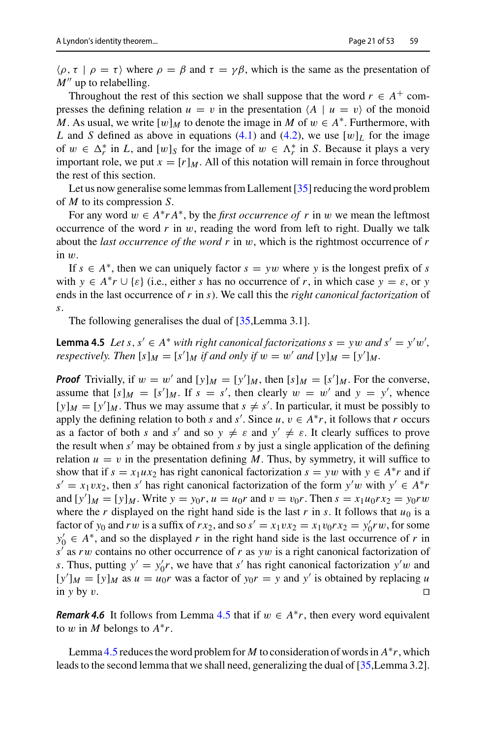$\langle \rho, \tau \mid \rho = \tau \rangle$ where $\rho = \beta$ and $\tau = \gamma\beta$, which is the same as the presentation of $M''$ up to relabelling.

Throughout the rest of this section we shall suppose that the word $r \in A^+$ compresses the defining relation $u = v$ in the presentation $\langle A \mid u = v \rangle$ of the monoid $M$. As usual, we write $[w]_M$ to denote the image in $M$ of $w \in A^*$. Furthermore, with $L$ and $S$ defined as above in equations (4.1) and (4.2), we use $[w]_L$ for the image of $w \in \Delta_r^*$ in $L$, and $[w]_S$ for the image of $w \in \Lambda_r^*$ in $S$. Because it plays a very important role, we put $x = [r]_M$. All of this notation will remain in force throughout the rest of this section.

Let us now generalise some lemmas from Lallement [35] reducing the word problem of $M$ to its compression $S$.

For any word $w \in A^*rA^*$, by the *first occurrence of* $r$ in $w$ we mean the leftmost occurrence of the word $r$ in $w$, reading the word from left to right. Dually we talk about the *last occurrence of the word* $r$ in $w$, which is the rightmost occurrence of $r$ in $w$.

If $s \in A^*$, then we can uniquely factor $s = yw$ where $y$ is the longest prefix of $s$ with $y \in A^*r \cup \{\varepsilon\}$ (i.e., either $s$ has no occurrence of $r$, in which case $y = \varepsilon$, or $y$ ends in the last occurrence of $r$ in $s$). We call this the *right canonical factorization* of $s$.

The following generalises the dual of [35,Lemma 3.1].

**Lemma 4.5** *Let $s, s' \in A^*$ with right canonical factorizations $s = yw$ and $s' = y'w'$, respectively. Then $[s]_M = [s']_M$ if and only if $w = w'$ and $[y]_M = [y']_M$.*

***Proof*** Trivially, if $w = w'$ and $[y]_M = [y']_M$, then $[s]_M = [s']_M$. For the converse, assume that $[s]_M = [s']_M$. If $s = s'$, then clearly $w = w'$ and $y = y'$, whence $[y]_M = [y']_M$. Thus we may assume that $s \neq s'$. In particular, it must be possibly to apply the defining relation to both $s$ and $s'$. Since $u, v \in A^*r$, it follows that $r$ occurs as a factor of both $s$ and $s'$ and so $y \neq \varepsilon$ and $y' \neq \varepsilon$. It clearly suffices to prove the result when $s'$ may be obtained from $s$ by just a single application of the defining relation $u = v$ in the presentation defining $M$. Thus, by symmetry, it will suffice to show that if $s = x_1ux_2$ has right canonical factorization $s = yw$ with $y \in A^*r$ and if $s' = x_1vx_2$, then $s'$ has right canonical factorization of the form $y'w$ with $y' \in A^*r$ and $[y']_M = [y]_M$. Write $y = y_0r$, $u = u_0r$ and $v = v_0r$. Then $s = x_1u_0rx_2 = y_0rw$ where the $r$ displayed on the right hand side is the last $r$ in $s$. It follows that $u_0$ is a factor of $y_0$ and $rw$ is a suffix of $rx_2$, and so $s' = x_1vx_2 = x_1v_0rx_2 = y_0'rw$, for some $y_0' \in A^*$, and so the displayed $r$ in the right hand side is the last occurrence of $r$ in $s'$ as $rw$ contains no other occurrence of $r$ as $yw$ is a right canonical factorization of $s$. Thus, putting $y' = y_0'r$, we have that $s'$ has right canonical factorization $y'w$ and $[y']_M = [y]_M$ as $u = u_0r$ was a factor of $y_0r = y$ and $y'$ is obtained by replacing $u$ in $y$ by $v$. $\square$

***Remark 4.6*** It follows from Lemma 4.5 that if $w \in A^*r$, then every word equivalent to $w$ in $M$ belongs to $A^*r$.

Lemma 4.5 reduces the word problem for $M$ to consideration of words in $A^*r$, which leads to the second lemma that we shall need, generalizing the dual of [35,Lemma 3.2].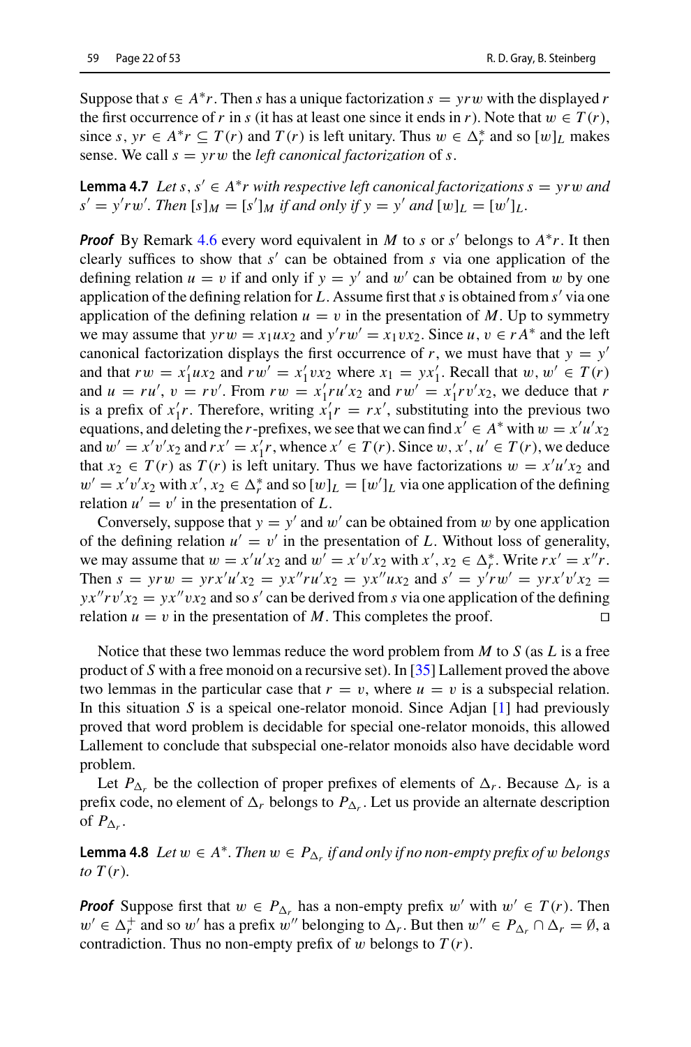Suppose that $s \in A^*r$. Then $s$ has a unique factorization $s = yrw$ with the displayed $r$ the first occurrence of $r$ in $s$ (it has at least one since it ends in $r$). Note that $w \in T(r)$, since $s$, $yr \in A^*r \subseteq T(r)$ and $T(r)$ is left unitary. Thus $w \in \Delta_r^*$ and so $[w]_L$ makes sense. We call $s = yrw$ the *left canonical factorization* of $s$.

**Lemma 4.7** *Let $s, s' \in A^*r$ with respective left canonical factorizations $s = yrw$ and $s' = y'rw'$. Then $[s]_M = [s']_M$ if and only if $y = y'$ and $[w]_L = [w']_L$.*

***Proof*** By Remark 4.6 every word equivalent in $M$ to $s$ or $s'$ belongs to $A^*r$. It then clearly suffices to show that $s'$ can be obtained from $s$ via one application of the defining relation $u = v$ if and only if $y = y'$ and $w'$ can be obtained from $w$ by one application of the defining relation for $L$. Assume first that $s$ is obtained from $s'$ via one application of the defining relation $u = v$ in the presentation of $M$. Up to symmetry we may assume that $yrw = x_1ux_2$ and $y'rw' = x_1vx_2$. Since $u, v \in rA^*$ and the left canonical factorization displays the first occurrence of $r$, we must have that $y = y'$ and that $rw = x_1'ux_2$ and $rw' = x_1'vx_2$ where $x_1 = yx_1'$. Recall that $w, w' \in T(r)$ and $u = ru'$, $v = rv'$. From $rw = x_1'ru'x_2$ and $rw' = x_1'rv'x_2$, we deduce that $r$ is a prefix of $x_1'r$. Therefore, writing $x_1'r = rx'$, substituting into the previous two equations, and deleting the $r$-prefixes, we see that we can find $x' \in A^*$ with $w = x'u'x_2$ and $w' = x'v'x_2$ and $rx' = x_1'r$, whence $x' \in T(r)$. Since $w, x', u' \in T(r)$, we deduce that $x_2 \in T(r)$ as $T(r)$ is left unitary. Thus we have factorizations $w = x'u'x_2$ and $w' = x'v'x_2$ with $x', x_2 \in \Delta_r^*$ and so $[w]_L = [w']_L$ via one application of the defining relation $u' = v'$ in the presentation of $L$.

Conversely, suppose that $y = y'$ and $w'$ can be obtained from $w$ by one application of the defining relation $u' = v'$ in the presentation of $L$. Without loss of generality, we may assume that $w = x'u'x_2$ and $w' = x'v'x_2$ with $x', x_2 \in \Delta_r^*$. Write $rx' = x''r$. Then $s = yrw = yrx'u'x_2 = yx''ru'x_2 = yx''ux_2$ and $s' = y'rw' = yrx'v'x_2 = yx''rv'x_2 = yx''vx_2$ and so $s'$ can be derived from $s$ via one application of the defining relation $u = v$ in the presentation of $M$. This completes the proof. $\square$

Notice that these two lemmas reduce the word problem from $M$ to $S$ (as $L$ is a free product of $S$ with a free monoid on a recursive set). In [35] Lallement proved the above two lemmas in the particular case that $r = v$, where $u = v$ is a subspecial relation. In this situation $S$ is a speical one-relator monoid. Since Adjan [1] had previously proved that word problem is decidable for special one-relator monoids, this allowed Lallement to conclude that subspecial one-relator monoids also have decidable word problem.

Let $P_{\Delta_r}$ be the collection of proper prefixes of elements of $\Delta_r$. Because $\Delta_r$ is a prefix code, no element of $\Delta_r$ belongs to $P_{\Delta_r}$. Let us provide an alternate description of $P_{\Delta_r}$.

**Lemma 4.8** *Let $w \in A^*$. Then $w \in P_{\Delta_r}$ if and only if no non-empty prefix of $w$ belongs to $T(r)$.*

***Proof*** Suppose first that $w \in P_{\Delta_r}$ has a non-empty prefix $w'$ with $w' \in T(r)$. Then $w' \in \Delta_r^+$ and so $w'$ has a prefix $w''$ belonging to $\Delta_r$. But then $w'' \in P_{\Delta_r} \cap \Delta_r = \emptyset$, a contradiction. Thus no non-empty prefix of $w$ belongs to $T(r)$.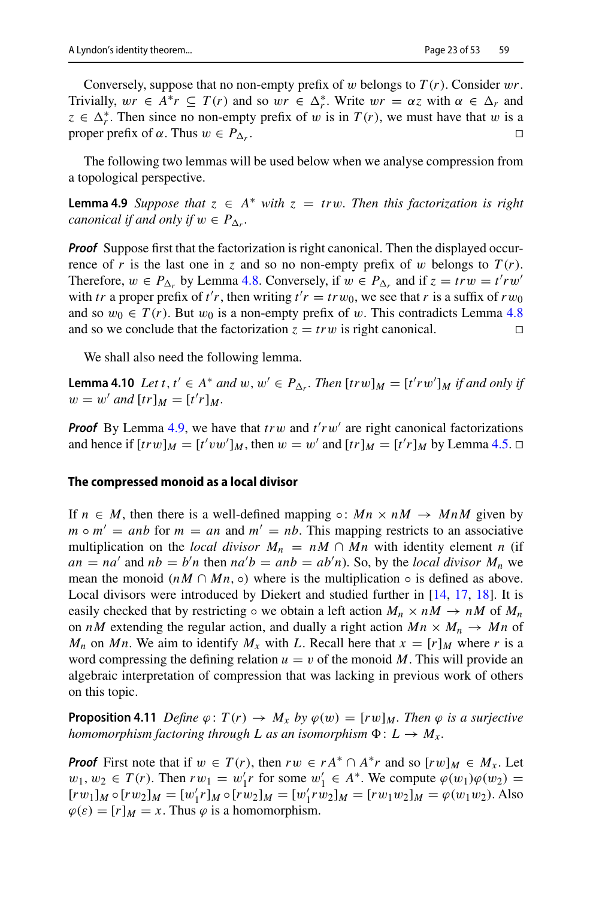Conversely, suppose that no non-empty prefix of $w$ belongs to $T(r)$. Consider $wr$. Trivially, $wr \in A^*r \subseteq T(r)$ and so $wr \in \Delta_r^*$. Write $wr = \alpha z$ with $\alpha \in \Delta_r$ and $z \in \Delta_r^*$. Then since no non-empty prefix of $w$ is in $T(r)$, we must have that $w$ is a proper prefix of $\alpha$. Thus $w \in P_{\Delta_r}$. □

The following two lemmas will be used below when we analyse compression from a topological perspective.

**Lemma 4.9** *Suppose that $z \in A^*$ with $z = trw$. Then this factorization is right canonical if and only if $w \in P_{\Delta_r}$.*

***Proof*** Suppose first that the factorization is right canonical. Then the displayed occurrence of $r$ is the last one in $z$ and so no non-empty prefix of $w$ belongs to $T(r)$. Therefore, $w \in P_{\Delta_r}$ by Lemma 4.8. Conversely, if $w \in P_{\Delta_r}$ and if $z = trw = t'rw'$ with $tr$ a proper prefix of $t'r$, then writing $t'r = trw_0$, we see that $r$ is a suffix of $rw_0$ and so $w_0 \in T(r)$. But $w_0$ is a non-empty prefix of $w$. This contradicts Lemma 4.8 and so we conclude that the factorization $z = trw$ is right canonical. □

We shall also need the following lemma.

**Lemma 4.10** *Let $t, t' \in A^*$ and $w, w' \in P_{\Delta_r}$. Then $[trw]_M = [t'rw']_M$ if and only if $w = w'$ and $[tr]_M = [t'r]_M$.*

***Proof*** By Lemma 4.9, we have that $trw$ and $t'rw'$ are right canonical factorizations and hence if $[trw]_M = [t'vw']_M$, then $w = w'$ and $[tr]_M = [t'r]_M$ by Lemma 4.5. □

### The compressed monoid as a local divisor

If $n \in M$, then there is a well-defined mapping $\circ\colon Mn \times nM \to MnM$ given by $m \circ m' = anb$ for $m = an$ and $m' = nb$. This mapping restricts to an associative multiplication on the *local divisor* $M_n = nM \cap Mn$ with identity element $n$ (if $an = na'$ and $nb = b'n$ then $na'b = anb = ab'n$). So, by the *local divisor* $M_n$ we mean the monoid $(nM \cap Mn, \circ)$ where is the multiplication $\circ$ is defined as above. Local divisors were introduced by Diekert and studied further in [14, 17, 18]. It is easily checked that by restricting $\circ$ we obtain a left action $M_n \times nM \to nM$ of $M_n$ on $nM$ extending the regular action, and dually a right action $Mn \times M_n \to Mn$ of $M_n$ on $Mn$. We aim to identify $M_x$ with $L$. Recall here that $x = [r]_M$ where $r$ is a word compressing the defining relation $u = v$ of the monoid $M$. This will provide an algebraic interpretation of compression that was lacking in previous work of others on this topic.

**Proposition 4.11** *Define $\varphi\colon T(r) \to M_x$ by $\varphi(w) = [rw]_M$. Then $\varphi$ is a surjective homomorphism factoring through $L$ as an isomorphism $\Phi\colon L \to M_x$.*

***Proof*** First note that if $w \in T(r)$, then $rw \in rA^* \cap A^*r$ and so $[rw]_M \in M_x$. Let $w_1, w_2 \in T(r)$. Then $rw_1 = w_1'r$ for some $w_1' \in A^*$. We compute $\varphi(w_1)\varphi(w_2) = [rw_1]_M \circ [rw_2]_M = [w_1'r]_M \circ [rw_2]_M = [w_1'rw_2]_M = [rw_1w_2]_M = \varphi(w_1w_2)$. Also $\varphi(\varepsilon) = [r]_M = x$. Thus $\varphi$ is a homomorphism.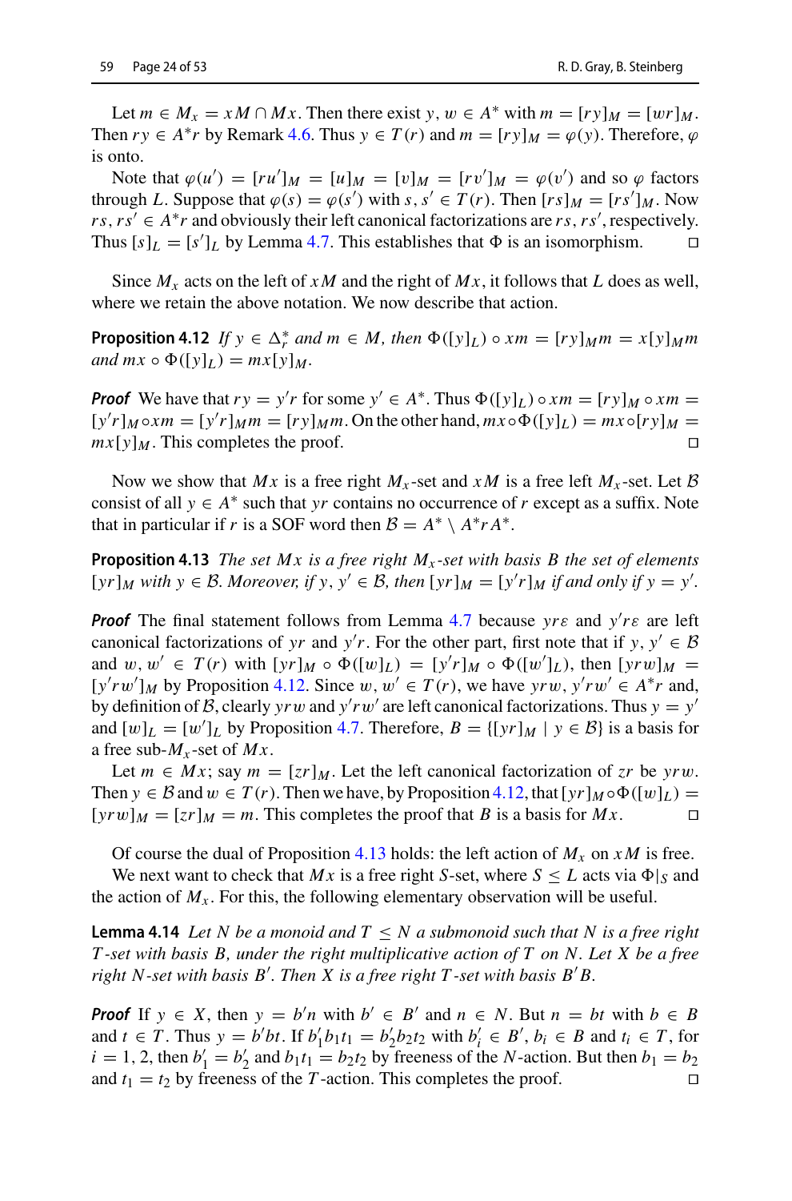Let $m \in M_x = xM \cap Mx$. Then there exist $y, w \in A^*$ with $m = [ry]_M = [wr]_M$. Then $ry \in A^*r$ by Remark 4.6. Thus $y \in T(r)$ and $m = [ry]_M = \varphi(y)$. Therefore, $\varphi$ is onto.

Note that $\varphi(u') = [ru']_M = [u]_M = [v]_M = [rv']_M = \varphi(v')$ and so $\varphi$ factors through $L$. Suppose that $\varphi(s) = \varphi(s')$ with $s, s' \in T(r)$. Then $[rs]_M = [rs']_M$. Now $rs, rs' \in A^*r$ and obviously their left canonical factorizations are $rs, rs'$, respectively. Thus $[s]_L = [s']_L$ by Lemma 4.7. This establishes that $\Phi$ is an isomorphism. □

Since $M_x$ acts on the left of $xM$ and the right of $Mx$, it follows that $L$ does as well, where we retain the above notation. We now describe that action.

**Proposition 4.12** *If $y \in \Delta_r^*$ and $m \in M$, then $\Phi([y]_L) \circ xm = [ry]_M m = x[y]_M m$ and $mx \circ \Phi([y]_L) = mx[y]_M$.*

***Proof*** We have that $ry = y'r$ for some $y' \in A^*$. Thus $\Phi([y]_L) \circ xm = [ry]_M \circ xm = [y'r]_M \circ xm = [y'r]_M m = [ry]_M m$. On the other hand, $mx \circ \Phi([y]_L) = mx \circ [ry]_M = mx[y]_M$. This completes the proof. □

Now we show that $Mx$ is a free right $M_x$-set and $xM$ is a free left $M_x$-set. Let $\mathcal{B}$ consist of all $y \in A^*$ such that $yr$ contains no occurrence of $r$ except as a suffix. Note that in particular if $r$ is a SOF word then $\mathcal{B} = A^* \setminus A^*rA^*$.

**Proposition 4.13** *The set $Mx$ is a free right $M_x$-set with basis $B$ the set of elements $[yr]_M$ with $y \in \mathcal{B}$. Moreover, if $y, y' \in \mathcal{B}$, then $[yr]_M = [y'r]_M$ if and only if $y = y'$.*

***Proof*** The final statement follows from Lemma 4.7 because $yr\varepsilon$ and $y'r\varepsilon$ are left canonical factorizations of $yr$ and $y'r$. For the other part, first note that if $y, y' \in \mathcal{B}$ and $w, w' \in T(r)$ with $[yr]_M \circ \Phi([w]_L) = [y'r]_M \circ \Phi([w']_L)$, then $[yrw]_M = [y'rw']_M$ by Proposition 4.12. Since $w, w' \in T(r)$, we have $yrw, y'rw' \in A^*r$ and, by definition of $\mathcal{B}$, clearly $yrw$ and $y'rw'$ are left canonical factorizations. Thus $y = y'$ and $[w]_L = [w']_L$ by Proposition 4.7. Therefore, $B = \{[yr]_M \mid y \in \mathcal{B}\}$ is a basis for a free sub-$M_x$-set of $Mx$.

Let $m \in Mx$; say $m = [zr]_M$. Let the left canonical factorization of $zr$ be $yrw$. Then $y \in \mathcal{B}$ and $w \in T(r)$. Then we have, by Proposition 4.12, that $[yr]_M \circ \Phi([w]_L) = [yrw]_M = [zr]_M = m$. This completes the proof that $B$ is a basis for $Mx$. □

Of course the dual of Proposition 4.13 holds: the left action of $M_x$ on $xM$ is free.

We next want to check that $Mx$ is a free right $S$-set, where $S \leq L$ acts via $\Phi|_S$ and the action of $M_x$. For this, the following elementary observation will be useful.

**Lemma 4.14** *Let $N$ be a monoid and $T \leq N$ a submonoid such that $N$ is a free right $T$-set with basis $B$, under the right multiplicative action of $T$ on $N$. Let $X$ be a free right $N$-set with basis $B'$. Then $X$ is a free right $T$-set with basis $B'B$.*

***Proof*** If $y \in X$, then $y = b'n$ with $b' \in B'$ and $n \in N$. But $n = bt$ with $b \in B$ and $t \in T$. Thus $y = b'bt$. If $b_1'b_1t_1 = b_2'b_2t_2$ with $b_i' \in B'$, $b_i \in B$ and $t_i \in T$, for $i = 1, 2$, then $b_1' = b_2'$ and $b_1t_1 = b_2t_2$ by freeness of the $N$-action. But then $b_1 = b_2$ and $t_1 = t_2$ by freeness of the $T$-action. This completes the proof. □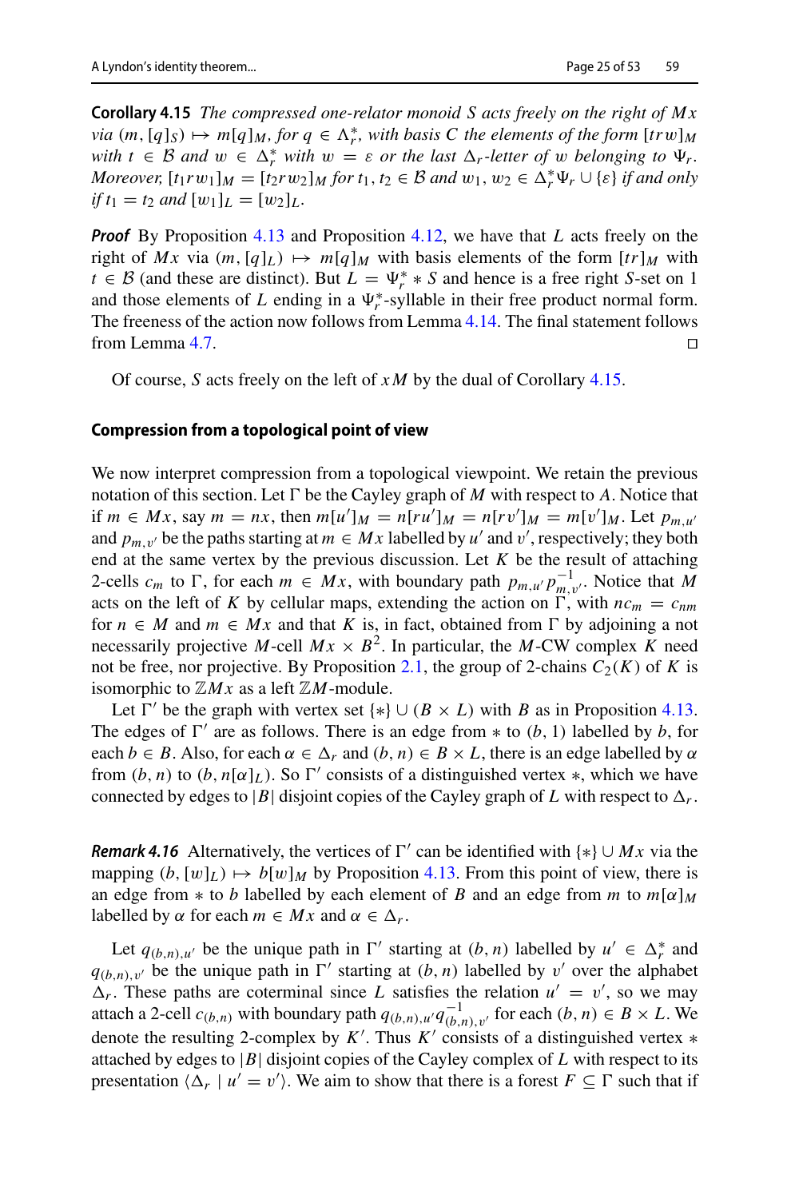**Corollary 4.15** *The compressed one-relator monoid $S$ acts freely on the right of $Mx$ via $(m, [q]_S) \mapsto m[q]_M$, for $q \in \Lambda_r^*$, with basis $C$ the elements of the form $[trw]_M$ with $t \in \mathcal{B}$ and $w \in \Delta_r^*$ with $w = \varepsilon$ or the last $\Delta_r$-letter of $w$ belonging to $\Psi_r$. Moreover, $[t_1rw_1]_M = [t_2rw_2]_M$ for $t_1, t_2 \in \mathcal{B}$ and $w_1, w_2 \in \Delta_r^*\Psi_r \cup \{\varepsilon\}$ if and only if $t_1 = t_2$ and $[w_1]_L = [w_2]_L$.*

***Proof*** By Proposition 4.13 and Proposition 4.12, we have that $L$ acts freely on the right of $Mx$ via $(m, [q]_L) \mapsto m[q]_M$ with basis elements of the form $[tr]_M$ with $t \in \mathcal{B}$ (and these are distinct). But $L = \Psi_r^* * S$ and hence is a free right $S$-set on 1 and those elements of $L$ ending in a $\Psi_r^*$-syllable in their free product normal form. The freeness of the action now follows from Lemma 4.14. The final statement follows from Lemma 4.7. □

Of course, $S$ acts freely on the left of $xM$ by the dual of Corollary 4.15.

### Compression from a topological point of view

We now interpret compression from a topological viewpoint. We retain the previous notation of this section. Let $\Gamma$ be the Cayley graph of $M$ with respect to $A$. Notice that if $m \in Mx$, say $m = nx$, then $m[u']_M = n[ru']_M = n[rv']_M = m[v']_M$. Let $p_{m,u'}$ and $p_{m,v'}$ be the paths starting at $m \in Mx$ labelled by $u'$ and $v'$, respectively; they both end at the same vertex by the previous discussion. Let $K$ be the result of attaching 2-cells $c_m$ to $\Gamma$, for each $m \in Mx$, with boundary path $p_{m,u'}p_{m,v'}^{-1}$. Notice that $M$ acts on the left of $K$ by cellular maps, extending the action on $\Gamma$, with $nc_m = c_{nm}$ for $n \in M$ and $m \in Mx$ and that $K$ is, in fact, obtained from $\Gamma$ by adjoining a not necessarily projective $M$-cell $Mx \times B^2$. In particular, the $M$-CW complex $K$ need not be free, nor projective. By Proposition 2.1, the group of 2-chains $C_2(K)$ of $K$ is isomorphic to $\mathbb{Z}Mx$ as a left $\mathbb{Z}M$-module.

Let $\Gamma'$ be the graph with vertex set $\{*\} \cup (B \times L)$ with $B$ as in Proposition 4.13. The edges of $\Gamma'$ are as follows. There is an edge from $*$ to $(b, 1)$ labelled by $b$, for each $b \in B$. Also, for each $\alpha \in \Delta_r$ and $(b, n) \in B \times L$, there is an edge labelled by $\alpha$ from $(b, n)$ to $(b, n[\alpha]_L)$. So $\Gamma'$ consists of a distinguished vertex $*$, which we have connected by edges to $|B|$ disjoint copies of the Cayley graph of $L$ with respect to $\Delta_r$.

***Remark 4.16*** Alternatively, the vertices of $\Gamma'$ can be identified with $\{*\} \cup Mx$ via the mapping $(b, [w]_L) \mapsto b[w]_M$ by Proposition 4.13. From this point of view, there is an edge from $*$ to $b$ labelled by each element of $B$ and an edge from $m$ to $m[\alpha]_M$ labelled by $\alpha$ for each $m \in Mx$ and $\alpha \in \Delta_r$.

Let $q_{(b,n),u'}$ be the unique path in $\Gamma'$ starting at $(b, n)$ labelled by $u' \in \Delta_r^*$ and $q_{(b,n),v'}$ be the unique path in $\Gamma'$ starting at $(b, n)$ labelled by $v'$ over the alphabet $\Delta_r$. These paths are coterminal since $L$ satisfies the relation $u' = v'$, so we may attach a 2-cell $c_{(b,n)}$ with boundary path $q_{(b,n),u'}q_{(b,n),v'}^{-1}$ for each $(b, n) \in B \times L$. We denote the resulting 2-complex by $K'$. Thus $K'$ consists of a distinguished vertex $*$ attached by edges to $|B|$ disjoint copies of the Cayley complex of $L$ with respect to its presentation $\langle \Delta_r \mid u' = v' \rangle$. We aim to show that there is a forest $F \subseteq \Gamma$ such that if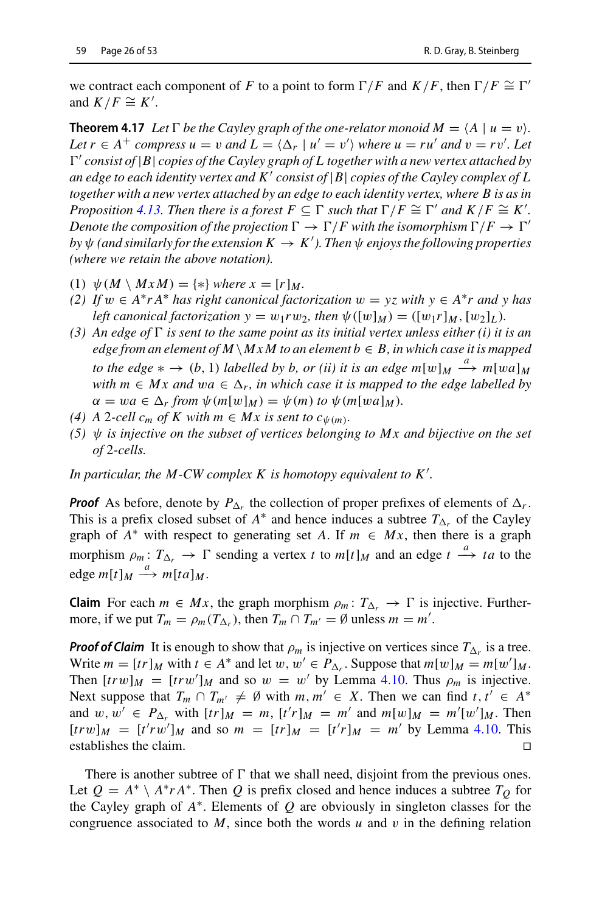we contract each component of $F$ to a point to form $\Gamma/F$ and $K/F$, then $\Gamma/F \cong \Gamma'$ and $K/F \cong K'$.

**Theorem 4.17** *Let $\Gamma$ be the Cayley graph of the one-relator monoid $M = \langle A \mid u = v\rangle$. Let $r \in A^+$ compress $u = v$ and $L = \langle \Delta_r \mid u' = v'\rangle$ where $u = ru'$ and $v = rv'$. Let $\Gamma'$ consist of $|B|$ copies of the Cayley graph of $L$ together with a new vertex attached by an edge to each identity vertex and $K'$ consist of $|B|$ copies of the Cayley complex of $L$ together with a new vertex attached by an edge to each identity vertex, where $B$ is as in Proposition 4.13. Then there is a forest $F \subseteq \Gamma$ such that $\Gamma/F \cong \Gamma'$ and $K/F \cong K'$. Denote the composition of the projection $\Gamma \to \Gamma/F$ with the isomorphism $\Gamma/F \to \Gamma'$ by $\psi$ (and similarly for the extension $K \to K'$). Then $\psi$ enjoys the following properties (where we retain the above notation).*

1. *$\psi(M \setminus MxM) = \{*\}$ where $x = [r]_M$.*
2. *If $w \in A^*rA^*$ has right canonical factorization $w = yz$ with $y \in A^*r$ and $y$ has left canonical factorization $y = w_1rw_2$, then $\psi([w]_M) = ([w_1r]_M, [w_2]_L)$.*
3. *An edge of $\Gamma$ is sent to the same point as its initial vertex unless either (i) it is an edge from an element of $M\setminus MxM$ to an element $b \in B$, in which case it is mapped to the edge $* \to (b, 1)$ labelled by $b$, or (ii) it is an edge $m[w]_M \xrightarrow{a} m[wa]_M$ with $m \in Mx$ and $wa \in \Delta_r$, in which case it is mapped to the edge labelled by $\alpha = wa \in \Delta_r$ from $\psi(m[w]_M) = \psi(m)$ to $\psi(m[wa]_M)$.*
4. *A 2-cell $c_m$ of $K$ with $m \in Mx$ is sent to $c_{\psi(m)}$.*
5. *$\psi$ is injective on the subset of vertices belonging to $Mx$ and bijective on the set of 2-cells.*

*In particular, the $M$-CW complex $K$ is homotopy equivalent to $K'$.*

***Proof*** As before, denote by $P_{\Delta_r}$ the collection of proper prefixes of elements of $\Delta_r$. This is a prefix closed subset of $A^*$ and hence induces a subtree $T_{\Delta_r}$ of the Cayley graph of $A^*$ with respect to generating set $A$. If $m \in Mx$, then there is a graph morphism $\rho_m\colon T_{\Delta_r} \to \Gamma$ sending a vertex $t$ to $m[t]_M$ and an edge $t \xrightarrow{a} ta$ to the edge $m[t]_M \xrightarrow{a} m[ta]_M$.

**Claim** For each $m \in Mx$, the graph morphism $\rho_m\colon T_{\Delta_r} \to \Gamma$ is injective. Furthermore, if we put $T_m = \rho_m(T_{\Delta_r})$, then $T_m \cap T_{m'} = \emptyset$ unless $m = m'$.

***Proof of Claim*** It is enough to show that $\rho_m$ is injective on vertices since $T_{\Delta_r}$ is a tree. Write $m = [tr]_M$ with $t \in A^*$ and let $w, w' \in P_{\Delta_r}$. Suppose that $m[w]_M = m[w']_M$. Then $[trw]_M = [trw']_M$ and so $w = w'$ by Lemma 4.10. Thus $\rho_m$ is injective. Next suppose that $T_m \cap T_{m'} \neq \emptyset$ with $m, m' \in X$. Then we can find $t, t' \in A^*$ and $w, w' \in P_{\Delta_r}$ with $[tr]_M = m$, $[t'r]_M = m'$ and $m[w]_M = m'[w']_M$. Then $[trw]_M = [t'rw']_M$ and so $m = [tr]_M = [t'r]_M = m'$ by Lemma 4.10. This establishes the claim. □

There is another subtree of $\Gamma$ that we shall need, disjoint from the previous ones. Let $Q = A^* \setminus A^*rA^*$. Then $Q$ is prefix closed and hence induces a subtree $T_Q$ for the Cayley graph of $A^*$. Elements of $Q$ are obviously in singleton classes for the congruence associated to $M$, since both the words $u$ and $v$ in the defining relation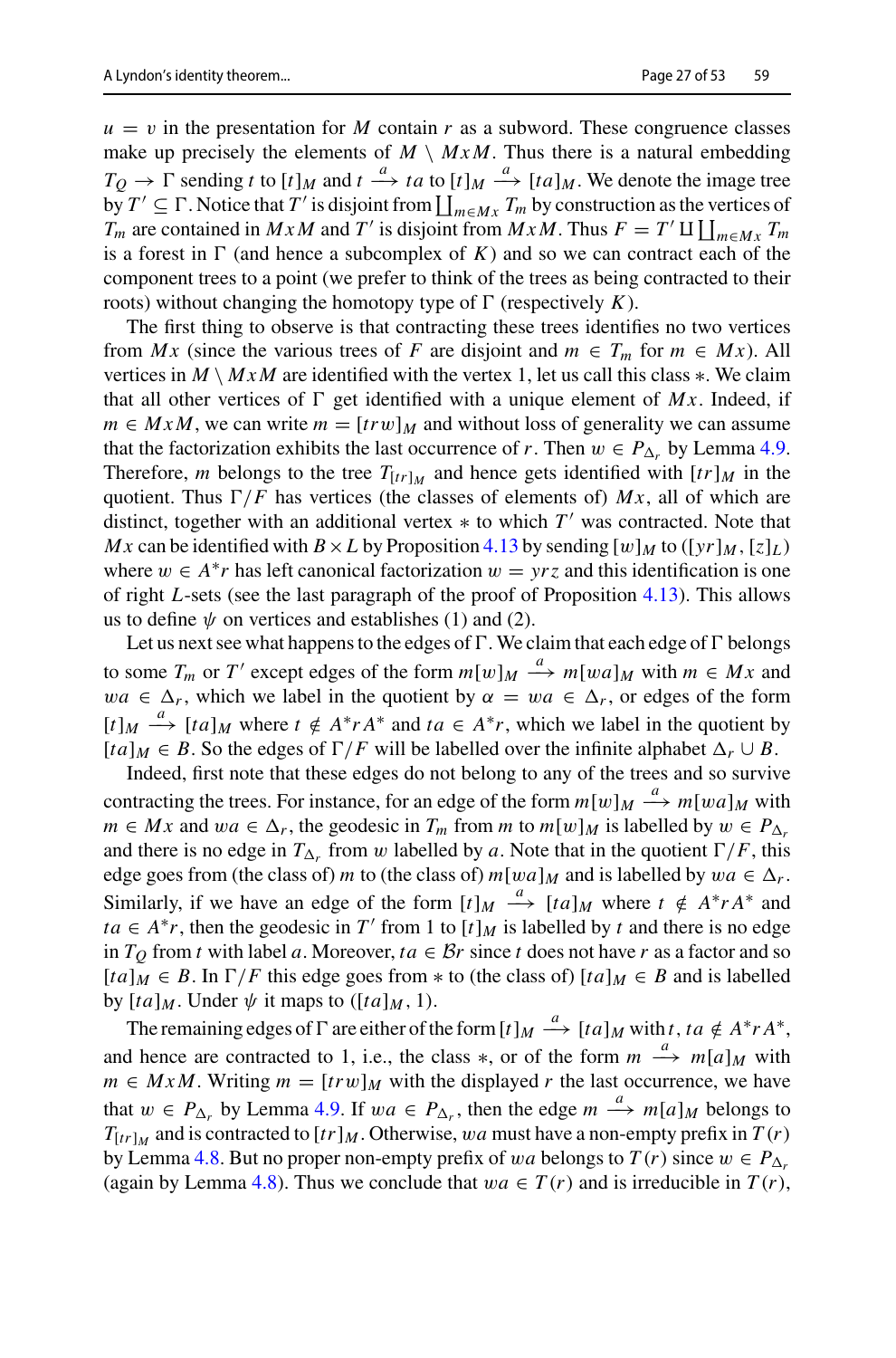$u = v$ in the presentation for $M$ contain $r$ as a subword. These congruence classes make up precisely the elements of $M \setminus MxM$. Thus there is a natural embedding $T_Q \to \Gamma$ sending $t$ to $[t]_M$ and $t \xrightarrow{a} ta$ to $[t]_M \xrightarrow{a} [ta]_M$. We denote the image tree by $T' \subseteq \Gamma$. Notice that $T'$ is disjoint from $\coprod_{m \in Mx} T_m$ by construction as the vertices of $T_m$ are contained in $MxM$ and $T'$ is disjoint from $MxM$. Thus $F = T' \amalg \coprod_{m \in Mx} T_m$ is a forest in $\Gamma$ (and hence a subcomplex of $K$) and so we can contract each of the component trees to a point (we prefer to think of the trees as being contracted to their roots) without changing the homotopy type of $\Gamma$ (respectively $K$).

The first thing to observe is that contracting these trees identifies no two vertices from $Mx$ (since the various trees of $F$ are disjoint and $m \in T_m$ for $m \in Mx$). All vertices in $M \setminus MxM$ are identified with the vertex 1, let us call this class $*$. We claim that all other vertices of $\Gamma$ get identified with a unique element of $Mx$. Indeed, if $m \in MxM$, we can write $m = [trw]_M$ and without loss of generality we can assume that the factorization exhibits the last occurrence of $r$. Then $w \in P_{\Delta_r}$ by Lemma 4.9. Therefore, $m$ belongs to the tree $T_{[tr]_M}$ and hence gets identified with $[tr]_M$ in the quotient. Thus $\Gamma/F$ has vertices (the classes of elements of) $Mx$, all of which are distinct, together with an additional vertex $*$ to which $T'$ was contracted. Note that $Mx$ can be identified with $B \times L$ by Proposition 4.13 by sending $[w]_M$ to $([yr]_M, [z]_L)$ where $w \in A^*r$ has left canonical factorization $w = yrz$ and this identification is one of right $L$-sets (see the last paragraph of the proof of Proposition 4.13). This allows us to define $\psi$ on vertices and establishes (1) and (2).

Let us next see what happens to the edges of $\Gamma$. We claim that each edge of $\Gamma$ belongs to some $T_m$ or $T'$ except edges of the form $m[w]_M \xrightarrow{a} m[wa]_M$ with $m \in Mx$ and $wa \in \Delta_r$, which we label in the quotient by $\alpha = wa \in \Delta_r$, or edges of the form $[t]_M \xrightarrow{a} [ta]_M$ where $t \notin A^*rA^*$ and $ta \in A^*r$, which we label in the quotient by $[ta]_M \in B$. So the edges of $\Gamma/F$ will be labelled over the infinite alphabet $\Delta_r \cup B$.

Indeed, first note that these edges do not belong to any of the trees and so survive contracting the trees. For instance, for an edge of the form $m[w]_M \xrightarrow{a} m[wa]_M$ with $m \in Mx$ and $wa \in \Delta_r$, the geodesic in $T_m$ from $m$ to $m[w]_M$ is labelled by $w \in P_{\Delta_r}$ and there is no edge in $T_{\Delta_r}$ from $w$ labelled by $a$. Note that in the quotient $\Gamma/F$, this edge goes from (the class of) $m$ to (the class of) $m[wa]_M$ and is labelled by $wa \in \Delta_r$. Similarly, if we have an edge of the form $[t]_M \xrightarrow{a} [ta]_M$ where $t \notin A^*rA^*$ and $ta \in A^*r$, then the geodesic in $T'$ from 1 to $[t]_M$ is labelled by $t$ and there is no edge in $T_Q$ from $t$ with label $a$. Moreover, $ta \in \mathcal{B}r$ since $t$ does not have $r$ as a factor and so $[ta]_M \in B$. In $\Gamma/F$ this edge goes from $*$ to (the class of) $[ta]_M \in B$ and is labelled by $[ta]_M$. Under $\psi$ it maps to $([ta]_M, 1)$.

The remaining edges of $\Gamma$ are either of the form $[t]_M \xrightarrow{a} [ta]_M$ with $t, ta \notin A^*rA^*$, and hence are contracted to 1, i.e., the class $*$, or of the form $m \xrightarrow{a} m[a]_M$ with $m \in MxM$. Writing $m = [trw]_M$ with the displayed $r$ the last occurrence, we have that $w \in P_{\Delta_r}$ by Lemma 4.9. If $wa \in P_{\Delta_r}$, then the edge $m \xrightarrow{a} m[a]_M$ belongs to $T_{[tr]_M}$ and is contracted to $[tr]_M$. Otherwise, $wa$ must have a non-empty prefix in $T(r)$ by Lemma 4.8. But no proper non-empty prefix of $wa$ belongs to $T(r)$ since $w \in P_{\Delta_r}$ (again by Lemma 4.8). Thus we conclude that $wa \in T(r)$ and is irreducible in $T(r)$,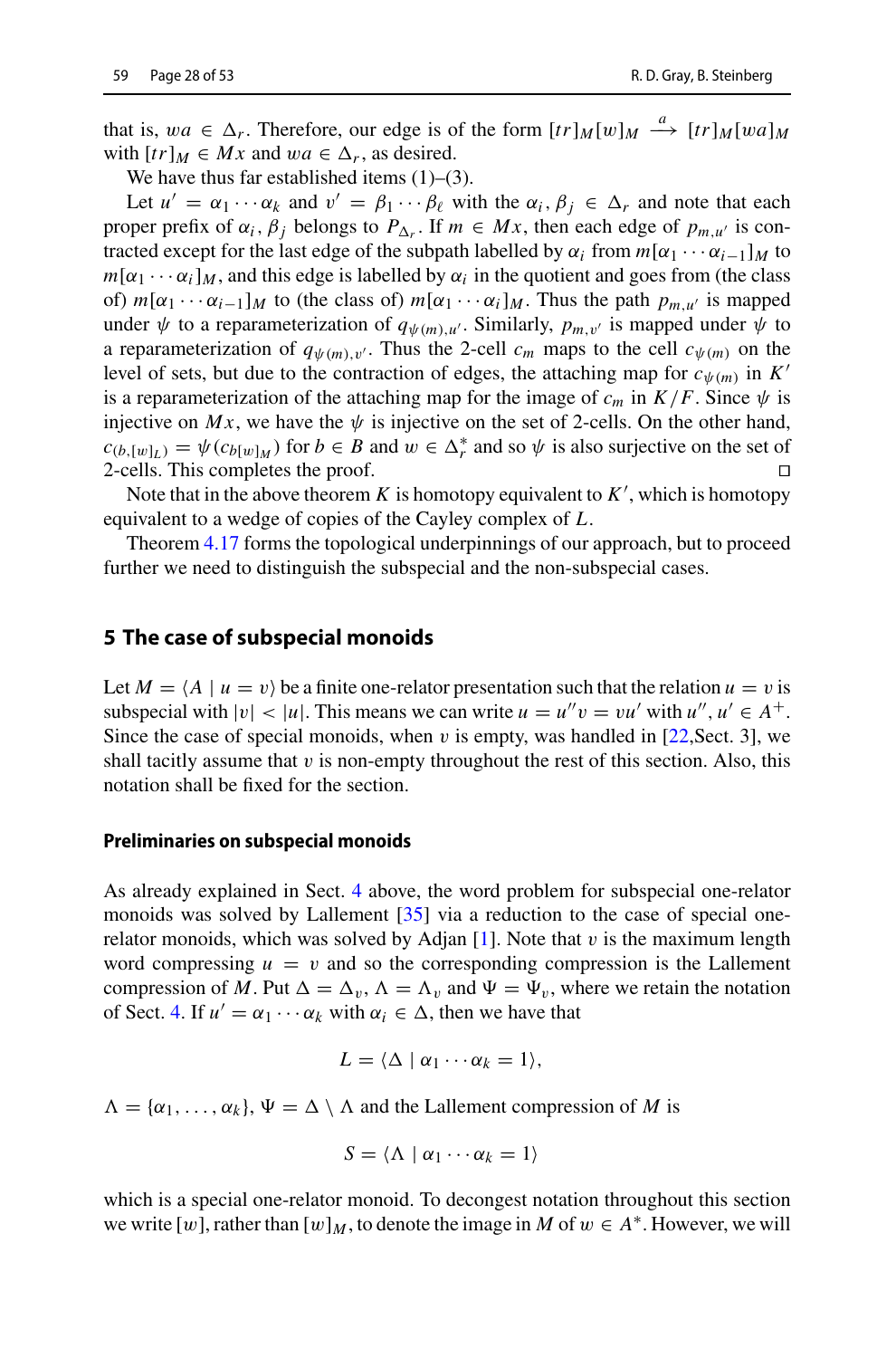that is, $wa \in \Delta_r$. Therefore, our edge is of the form $[tr]_M[w]_M \xrightarrow{a} [tr]_M[wa]_M$ with $[tr]_M \in Mx$ and $wa \in \Delta_r$, as desired.

We have thus far established items (1)–(3).

Let $u' = \alpha_1 \cdots \alpha_k$ and $v' = \beta_1 \cdots \beta_\ell$ with the $\alpha_i, \beta_j \in \Delta_r$ and note that each proper prefix of $\alpha_i, \beta_j$ belongs to $P_{\Delta_r}$. If $m \in Mx$, then each edge of $p_{m,u'}$ is contracted except for the last edge of the subpath labelled by $\alpha_i$ from $m[\alpha_1 \cdots \alpha_{i-1}]_M$ to $m[\alpha_1 \cdots \alpha_i]_M$, and this edge is labelled by $\alpha_i$ in the quotient and goes from (the class of) $m[\alpha_1 \cdots \alpha_{i-1}]_M$ to (the class of) $m[\alpha_1 \cdots \alpha_i]_M$. Thus the path $p_{m,u'}$ is mapped under $\psi$ to a reparameterization of $q_{\psi(m),u'}$. Similarly, $p_{m,v'}$ is mapped under $\psi$ to a reparameterization of $q_{\psi(m),v'}$. Thus the 2-cell $c_m$ maps to the cell $c_{\psi(m)}$ on the level of sets, but due to the contraction of edges, the attaching map for $c_{\psi(m)}$ in $K'$ is a reparameterization of the attaching map for the image of $c_m$ in $K/F$. Since $\psi$ is injective on $Mx$, we have the $\psi$ is injective on the set of 2-cells. On the other hand, $c_{(b,[w]_L)} = \psi(c_{b[w]_M})$ for $b \in B$ and $w \in \Delta_r^*$ and so $\psi$ is also surjective on the set of 2-cells. This completes the proof. ◻

Note that in the above theorem $K$ is homotopy equivalent to $K'$, which is homotopy equivalent to a wedge of copies of the Cayley complex of $L$.

Theorem 4.17 forms the topological underpinnings of our approach, but to proceed further we need to distinguish the subspecial and the non-subspecial cases.

## 5 The case of subspecial monoids

Let $M = \langle A \mid u = v \rangle$ be a finite one-relator presentation such that the relation $u = v$ is subspecial with $|v| < |u|$. This means we can write $u = u''v = vu'$ with $u'', u' \in A^+$. Since the case of special monoids, when $v$ is empty, was handled in [22,Sect. 3], we shall tacitly assume that $v$ is non-empty throughout the rest of this section. Also, this notation shall be fixed for the section.

### Preliminaries on subspecial monoids

As already explained in Sect. 4 above, the word problem for subspecial one-relator monoids was solved by Lallement [35] via a reduction to the case of special one-relator monoids, which was solved by Adjan [1]. Note that $v$ is the maximum length word compressing $u = v$ and so the corresponding compression is the Lallement compression of $M$. Put $\Delta = \Delta_v$, $\Lambda = \Lambda_v$ and $\Psi = \Psi_v$, where we retain the notation of Sect. 4. If $u' = \alpha_1 \cdots \alpha_k$ with $\alpha_i \in \Delta$, then we have that

$$L = \langle \Delta \mid \alpha_1 \cdots \alpha_k = 1 \rangle,$$

$\Lambda = \{\alpha_1, \ldots, \alpha_k\}$, $\Psi = \Delta \setminus \Lambda$ and the Lallement compression of $M$ is

$$S = \langle \Lambda \mid \alpha_1 \cdots \alpha_k = 1 \rangle$$

which is a special one-relator monoid. To decongest notation throughout this section we write $[w]$, rather than $[w]_M$, to denote the image in $M$ of $w \in A^*$. However, we will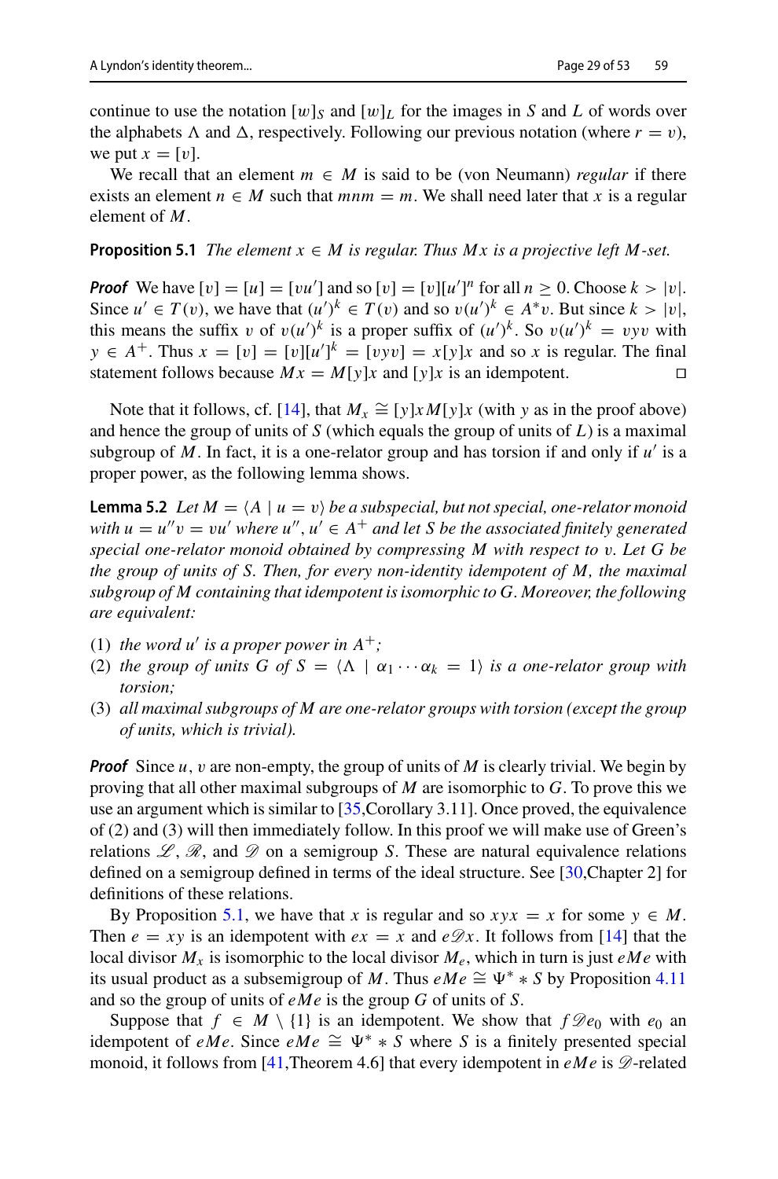continue to use the notation $[w]_S$ and $[w]_L$ for the images in $S$ and $L$ of words over the alphabets $\Lambda$ and $\Delta$, respectively. Following our previous notation (where $r = v$), we put $x = [v]$.

We recall that an element $m \in M$ is said to be (von Neumann) *regular* if there exists an element $n \in M$ such that $mnm = m$. We shall need later that $x$ is a regular element of $M$.

**Proposition 5.1** *The element $x \in M$ is regular. Thus $Mx$ is a projective left $M$-set.*

***Proof*** We have $[v] = [u] = [vu']$ and so $[v] = [v][u']^n$ for all $n \geq 0$. Choose $k > |v|$. Since $u' \in T(v)$, we have that $(u')^k \in T(v)$ and so $v(u')^k \in A^*v$. But since $k > |v|$, this means the suffix $v$ of $v(u')^k$ is a proper suffix of $(u')^k$. So $v(u')^k = vyv$ with $y \in A^+$. Thus $x = [v] = [v][u']^k = [vyv] = x[y]x$ and so $x$ is regular. The final statement follows because $Mx = M[y]x$ and $[y]x$ is an idempotent. □

Note that it follows, cf. [14], that $M_x \cong [y]xM[y]x$ (with $y$ as in the proof above) and hence the group of units of $S$ (which equals the group of units of $L$) is a maximal subgroup of $M$. In fact, it is a one-relator group and has torsion if and only if $u'$ is a proper power, as the following lemma shows.

**Lemma 5.2** *Let $M = \langle A \mid u = v\rangle$ be a subspecial, but not special, one-relator monoid with $u = u''v = vu'$ where $u'', u' \in A^+$ and let $S$ be the associated finitely generated special one-relator monoid obtained by compressing $M$ with respect to $v$. Let $G$ be the group of units of $S$. Then, for every non-identity idempotent of $M$, the maximal subgroup of $M$ containing that idempotent is isomorphic to $G$. Moreover, the following are equivalent:*

1. *the word $u'$ is a proper power in $A^+$;*
2. *the group of units $G$ of $S = \langle \Lambda \mid \alpha_1 \cdots \alpha_k = 1\rangle$ is a one-relator group with torsion;*
3. *all maximal subgroups of $M$ are one-relator groups with torsion (except the group of units, which is trivial).*

***Proof*** Since $u, v$ are non-empty, the group of units of $M$ is clearly trivial. We begin by proving that all other maximal subgroups of $M$ are isomorphic to $G$. To prove this we use an argument which is similar to [35,Corollary 3.11]. Once proved, the equivalence of (2) and (3) will then immediately follow. In this proof we will make use of Green's relations $\mathscr{L}$, $\mathscr{R}$, and $\mathscr{D}$ on a semigroup $S$. These are natural equivalence relations defined on a semigroup defined in terms of the ideal structure. See [30,Chapter 2] for definitions of these relations.

By Proposition 5.1, we have that $x$ is regular and so $xyx = x$ for some $y \in M$. Then $e = xy$ is an idempotent with $ex = x$ and $e\mathscr{D}x$. It follows from [14] that the local divisor $M_x$ is isomorphic to the local divisor $M_e$, which in turn is just $eMe$ with its usual product as a subsemigroup of $M$. Thus $eMe \cong \Psi^* * S$ by Proposition 4.11 and so the group of units of $eMe$ is the group $G$ of units of $S$.

Suppose that $f \in M \setminus \{1\}$ is an idempotent. We show that $f\mathscr{D}e_0$ with $e_0$ an idempotent of $eMe$. Since $eMe \cong \Psi^* * S$ where $S$ is a finitely presented special monoid, it follows from [41,Theorem 4.6] that every idempotent in $eMe$ is $\mathscr{D}$-related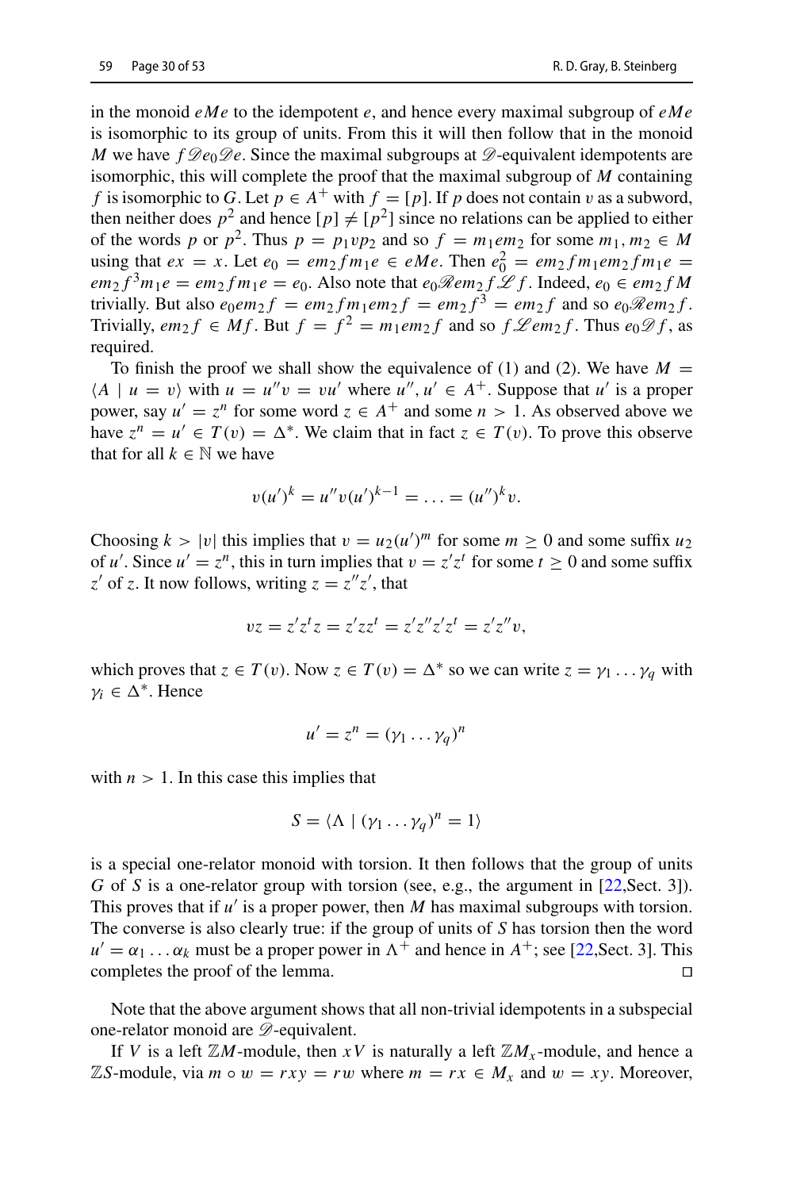in the monoid $eMe$ to the idempotent $e$, and hence every maximal subgroup of $eMe$ is isomorphic to its group of units. From this it will then follow that in the monoid $M$ we have $f \mathscr{D} e_0 \mathscr{D} e$. Since the maximal subgroups at $\mathscr{D}$-equivalent idempotents are isomorphic, this will complete the proof that the maximal subgroup of $M$ containing $f$ is isomorphic to $G$. Let $p \in A^+$ with $f = [p]$. If $p$ does not contain $v$ as a subword, then neither does $p^2$ and hence $[p] \neq [p^2]$ since no relations can be applied to either of the words $p$ or $p^2$. Thus $p = p_1 v p_2$ and so $f = m_1 e m_2$ for some $m_1, m_2 \in M$ using that $ex = x$. Let $e_0 = e m_2 f m_1 e \in eMe$. Then $e_0^2 = e m_2 f m_1 e m_2 f m_1 e = e m_2 f^3 m_1 e = e m_2 f m_1 e = e_0$. Also note that $e_0 \mathscr{R} e m_2 f \mathscr{L} f$. Indeed, $e_0 \in e m_2 f M$ trivially. But also $e_0 e m_2 f = e m_2 f m_1 e m_2 f = e m_2 f^3 = e m_2 f$ and so $e_0 \mathscr{R} e m_2 f$. Trivially, $e m_2 f \in Mf$. But $f = f^2 = m_1 e m_2 f$ and so $f \mathscr{L} e m_2 f$. Thus $e_0 \mathscr{D} f$, as required.

To finish the proof we shall show the equivalence of (1) and (2). We have $M = \langle A \mid u = v \rangle$ with $u = u'' v = v u'$ where $u'', u' \in A^+$. Suppose that $u'$ is a proper power, say $u' = z^n$ for some word $z \in A^+$ and some $n > 1$. As observed above we have $z^n = u' \in T(v) = \Delta^*$. We claim that in fact $z \in T(v)$. To prove this observe that for all $k \in \mathbb{N}$ we have

$$v(u')^k = u'' v (u')^{k-1} = \ldots = (u'')^k v.$$

Choosing $k > |v|$ this implies that $v = u_2 (u')^m$ for some $m \geq 0$ and some suffix $u_2$ of $u'$. Since $u' = z^n$, this in turn implies that $v = z' z^t$ for some $t \geq 0$ and some suffix $z'$ of $z$. It now follows, writing $z = z'' z'$, that

$$vz = z' z^t z = z' z z^t = z' z'' z' z^t = z' z'' v,$$

which proves that $z \in T(v)$. Now $z \in T(v) = \Delta^*$ so we can write $z = \gamma_1 \ldots \gamma_q$ with $\gamma_i \in \Delta^*$. Hence

$$u' = z^n = (\gamma_1 \ldots \gamma_q)^n$$

with $n > 1$. In this case this implies that

$$S = \langle \Lambda \mid (\gamma_1 \ldots \gamma_q)^n = 1 \rangle$$

is a special one-relator monoid with torsion. It then follows that the group of units $G$ of $S$ is a one-relator group with torsion (see, e.g., the argument in [22,Sect. 3]). This proves that if $u'$ is a proper power, then $M$ has maximal subgroups with torsion. The converse is also clearly true: if the group of units of $S$ has torsion then the word $u' = \alpha_1 \ldots \alpha_k$ must be a proper power in $\Lambda^+$ and hence in $A^+$; see [22,Sect. 3]. This completes the proof of the lemma. ◻

Note that the above argument shows that all non-trivial idempotents in a subspecial one-relator monoid are $\mathscr{D}$-equivalent.

If $V$ is a left $\mathbb{Z}M$-module, then $xV$ is naturally a left $\mathbb{Z}M_x$-module, and hence a $\mathbb{Z}S$-module, via $m \circ w = rxy = rw$ where $m = rx \in M_x$ and $w = xy$. Moreover,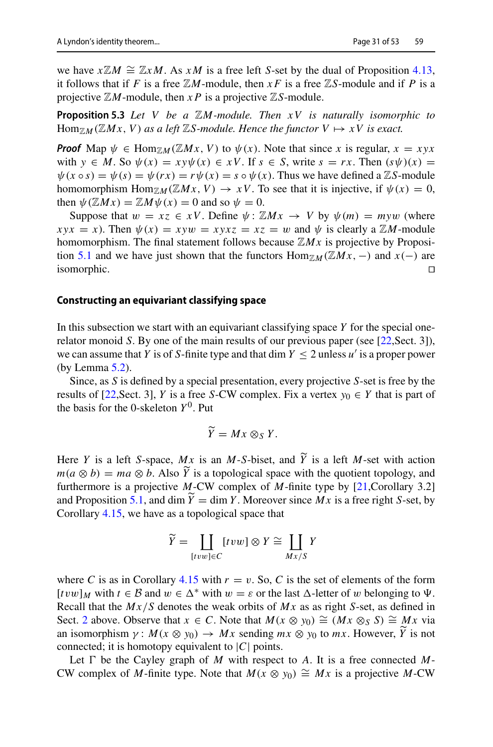we have $x\mathbb{Z}M \cong \mathbb{Z}xM$. As $xM$ is a free left $S$-set by the dual of Proposition 4.13, it follows that if $F$ is a free $\mathbb{Z}M$-module, then $xF$ is a free $\mathbb{Z}S$-module and if $P$ is a projective $\mathbb{Z}M$-module, then $xP$ is a projective $\mathbb{Z}S$-module.

**Proposition 5.3** *Let $V$ be a $\mathbb{Z}M$-module. Then $xV$ is naturally isomorphic to $\mathrm{Hom}_{\mathbb{Z}M}(\mathbb{Z}Mx, V)$ as a left $\mathbb{Z}S$-module. Hence the functor $V \mapsto xV$ is exact.*

***Proof*** Map $\psi \in \mathrm{Hom}_{\mathbb{Z}M}(\mathbb{Z}Mx, V)$ to $\psi(x)$. Note that since $x$ is regular, $x = xyx$ with $y \in M$. So $\psi(x) = xy\psi(x) \in xV$. If $s \in S$, write $s = rx$. Then $(s\psi)(x) = \psi(x \circ s) = \psi(s) = \psi(rx) = r\psi(x) = s \circ \psi(x)$. Thus we have defined a $\mathbb{Z}S$-module homomorphism $\mathrm{Hom}_{\mathbb{Z}M}(\mathbb{Z}Mx, V) \to xV$. To see that it is injective, if $\psi(x) = 0$, then $\psi(\mathbb{Z}Mx) = \mathbb{Z}M\psi(x) = 0$ and so $\psi = 0$.

Suppose that $w = xz \in xV$. Define $\psi\colon \mathbb{Z}Mx \to V$ by $\psi(m) = myw$ (where $xyx = x$). Then $\psi(x) = xyw = xyxz = xz = w$ and $\psi$ is clearly a $\mathbb{Z}M$-module homomorphism. The final statement follows because $\mathbb{Z}Mx$ is projective by Proposition 5.1 and we have just shown that the functors $\mathrm{Hom}_{\mathbb{Z}M}(\mathbb{Z}Mx, -)$ and $x(-)$ are isomorphic. ◻

### Constructing an equivariant classifying space

In this subsection we start with an equivariant classifying space $Y$ for the special one-relator monoid $S$. By one of the main results of our previous paper (see [22,Sect. 3]), we can assume that $Y$ is of $S$-finite type and that $\dim Y \leq 2$ unless $u'$ is a proper power (by Lemma 5.2).

Since, as $S$ is defined by a special presentation, every projective $S$-set is free by the results of [22,Sect. 3], $Y$ is a free $S$-CW complex. Fix a vertex $y_0 \in Y$ that is part of the basis for the 0-skeleton $Y^0$. Put

$$\widetilde{Y} = Mx \otimes_S Y.$$

Here $Y$ is a left $S$-space, $Mx$ is an $M$-$S$-biset, and $\widetilde{Y}$ is a left $M$-set with action $m(a \otimes b) = ma \otimes b$. Also $\widetilde{Y}$ is a topological space with the quotient topology, and furthermore is a projective $M$-CW complex of $M$-finite type by [21,Corollary 3.2] and Proposition 5.1, and $\dim \widetilde{Y} = \dim Y$. Moreover since $Mx$ is a free right $S$-set, by Corollary 4.15, we have as a topological space that

$$\widetilde{Y} = \coprod_{[tvw] \in C} [tvw] \otimes Y \cong \coprod_{Mx/S} Y$$

where $C$ is as in Corollary 4.15 with $r = v$. So, $C$ is the set of elements of the form $[tvw]_M$ with $t \in \mathcal{B}$ and $w \in \Delta^*$ with $w = \varepsilon$ or the last $\Delta$-letter of $w$ belonging to $\Psi$. Recall that the $Mx/S$ denotes the weak orbits of $Mx$ as as right $S$-set, as defined in Sect. 2 above. Observe that $x \in C$. Note that $M(x \otimes y_0) \cong (Mx \otimes_S S) \cong Mx$ via an isomorphism $\gamma\colon M(x \otimes y_0) \to Mx$ sending $mx \otimes y_0$ to $mx$. However, $\widetilde{Y}$ is not connected; it is homotopy equivalent to $|C|$ points.

Let $\Gamma$ be the Cayley graph of $M$ with respect to $A$. It is a free connected $M$-CW complex of $M$-finite type. Note that $M(x \otimes y_0) \cong Mx$ is a projective $M$-CW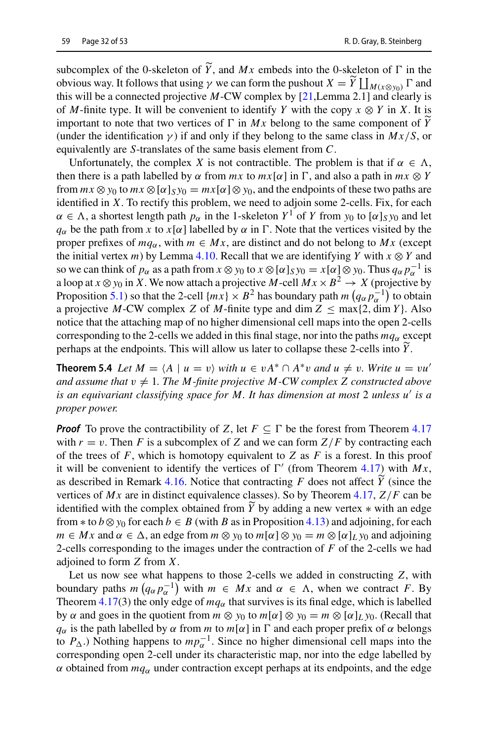subcomplex of the 0-skeleton of $\widetilde{Y}$, and $Mx$ embeds into the 0-skeleton of $\Gamma$ in the obvious way. It follows that using $\gamma$ we can form the pushout $X = \widetilde{Y} \coprod_{M(x \otimes y_0)} \Gamma$ and this will be a connected projective $M$-CW complex by [21, Lemma 2.1] and clearly is of $M$-finite type. It will be convenient to identify $Y$ with the copy $x \otimes Y$ in $X$. It is important to note that two vertices of $\Gamma$ in $Mx$ belong to the same component of $\widetilde{Y}$ (under the identification $\gamma$) if and only if they belong to the same class in $Mx/S$, or equivalently are $S$-translates of the same basis element from $C$.

Unfortunately, the complex $X$ is not contractible. The problem is that if $\alpha \in \Lambda$, then there is a path labelled by $\alpha$ from $mx$ to $mx[\alpha]$ in $\Gamma$, and also a path in $mx \otimes Y$ from $mx \otimes y_0$ to $mx \otimes [\alpha]_S y_0 = mx[\alpha] \otimes y_0$, and the endpoints of these two paths are identified in $X$. To rectify this problem, we need to adjoin some 2-cells. Fix, for each $\alpha \in \Lambda$, a shortest length path $p_\alpha$ in the 1-skeleton $Y^1$ of $Y$ from $y_0$ to $[\alpha]_S y_0$ and let $q_\alpha$ be the path from $x$ to $x[\alpha]$ labelled by $\alpha$ in $\Gamma$. Note that the vertices visited by the proper prefixes of $mq_\alpha$, with $m \in Mx$, are distinct and do not belong to $Mx$ (except the initial vertex $m$) by Lemma 4.10. Recall that we are identifying $Y$ with $x \otimes Y$ and so we can think of $p_\alpha$ as a path from $x \otimes y_0$ to $x \otimes [\alpha]_S y_0 = x[\alpha] \otimes y_0$. Thus $q_\alpha p_\alpha^{-1}$ is a loop at $x \otimes y_0$ in $X$. We now attach a projective $M$-cell $Mx \times B^2 \to X$ (projective by Proposition 5.1) so that the 2-cell $\{mx\} \times B^2$ has boundary path $m\left(q_\alpha p_\alpha^{-1}\right)$ to obtain a projective $M$-CW complex $Z$ of $M$-finite type and $\dim Z \leq \max\{2, \dim Y\}$. Also notice that the attaching map of no higher dimensional cell maps into the open 2-cells corresponding to the 2-cells we added in this final stage, nor into the paths $mq_\alpha$ except perhaps at the endpoints. This will allow us later to collapse these 2-cells into $\widetilde{Y}$.

**Theorem 5.4** *Let $M = \langle A \mid u = v \rangle$ with $u \in vA^* \cap A^*v$ and $u \neq v$. Write $u = vu'$ and assume that $v \neq 1$. The $M$-finite projective $M$-CW complex $Z$ constructed above is an equivariant classifying space for $M$. It has dimension at most 2 unless $u'$ is a proper power.*

***Proof*** To prove the contractibility of $Z$, let $F \subseteq \Gamma$ be the forest from Theorem 4.17 with $r = v$. Then $F$ is a subcomplex of $Z$ and we can form $Z/F$ by contracting each of the trees of $F$, which is homotopy equivalent to $Z$ as $F$ is a forest. In this proof it will be convenient to identify the vertices of $\Gamma'$ (from Theorem 4.17) with $Mx$, as described in Remark 4.16. Notice that contracting $F$ does not affect $\widetilde{Y}$ (since the vertices of $Mx$ are in distinct equivalence classes). So by Theorem 4.17, $Z/F$ can be identified with the complex obtained from $\widetilde{Y}$ by adding a new vertex $*$ with an edge from $*$ to $b \otimes y_0$ for each $b \in B$ (with $B$ as in Proposition 4.13) and adjoining, for each $m \in Mx$ and $\alpha \in \Delta$, an edge from $m \otimes y_0$ to $m[\alpha] \otimes y_0 = m \otimes [\alpha]_L y_0$ and adjoining 2-cells corresponding to the images under the contraction of $F$ of the 2-cells we had adjoined to form $Z$ from $X$.

Let us now see what happens to those 2-cells we added in constructing $Z$, with boundary paths $m\left(q_\alpha p_\alpha^{-1}\right)$ with $m \in Mx$ and $\alpha \in \Lambda$, when we contract $F$. By Theorem 4.17(3) the only edge of $mq_\alpha$ that survives is its final edge, which is labelled by $\alpha$ and goes in the quotient from $m \otimes y_0$ to $m[\alpha] \otimes y_0 = m \otimes [\alpha]_L y_0$. (Recall that $q_\alpha$ is the path labelled by $\alpha$ from $m$ to $m[\alpha]$ in $\Gamma$ and each proper prefix of $\alpha$ belongs to $P_\Delta$.) Nothing happens to $mp_\alpha^{-1}$. Since no higher dimensional cell maps into the corresponding open 2-cell under its characteristic map, nor into the edge labelled by $\alpha$ obtained from $mq_\alpha$ under contraction except perhaps at its endpoints, and the edge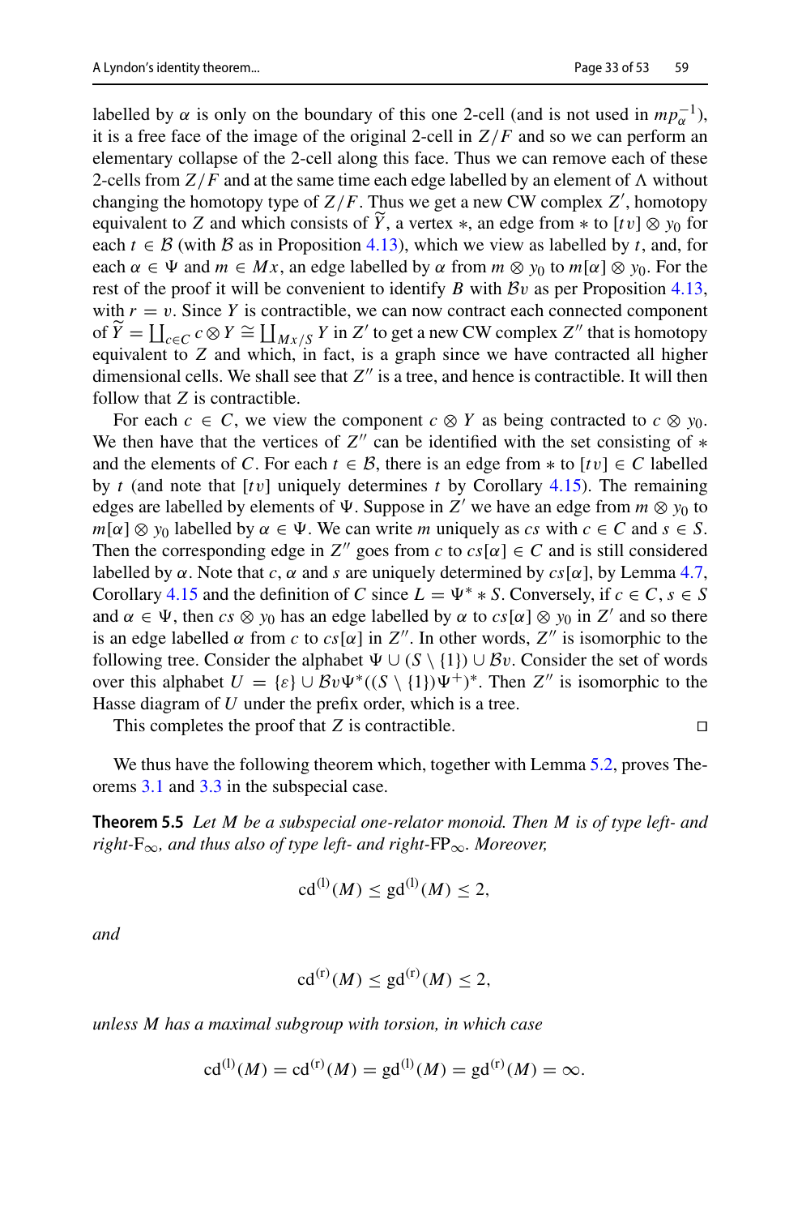labelled by $\alpha$ is only on the boundary of this one 2-cell (and is not used in $mp_\alpha^{-1}$), it is a free face of the image of the original 2-cell in $Z/F$ and so we can perform an elementary collapse of the 2-cell along this face. Thus we can remove each of these 2-cells from $Z/F$ and at the same time each edge labelled by an element of $\Lambda$ without changing the homotopy type of $Z/F$. Thus we get a new CW complex $Z'$, homotopy equivalent to $Z$ and which consists of $\widetilde{Y}$, a vertex $*$, an edge from $*$ to $[tv] \otimes y_0$ for each $t \in \mathcal{B}$ (with $\mathcal{B}$ as in Proposition 4.13), which we view as labelled by $t$, and, for each $\alpha \in \Psi$ and $m \in Mx$, an edge labelled by $\alpha$ from $m \otimes y_0$ to $m[\alpha] \otimes y_0$. For the rest of the proof it will be convenient to identify $B$ with $\mathcal{B}v$ as per Proposition 4.13, with $r = v$. Since $Y$ is contractible, we can now contract each connected component of $\widetilde{Y} = \coprod_{c \in C} c \otimes Y \cong \coprod_{Mx/S} Y$ in $Z'$ to get a new CW complex $Z''$ that is homotopy equivalent to $Z$ and which, in fact, is a graph since we have contracted all higher dimensional cells. We shall see that $Z''$ is a tree, and hence is contractible. It will then follow that $Z$ is contractible.

For each $c \in C$, we view the component $c \otimes Y$ as being contracted to $c \otimes y_0$. We then have that the vertices of $Z''$ can be identified with the set consisting of $*$ and the elements of $C$. For each $t \in \mathcal{B}$, there is an edge from $*$ to $[tv] \in C$ labelled by $t$ (and note that $[tv]$ uniquely determines $t$ by Corollary 4.15). The remaining edges are labelled by elements of $\Psi$. Suppose in $Z'$ we have an edge from $m \otimes y_0$ to $m[\alpha] \otimes y_0$ labelled by $\alpha \in \Psi$. We can write $m$ uniquely as $cs$ with $c \in C$ and $s \in S$. Then the corresponding edge in $Z''$ goes from $c$ to $cs[\alpha] \in C$ and is still considered labelled by $\alpha$. Note that $c$, $\alpha$ and $s$ are uniquely determined by $cs[\alpha]$, by Lemma 4.7, Corollary 4.15 and the definition of $C$ since $L = \Psi^* * S$. Conversely, if $c \in C$, $s \in S$ and $\alpha \in \Psi$, then $cs \otimes y_0$ has an edge labelled by $\alpha$ to $cs[\alpha] \otimes y_0$ in $Z'$ and so there is an edge labelled $\alpha$ from $c$ to $cs[\alpha]$ in $Z''$. In other words, $Z''$ is isomorphic to the following tree. Consider the alphabet $\Psi \cup (S \setminus \{1\}) \cup \mathcal{B}v$. Consider the set of words over this alphabet $U = \{\varepsilon\} \cup \mathcal{B}v\Psi^*((S \setminus \{1\})\Psi^+)^*$. Then $Z''$ is isomorphic to the Hasse diagram of $U$ under the prefix order, which is a tree.

This completes the proof that $Z$ is contractible. ◻

We thus have the following theorem which, together with Lemma 5.2, proves Theorems 3.1 and 3.3 in the subspecial case.

**Theorem 5.5** *Let $M$ be a subspecial one-relator monoid. Then $M$ is of type left- and right-$\mathrm{F}_\infty$, and thus also of type left- and right-$\mathrm{FP}_\infty$. Moreover,*

$$\mathrm{cd}^{(\mathrm{l})}(M) \leq \mathrm{gd}^{(\mathrm{l})}(M) \leq 2,$$

*and*

$$\mathrm{cd}^{(\mathrm{r})}(M) \leq \mathrm{gd}^{(\mathrm{r})}(M) \leq 2,$$

*unless $M$ has a maximal subgroup with torsion, in which case*

$$\mathrm{cd}^{(\mathrm{l})}(M) = \mathrm{cd}^{(\mathrm{r})}(M) = \mathrm{gd}^{(\mathrm{l})}(M) = \mathrm{gd}^{(\mathrm{r})}(M) = \infty.$$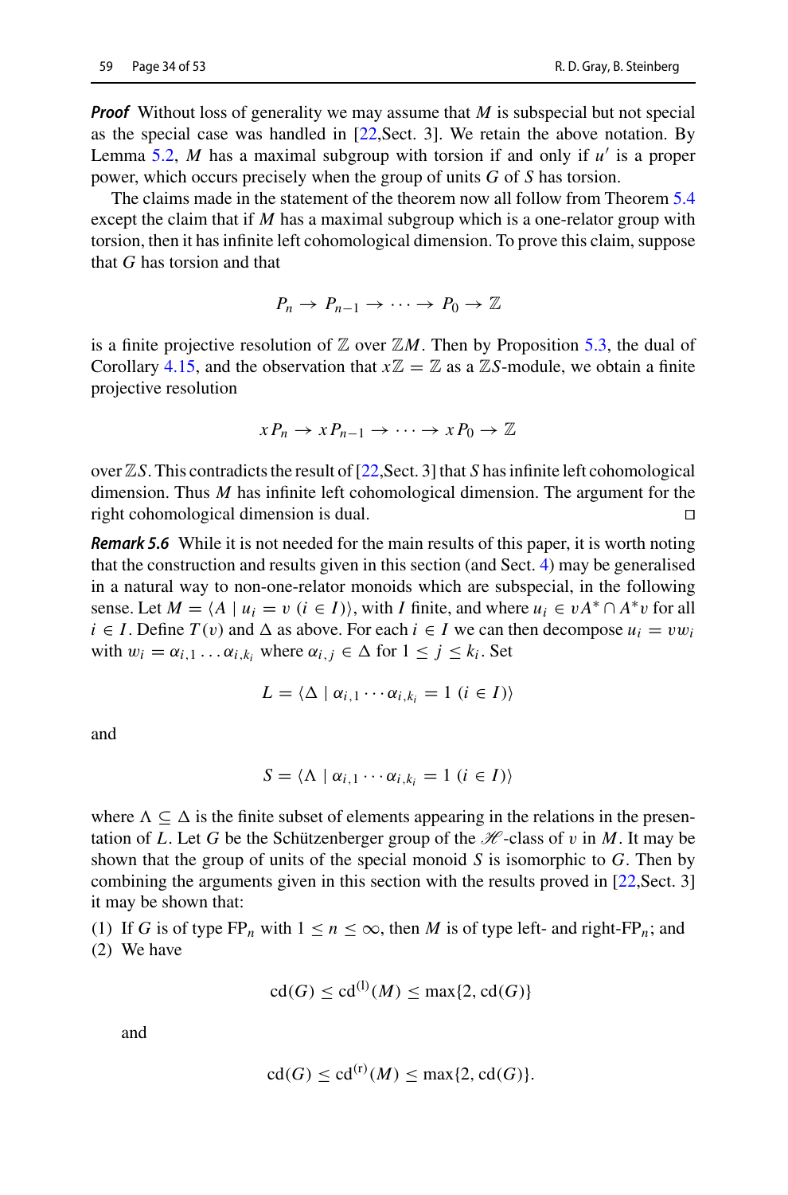***Proof*** Without loss of generality we may assume that $M$ is subspecial but not special as the special case was handled in [22,Sect. 3]. We retain the above notation. By Lemma 5.2, $M$ has a maximal subgroup with torsion if and only if $u'$ is a proper power, which occurs precisely when the group of units $G$ of $S$ has torsion.

The claims made in the statement of the theorem now all follow from Theorem 5.4 except the claim that if $M$ has a maximal subgroup which is a one-relator group with torsion, then it has infinite left cohomological dimension. To prove this claim, suppose that $G$ has torsion and that

$$P_n \to P_{n-1} \to \cdots \to P_0 \to \mathbb{Z}$$

is a finite projective resolution of $\mathbb{Z}$ over $\mathbb{Z}M$. Then by Proposition 5.3, the dual of Corollary 4.15, and the observation that $x\mathbb{Z} = \mathbb{Z}$ as a $\mathbb{Z}S$-module, we obtain a finite projective resolution

$$xP_n \to xP_{n-1} \to \cdots \to xP_0 \to \mathbb{Z}$$

over $\mathbb{Z}S$. This contradicts the result of [22,Sect. 3] that $S$ has infinite left cohomological dimension. Thus $M$ has infinite left cohomological dimension. The argument for the right cohomological dimension is dual. $\square$

***Remark 5.6*** While it is not needed for the main results of this paper, it is worth noting that the construction and results given in this section (and Sect. 4) may be generalised in a natural way to non-one-relator monoids which are subspecial, in the following sense. Let $M = \langle A \mid u_i = v \ (i \in I)\rangle$, with $I$ finite, and where $u_i \in vA^* \cap A^*v$ for all $i \in I$. Define $T(v)$ and $\Delta$ as above. For each $i \in I$ we can then decompose $u_i = vw_i$ with $w_i = \alpha_{i,1} \ldots \alpha_{i,k_i}$ where $\alpha_{i,j} \in \Delta$ for $1 \leq j \leq k_i$. Set

$$L = \langle \Delta \mid \alpha_{i,1} \cdots \alpha_{i,k_i} = 1 \ (i \in I)\rangle$$

and

$$S = \langle \Lambda \mid \alpha_{i,1} \cdots \alpha_{i,k_i} = 1 \ (i \in I)\rangle$$

where $\Lambda \subseteq \Delta$ is the finite subset of elements appearing in the relations in the presentation of $L$. Let $G$ be the Schützenberger group of the $\mathscr{H}$-class of $v$ in $M$. It may be shown that the group of units of the special monoid $S$ is isomorphic to $G$. Then by combining the arguments given in this section with the results proved in [22,Sect. 3] it may be shown that:

(1) If $G$ is of type $\mathrm{FP}_n$ with $1 \leq n \leq \infty$, then $M$ is of type left- and right-$\mathrm{FP}_n$; and
(2) We have

$$\mathrm{cd}(G) \leq \mathrm{cd}^{(\mathrm{l})}(M) \leq \max\{2, \mathrm{cd}(G)\}$$

and

$$\mathrm{cd}(G) \leq \mathrm{cd}^{(\mathrm{r})}(M) \leq \max\{2, \mathrm{cd}(G)\}.$$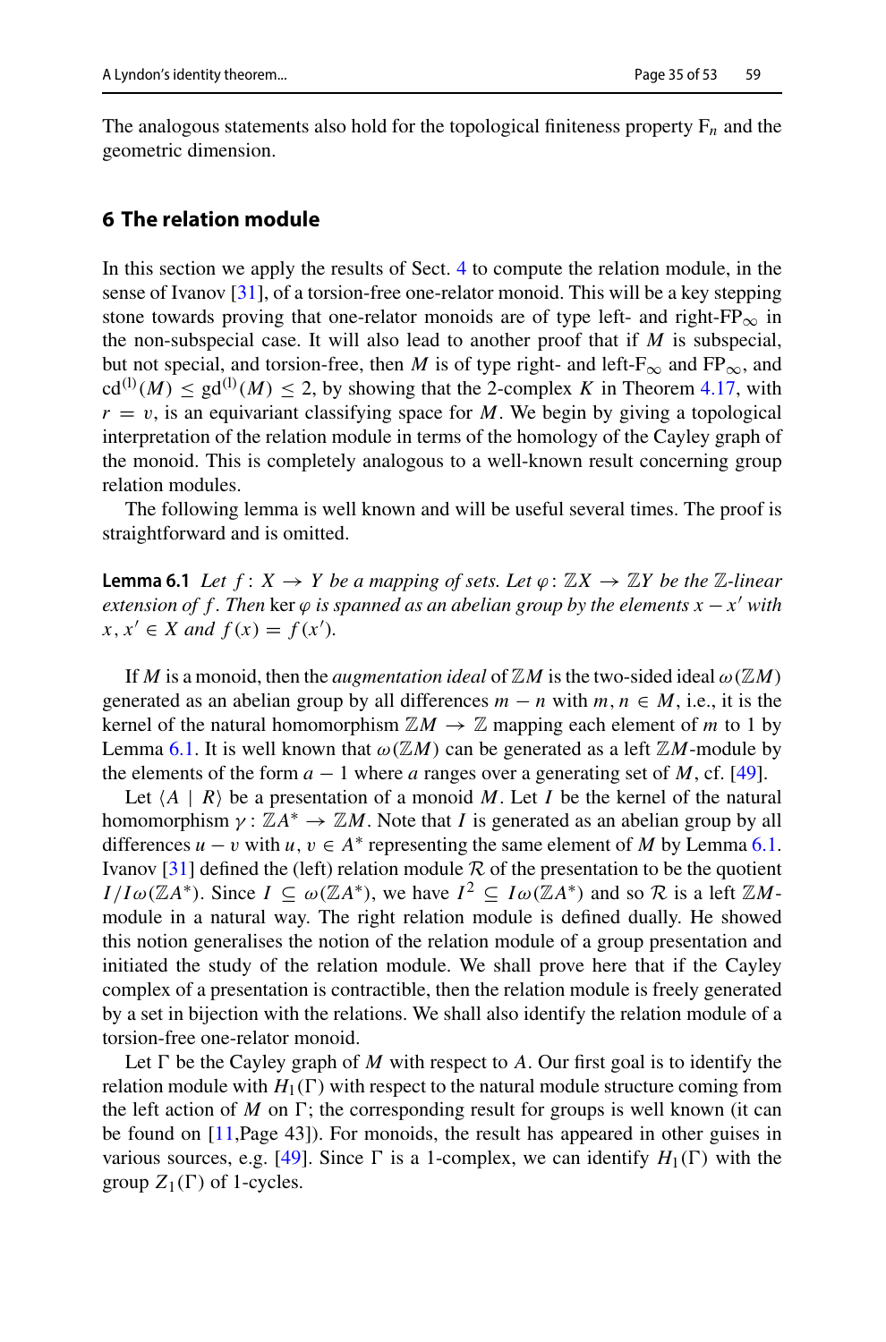The analogous statements also hold for the topological finiteness property $\mathrm{F}_n$ and the geometric dimension.

## 6 The relation module

In this section we apply the results of Sect. 4 to compute the relation module, in the sense of Ivanov [31], of a torsion-free one-relator monoid. This will be a key stepping stone towards proving that one-relator monoids are of type left- and right-$\mathrm{FP}_\infty$ in the non-subspecial case. It will also lead to another proof that if $M$ is subspecial, but not special, and torsion-free, then $M$ is of type right- and left-$\mathrm{F}_\infty$ and $\mathrm{FP}_\infty$, and $\mathrm{cd}^{(\mathrm{l})}(M) \leq \mathrm{gd}^{(\mathrm{l})}(M) \leq 2$, by showing that the 2-complex $K$ in Theorem 4.17, with $r = v$, is an equivariant classifying space for $M$. We begin by giving a topological interpretation of the relation module in terms of the homology of the Cayley graph of the monoid. This is completely analogous to a well-known result concerning group relation modules.

The following lemma is well known and will be useful several times. The proof is straightforward and is omitted.

**Lemma 6.1** *Let $f\colon X \to Y$ be a mapping of sets. Let $\varphi\colon \mathbb{Z}X \to \mathbb{Z}Y$ be the $\mathbb{Z}$-linear extension of $f$. Then* $\ker \varphi$ *is spanned as an abelian group by the elements $x - x'$ with $x, x' \in X$ and $f(x) = f(x')$.*

If $M$ is a monoid, then the *augmentation ideal* of $\mathbb{Z}M$ is the two-sided ideal $\omega(\mathbb{Z}M)$ generated as an abelian group by all differences $m - n$ with $m, n \in M$, i.e., it is the kernel of the natural homomorphism $\mathbb{Z}M \to \mathbb{Z}$ mapping each element of $m$ to 1 by Lemma 6.1. It is well known that $\omega(\mathbb{Z}M)$ can be generated as a left $\mathbb{Z}M$-module by the elements of the form $a - 1$ where $a$ ranges over a generating set of $M$, cf. [49].

Let $\langle A \mid R \rangle$ be a presentation of a monoid $M$. Let $I$ be the kernel of the natural homomorphism $\gamma\colon \mathbb{Z}A^* \to \mathbb{Z}M$. Note that $I$ is generated as an abelian group by all differences $u - v$ with $u, v \in A^*$ representing the same element of $M$ by Lemma 6.1. Ivanov [31] defined the (left) relation module $\mathcal{R}$ of the presentation to be the quotient $I/I\omega(\mathbb{Z}A^*)$. Since $I \subseteq \omega(\mathbb{Z}A^*)$, we have $I^2 \subseteq I\omega(\mathbb{Z}A^*)$ and so $\mathcal{R}$ is a left $\mathbb{Z}M$-module in a natural way. The right relation module is defined dually. He showed this notion generalises the notion of the relation module of a group presentation and initiated the study of the relation module. We shall prove here that if the Cayley complex of a presentation is contractible, then the relation module is freely generated by a set in bijection with the relations. We shall also identify the relation module of a torsion-free one-relator monoid.

Let $\Gamma$ be the Cayley graph of $M$ with respect to $A$. Our first goal is to identify the relation module with $H_1(\Gamma)$ with respect to the natural module structure coming from the left action of $M$ on $\Gamma$; the corresponding result for groups is well known (it can be found on [11,Page 43]). For monoids, the result has appeared in other guises in various sources, e.g. [49]. Since $\Gamma$ is a 1-complex, we can identify $H_1(\Gamma)$ with the group $Z_1(\Gamma)$ of 1-cycles.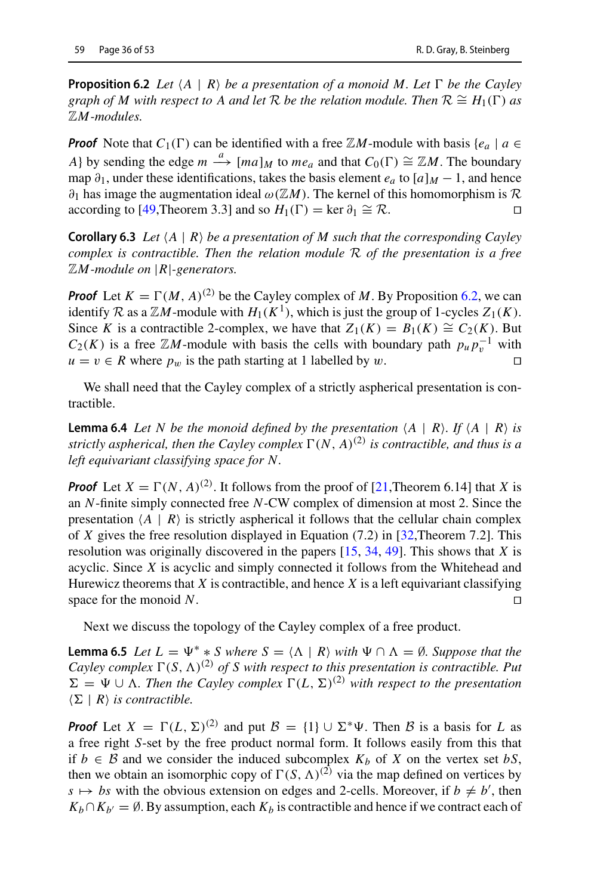**Proposition 6.2** *Let $\langle A \mid R\rangle$ be a presentation of a monoid $M$. Let $\Gamma$ be the Cayley graph of $M$ with respect to $A$ and let $\mathcal{R}$ be the relation module. Then $\mathcal{R} \cong H_1(\Gamma)$ as $\mathbb{Z}M$-modules.*

***Proof*** Note that $C_1(\Gamma)$ can be identified with a free $\mathbb{Z}M$-module with basis $\{e_a \mid a \in A\}$ by sending the edge $m \xrightarrow{a} [ma]_M$ to $me_a$ and that $C_0(\Gamma) \cong \mathbb{Z}M$. The boundary map $\partial_1$, under these identifications, takes the basis element $e_a$ to $[a]_M - 1$, and hence $\partial_1$ has image the augmentation ideal $\omega(\mathbb{Z}M)$. The kernel of this homomorphism is $\mathcal{R}$ according to [49,Theorem 3.3] and so $H_1(\Gamma) = \ker \partial_1 \cong \mathcal{R}$. □

**Corollary 6.3** *Let $\langle A \mid R\rangle$ be a presentation of $M$ such that the corresponding Cayley complex is contractible. Then the relation module $\mathcal{R}$ of the presentation is a free $\mathbb{Z}M$-module on $|R|$-generators.*

***Proof*** Let $K = \Gamma(M, A)^{(2)}$ be the Cayley complex of $M$. By Proposition 6.2, we can identify $\mathcal{R}$ as a $\mathbb{Z}M$-module with $H_1(K^1)$, which is just the group of 1-cycles $Z_1(K)$. Since $K$ is a contractible 2-complex, we have that $Z_1(K) = B_1(K) \cong C_2(K)$. But $C_2(K)$ is a free $\mathbb{Z}M$-module with basis the cells with boundary path $p_u p_v^{-1}$ with $u = v \in R$ where $p_w$ is the path starting at 1 labelled by $w$. □

We shall need that the Cayley complex of a strictly aspherical presentation is contractible.

**Lemma 6.4** *Let $N$ be the monoid defined by the presentation $\langle A \mid R\rangle$. If $\langle A \mid R\rangle$ is strictly aspherical, then the Cayley complex $\Gamma(N, A)^{(2)}$ is contractible, and thus is a left equivariant classifying space for $N$.*

***Proof*** Let $X = \Gamma(N, A)^{(2)}$. It follows from the proof of [21,Theorem 6.14] that $X$ is an $N$-finite simply connected free $N$-CW complex of dimension at most 2. Since the presentation $\langle A \mid R\rangle$ is strictly aspherical it follows that the cellular chain complex of $X$ gives the free resolution displayed in Equation (7.2) in [32,Theorem 7.2]. This resolution was originally discovered in the papers [15, 34, 49]. This shows that $X$ is acyclic. Since $X$ is acyclic and simply connected it follows from the Whitehead and Hurewicz theorems that $X$ is contractible, and hence $X$ is a left equivariant classifying space for the monoid $N$. □

Next we discuss the topology of the Cayley complex of a free product.

**Lemma 6.5** *Let $L = \Psi^* * S$ where $S = \langle \Lambda \mid R\rangle$ with $\Psi \cap \Lambda = \emptyset$. Suppose that the Cayley complex $\Gamma(S, \Lambda)^{(2)}$ of $S$ with respect to this presentation is contractible. Put $\Sigma = \Psi \cup \Lambda$. Then the Cayley complex $\Gamma(L, \Sigma)^{(2)}$ with respect to the presentation $\langle \Sigma \mid R\rangle$ is contractible.*

***Proof*** Let $X = \Gamma(L, \Sigma)^{(2)}$ and put $\mathcal{B} = \{1\} \cup \Sigma^*\Psi$. Then $\mathcal{B}$ is a basis for $L$ as a free right $S$-set by the free product normal form. It follows easily from this that if $b \in \mathcal{B}$ and we consider the induced subcomplex $K_b$ of $X$ on the vertex set $bS$, then we obtain an isomorphic copy of $\Gamma(S, \Lambda)^{(2)}$ via the map defined on vertices by $s \mapsto bs$ with the obvious extension on edges and 2-cells. Moreover, if $b \neq b'$, then $K_b \cap K_{b'} = \emptyset$. By assumption, each $K_b$ is contractible and hence if we contract each of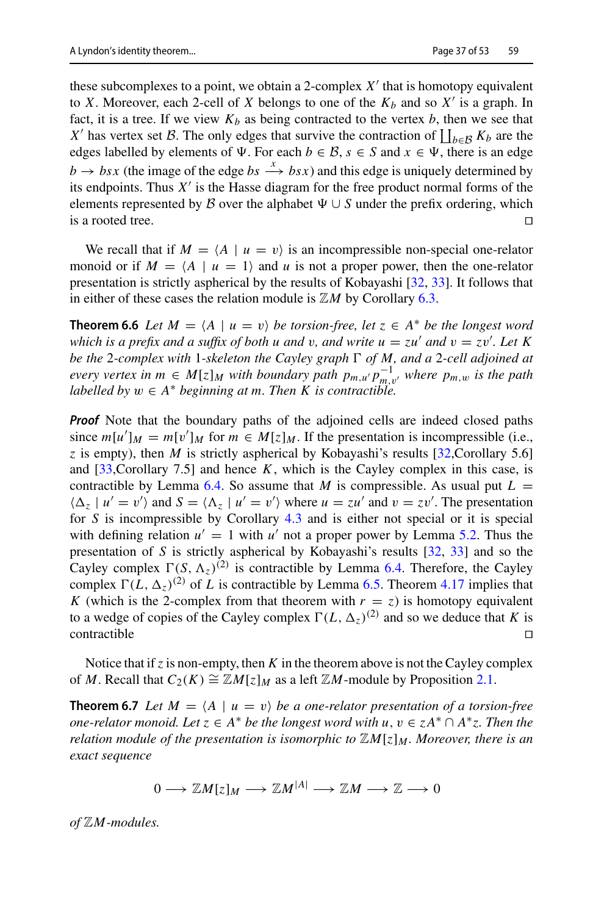these subcomplexes to a point, we obtain a 2-complex $X'$ that is homotopy equivalent to $X$. Moreover, each 2-cell of $X$ belongs to one of the $K_b$ and so $X'$ is a graph. In fact, it is a tree. If we view $K_b$ as being contracted to the vertex $b$, then we see that $X'$ has vertex set $\mathcal{B}$. The only edges that survive the contraction of $\coprod_{b\in\mathcal{B}} K_b$ are the edges labelled by elements of $\Psi$. For each $b \in \mathcal{B}$, $s \in S$ and $x \in \Psi$, there is an edge $b \to bsx$ (the image of the edge $bs \xrightarrow{x} bsx$) and this edge is uniquely determined by its endpoints. Thus $X'$ is the Hasse diagram for the free product normal forms of the elements represented by $\mathcal{B}$ over the alphabet $\Psi \cup S$ under the prefix ordering, which is a rooted tree. □

We recall that if $M = \langle A \mid u = v\rangle$ is an incompressible non-special one-relator monoid or if $M = \langle A \mid u = 1\rangle$ and $u$ is not a proper power, then the one-relator presentation is strictly aspherical by the results of Kobayashi [32, 33]. It follows that in either of these cases the relation module is $\mathbb{Z}M$ by Corollary 6.3.

**Theorem 6.6** *Let $M = \langle A \mid u = v\rangle$ be torsion-free, let $z \in A^*$ be the longest word which is a prefix and a suffix of both $u$ and $v$, and write $u = zu'$ and $v = zv'$. Let $K$ be the 2-complex with 1-skeleton the Cayley graph $\Gamma$ of $M$, and a 2-cell adjoined at every vertex in $m \in M[z]_M$ with boundary path $p_{m,u'}p_{m,v'}^{-1}$ where $p_{m,w}$ is the path labelled by $w \in A^*$ beginning at $m$. Then $K$ is contractible.*

***Proof*** Note that the boundary paths of the adjoined cells are indeed closed paths since $m[u']_M = m[v']_M$ for $m \in M[z]_M$. If the presentation is incompressible (i.e., $z$ is empty), then $M$ is strictly aspherical by Kobayashi's results [32,Corollary 5.6] and [33,Corollary 7.5] and hence $K$, which is the Cayley complex in this case, is contractible by Lemma 6.4. So assume that $M$ is compressible. As usual put $L = \langle \Delta_z \mid u' = v'\rangle$ and $S = \langle \Lambda_z \mid u' = v'\rangle$ where $u = zu'$ and $v = zv'$. The presentation for $S$ is incompressible by Corollary 4.3 and is either not special or it is special with defining relation $u' = 1$ with $u'$ not a proper power by Lemma 5.2. Thus the presentation of $S$ is strictly aspherical by Kobayashi's results [32, 33] and so the Cayley complex $\Gamma(S, \Lambda_z)^{(2)}$ is contractible by Lemma 6.4. Therefore, the Cayley complex $\Gamma(L, \Delta_z)^{(2)}$ of $L$ is contractible by Lemma 6.5. Theorem 4.17 implies that $K$ (which is the 2-complex from that theorem with $r = z$) is homotopy equivalent to a wedge of copies of the Cayley complex $\Gamma(L, \Delta_z)^{(2)}$ and so we deduce that $K$ is contractible □

Notice that if $z$ is non-empty, then $K$ in the theorem above is not the Cayley complex of $M$. Recall that $C_2(K) \cong \mathbb{Z}M[z]_M$ as a left $\mathbb{Z}M$-module by Proposition 2.1.

**Theorem 6.7** *Let $M = \langle A \mid u = v\rangle$ be a one-relator presentation of a torsion-free one-relator monoid. Let $z \in A^*$ be the longest word with $u, v \in zA^* \cap A^*z$. Then the relation module of the presentation is isomorphic to $\mathbb{Z}M[z]_M$. Moreover, there is an exact sequence*

$$0 \longrightarrow \mathbb{Z}M[z]_M \longrightarrow \mathbb{Z}M^{|A|} \longrightarrow \mathbb{Z}M \longrightarrow \mathbb{Z} \longrightarrow 0$$

*of $\mathbb{Z}M$-modules.*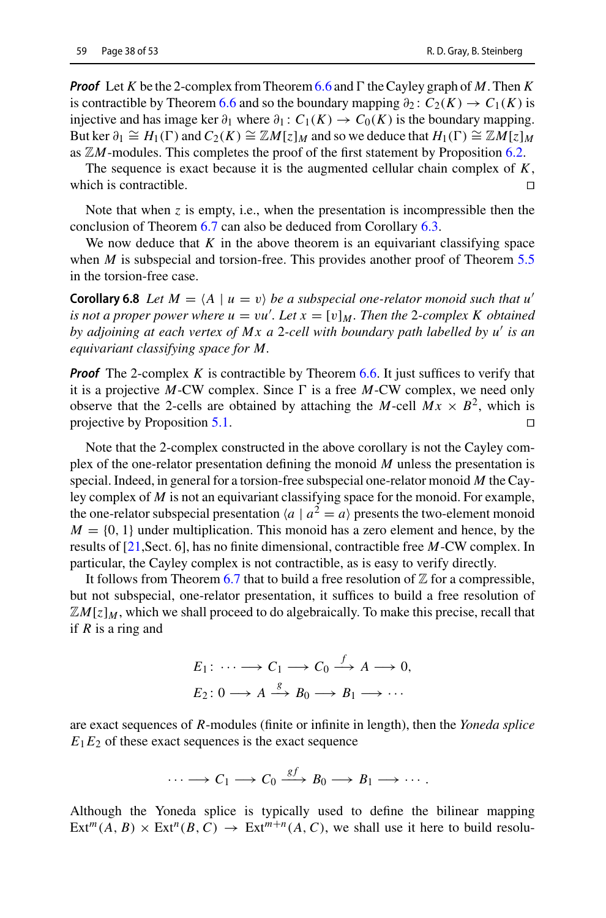***Proof*** Let $K$ be the 2-complex from Theorem 6.6 and $\Gamma$ the Cayley graph of $M$. Then $K$ is contractible by Theorem 6.6 and so the boundary mapping $\partial_2\colon C_2(K) \to C_1(K)$ is injective and has image $\ker \partial_1$ where $\partial_1\colon C_1(K) \to C_0(K)$ is the boundary mapping. But $\ker \partial_1 \cong H_1(\Gamma)$ and $C_2(K) \cong \mathbb{Z}M[z]_M$ and so we deduce that $H_1(\Gamma) \cong \mathbb{Z}M[z]_M$ as $\mathbb{Z}M$-modules. This completes the proof of the first statement by Proposition 6.2.

The sequence is exact because it is the augmented cellular chain complex of $K$, which is contractible. $\square$

Note that when $z$ is empty, i.e., when the presentation is incompressible then the conclusion of Theorem 6.7 can also be deduced from Corollary 6.3.

We now deduce that $K$ in the above theorem is an equivariant classifying space when $M$ is subspecial and torsion-free. This provides another proof of Theorem 5.5 in the torsion-free case.

**Corollary 6.8** *Let $M = \langle A \mid u = v\rangle$ be a subspecial one-relator monoid such that $u'$ is not a proper power where $u = vu'$. Let $x = [v]_M$. Then the 2-complex $K$ obtained by adjoining at each vertex of $Mx$ a 2-cell with boundary path labelled by $u'$ is an equivariant classifying space for $M$.*

***Proof*** The 2-complex $K$ is contractible by Theorem 6.6. It just suffices to verify that it is a projective $M$-CW complex. Since $\Gamma$ is a free $M$-CW complex, we need only observe that the 2-cells are obtained by attaching the $M$-cell $Mx \times B^2$, which is projective by Proposition 5.1. $\square$

Note that the 2-complex constructed in the above corollary is not the Cayley complex of the one-relator presentation defining the monoid $M$ unless the presentation is special. Indeed, in general for a torsion-free subspecial one-relator monoid $M$ the Cayley complex of $M$ is not an equivariant classifying space for the monoid. For example, the one-relator subspecial presentation $\langle a \mid a^2 = a\rangle$ presents the two-element monoid $M = \{0, 1\}$ under multiplication. This monoid has a zero element and hence, by the results of [21,Sect. 6], has no finite dimensional, contractible free $M$-CW complex. In particular, the Cayley complex is not contractible, as is easy to verify directly.

It follows from Theorem 6.7 that to build a free resolution of $\mathbb{Z}$ for a compressible, but not subspecial, one-relator presentation, it suffices to build a free resolution of $\mathbb{Z}M[z]_M$, which we shall proceed to do algebraically. To make this precise, recall that if $R$ is a ring and

$$E_1\colon\ \cdots \longrightarrow C_1 \longrightarrow C_0 \xrightarrow{\ f\ } A \longrightarrow 0,$$
$$E_2\colon 0 \longrightarrow A \xrightarrow{\ g\ } B_0 \longrightarrow B_1 \longrightarrow \cdots$$

are exact sequences of $R$-modules (finite or infinite in length), then the *Yoneda splice* $E_1E_2$ of these exact sequences is the exact sequence

$$\cdots \longrightarrow C_1 \longrightarrow C_0 \xrightarrow{\ gf\ } B_0 \longrightarrow B_1 \longrightarrow \cdots.$$

Although the Yoneda splice is typically used to define the bilinear mapping $\mathrm{Ext}^m(A, B) \times \mathrm{Ext}^n(B, C) \to \mathrm{Ext}^{m+n}(A, C)$, we shall use it here to build resolu-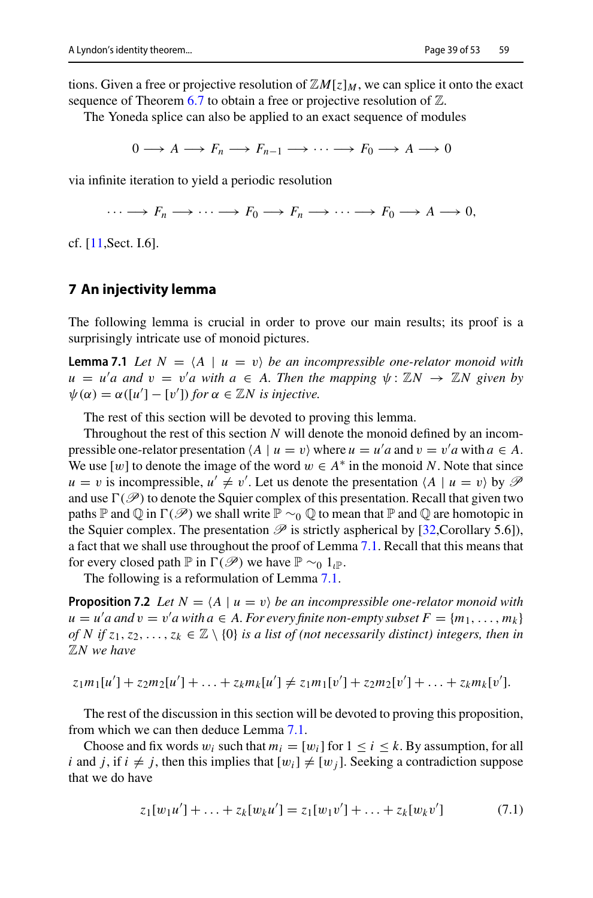tions. Given a free or projective resolution of $\mathbb{Z}M[z]_M$, we can splice it onto the exact sequence of Theorem 6.7 to obtain a free or projective resolution of $\mathbb{Z}$.

The Yoneda splice can also be applied to an exact sequence of modules

$$0 \longrightarrow A \longrightarrow F_n \longrightarrow F_{n-1} \longrightarrow \cdots \longrightarrow F_0 \longrightarrow A \longrightarrow 0$$

via infinite iteration to yield a periodic resolution

$$\cdots \longrightarrow F_n \longrightarrow \cdots \longrightarrow F_0 \longrightarrow F_n \longrightarrow \cdots \longrightarrow F_0 \longrightarrow A \longrightarrow 0,$$

cf. [11,Sect. I.6].

## 7 An injectivity lemma

The following lemma is crucial in order to prove our main results; its proof is a surprisingly intricate use of monoid pictures.

**Lemma 7.1** *Let $N = \langle A \mid u = v\rangle$ be an incompressible one-relator monoid with $u = u'a$ and $v = v'a$ with $a \in A$. Then the mapping $\psi : \mathbb{Z}N \to \mathbb{Z}N$ given by $\psi(\alpha) = \alpha([u'] - [v'])$ for $\alpha \in \mathbb{Z}N$ is injective.*

The rest of this section will be devoted to proving this lemma.

Throughout the rest of this section $N$ will denote the monoid defined by an incompressible one-relator presentation $\langle A \mid u = v\rangle$ where $u = u'a$ and $v = v'a$ with $a \in A$. We use $[w]$ to denote the image of the word $w \in A^*$ in the monoid $N$. Note that since $u = v$ is incompressible, $u' \neq v'$. Let us denote the presentation $\langle A \mid u = v\rangle$ by $\mathscr{P}$ and use $\Gamma(\mathscr{P})$ to denote the Squier complex of this presentation. Recall that given two paths $\mathbb{P}$ and $\mathbb{Q}$ in $\Gamma(\mathscr{P})$ we shall write $\mathbb{P} \sim_0 \mathbb{Q}$ to mean that $\mathbb{P}$ and $\mathbb{Q}$ are homotopic in the Squier complex. The presentation $\mathscr{P}$ is strictly aspherical by [32,Corollary 5.6]), a fact that we shall use throughout the proof of Lemma 7.1. Recall that this means that for every closed path $\mathbb{P}$ in $\Gamma(\mathscr{P})$ we have $\mathbb{P} \sim_0 1_{\iota\mathbb{P}}$.

The following is a reformulation of Lemma 7.1.

**Proposition 7.2** *Let $N = \langle A \mid u = v\rangle$ be an incompressible one-relator monoid with $u = u'a$ and $v = v'a$ with $a \in A$. For every finite non-empty subset $F = \{m_1, \ldots, m_k\}$ of $N$ if $z_1, z_2, \ldots, z_k \in \mathbb{Z} \setminus \{0\}$ is a list of (not necessarily distinct) integers, then in $\mathbb{Z}N$ we have*

$$z_1 m_1[u'] + z_2 m_2[u'] + \ldots + z_k m_k[u'] \neq z_1 m_1[v'] + z_2 m_2[v'] + \ldots + z_k m_k[v'].$$

The rest of the discussion in this section will be devoted to proving this proposition, from which we can then deduce Lemma 7.1.

Choose and fix words $w_i$ such that $m_i = [w_i]$ for $1 \leq i \leq k$. By assumption, for all $i$ and $j$, if $i \neq j$, then this implies that $[w_i] \neq [w_j]$. Seeking a contradiction suppose that we do have

$$z_1[w_1u'] + \ldots + z_k[w_ku'] = z_1[w_1v'] + \ldots + z_k[w_kv'] \tag{7.1}$$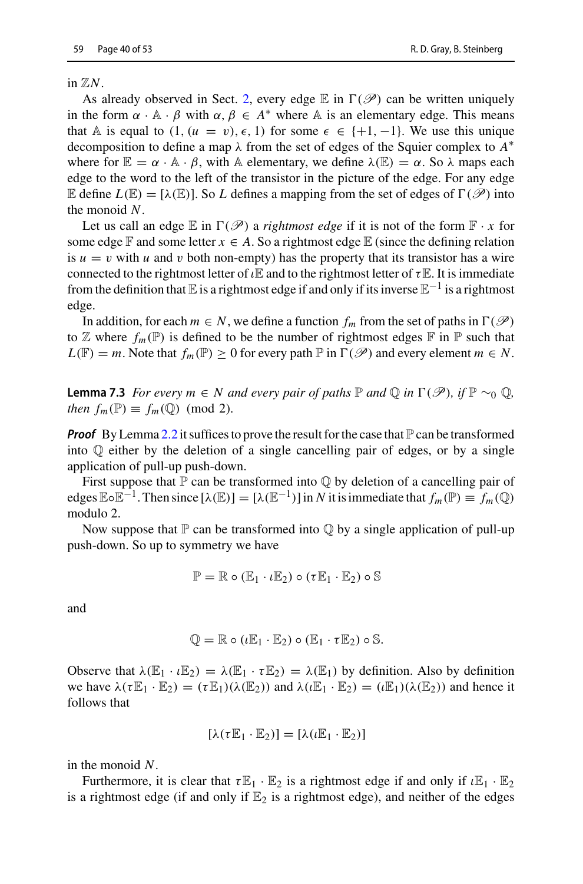in $\mathbb{Z}N$.

As already observed in Sect. 2, every edge $\mathbb{E}$ in $\Gamma(\mathscr{P})$ can be written uniquely in the form $\alpha \cdot \mathbb{A} \cdot \beta$ with $\alpha, \beta \in A^*$ where $\mathbb{A}$ is an elementary edge. This means that $\mathbb{A}$ is equal to $(1, (u = v), \epsilon, 1)$ for some $\epsilon \in \{+1, -1\}$. We use this unique decomposition to define a map $\lambda$ from the set of edges of the Squier complex to $A^*$ where for $\mathbb{E} = \alpha \cdot \mathbb{A} \cdot \beta$, with $\mathbb{A}$ elementary, we define $\lambda(\mathbb{E}) = \alpha$. So $\lambda$ maps each edge to the word to the left of the transistor in the picture of the edge. For any edge $\mathbb{E}$ define $L(\mathbb{E}) = [\lambda(\mathbb{E})]$. So $L$ defines a mapping from the set of edges of $\Gamma(\mathscr{P})$ into the monoid $N$.

Let us call an edge $\mathbb{E}$ in $\Gamma(\mathscr{P})$ a *rightmost edge* if it is not of the form $\mathbb{F} \cdot x$ for some edge $\mathbb{F}$ and some letter $x \in A$. So a rightmost edge $\mathbb{E}$ (since the defining relation is $u = v$ with $u$ and $v$ both non-empty) has the property that its transistor has a wire connected to the rightmost letter of $\iota\mathbb{E}$ and to the rightmost letter of $\tau\mathbb{E}$. It is immediate from the definition that $\mathbb{E}$ is a rightmost edge if and only if its inverse $\mathbb{E}^{-1}$ is a rightmost edge.

In addition, for each $m \in N$, we define a function $f_m$ from the set of paths in $\Gamma(\mathscr{P})$ to $\mathbb{Z}$ where $f_m(\mathbb{P})$ is defined to be the number of rightmost edges $\mathbb{F}$ in $\mathbb{P}$ such that $L(\mathbb{F}) = m$. Note that $f_m(\mathbb{P}) \geq 0$ for every path $\mathbb{P}$ in $\Gamma(\mathscr{P})$ and every element $m \in N$.

**Lemma 7.3** *For every $m \in N$ and every pair of paths $\mathbb{P}$ and $\mathbb{Q}$ in $\Gamma(\mathscr{P})$, if $\mathbb{P} \sim_0 \mathbb{Q}$, then $f_m(\mathbb{P}) \equiv f_m(\mathbb{Q}) \pmod 2$.*

***Proof*** By Lemma 2.2 it suffices to prove the result for the case that $\mathbb{P}$ can be transformed into $\mathbb{Q}$ either by the deletion of a single cancelling pair of edges, or by a single application of pull-up push-down.

First suppose that $\mathbb{P}$ can be transformed into $\mathbb{Q}$ by deletion of a cancelling pair of edges $\mathbb{E} \circ \mathbb{E}^{-1}$. Then since $[\lambda(\mathbb{E})] = [\lambda(\mathbb{E}^{-1})]$ in $N$ it is immediate that $f_m(\mathbb{P}) \equiv f_m(\mathbb{Q})$ modulo 2.

Now suppose that $\mathbb{P}$ can be transformed into $\mathbb{Q}$ by a single application of pull-up push-down. So up to symmetry we have

$$\mathbb{P} = \mathbb{R} \circ (\mathbb{E}_1 \cdot \iota\mathbb{E}_2) \circ (\tau\mathbb{E}_1 \cdot \mathbb{E}_2) \circ \mathbb{S}$$

and

$$\mathbb{Q} = \mathbb{R} \circ (\iota\mathbb{E}_1 \cdot \mathbb{E}_2) \circ (\mathbb{E}_1 \cdot \tau\mathbb{E}_2) \circ \mathbb{S}.$$

Observe that $\lambda(\mathbb{E}_1 \cdot \iota\mathbb{E}_2) = \lambda(\mathbb{E}_1 \cdot \tau\mathbb{E}_2) = \lambda(\mathbb{E}_1)$ by definition. Also by definition we have $\lambda(\tau\mathbb{E}_1 \cdot \mathbb{E}_2) = (\tau\mathbb{E}_1)(\lambda(\mathbb{E}_2))$ and $\lambda(\iota\mathbb{E}_1 \cdot \mathbb{E}_2) = (\iota\mathbb{E}_1)(\lambda(\mathbb{E}_2))$ and hence it follows that

$$[\lambda(\tau\mathbb{E}_1 \cdot \mathbb{E}_2)] = [\lambda(\iota\mathbb{E}_1 \cdot \mathbb{E}_2)]$$

in the monoid $N$.

Furthermore, it is clear that $\tau\mathbb{E}_1 \cdot \mathbb{E}_2$ is a rightmost edge if and only if $\iota\mathbb{E}_1 \cdot \mathbb{E}_2$ is a rightmost edge (if and only if $\mathbb{E}_2$ is a rightmost edge), and neither of the edges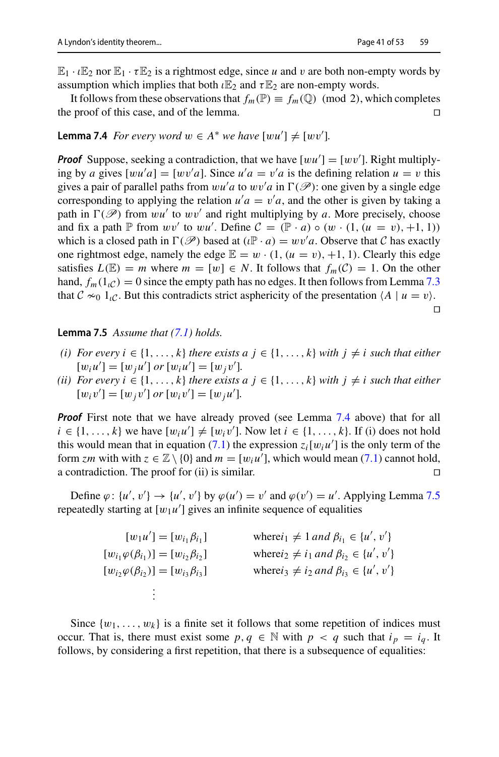$\mathbb{E}_1 \cdot \iota\mathbb{E}_2$ nor $\mathbb{E}_1 \cdot \tau\mathbb{E}_2$ is a rightmost edge, since $u$ and $v$ are both non-empty words by assumption which implies that both $\iota\mathbb{E}_2$ and $\tau\mathbb{E}_2$ are non-empty words.

It follows from these observations that $f_m(\mathbb{P}) \equiv f_m(\mathbb{Q}) \pmod 2$, which completes the proof of this case, and of the lemma. □

**Lemma 7.4** *For every word $w \in A^*$ we have $[wu'] \neq [wv']$.*

***Proof*** Suppose, seeking a contradiction, that we have $[wu'] = [wv']$. Right multiplying by $a$ gives $[wu'a] = [wv'a]$. Since $u'a = v'a$ is the defining relation $u = v$ this gives a pair of parallel paths from $wu'a$ to $wv'a$ in $\Gamma(\mathscr{P})$: one given by a single edge corresponding to applying the relation $u'a = v'a$, and the other is given by taking a path in $\Gamma(\mathscr{P})$ from $wu'$ to $wv'$ and right multiplying by $a$. More precisely, choose and fix a path $\mathbb{P}$ from $wv'$ to $wu'$. Define $\mathcal{C} = (\mathbb{P} \cdot a) \circ (w \cdot (1, (u = v), +1, 1))$ which is a closed path in $\Gamma(\mathscr{P})$ based at $(\iota\mathbb{P} \cdot a) = wv'a$. Observe that $\mathcal{C}$ has exactly one rightmost edge, namely the edge $\mathbb{E} = w \cdot (1, (u = v), +1, 1)$. Clearly this edge satisfies $L(\mathbb{E}) = m$ where $m = [w] \in N$. It follows that $f_m(\mathcal{C}) = 1$. On the other hand, $f_m(1_{\iota\mathcal{C}}) = 0$ since the empty path has no edges. It then follows from Lemma 7.3 that $\mathcal{C} \not\sim_0 1_{\iota\mathcal{C}}$. But this contradicts strict asphericity of the presentation $\langle A \mid u = v \rangle$. □

**Lemma 7.5** *Assume that (7.1) holds.*

*(i) For every $i \in \{1, \ldots, k\}$ there exists a $j \in \{1, \ldots, k\}$ with $j \neq i$ such that either $[w_i u'] = [w_j u']$ or $[w_i u'] = [w_j v']$.*

*(ii) For every $i \in \{1, \ldots, k\}$ there exists a $j \in \{1, \ldots, k\}$ with $j \neq i$ such that either $[w_i v'] = [w_j v']$ or $[w_i v'] = [w_j u']$.*

***Proof*** First note that we have already proved (see Lemma 7.4 above) that for all $i \in \{1, \ldots, k\}$ we have $[w_i u'] \neq [w_i v']$. Now let $i \in \{1, \ldots, k\}$. If (i) does not hold this would mean that in equation (7.1) the expression $z_i[w_i u']$ is the only term of the form $zm$ with $z \in \mathbb{Z} \setminus \{0\}$ and $m = [w_i u']$, which would mean (7.1) cannot hold, a contradiction. The proof for (ii) is similar. □

Define $\varphi\colon \{u', v'\} \to \{u', v'\}$ by $\varphi(u') = v'$ and $\varphi(v') = u'$. Applying Lemma 7.5 repeatedly starting at $[w_1 u']$ gives an infinite sequence of equalities

$$
\begin{aligned}
[w_1 u'] &= [w_{i_1} \beta_{i_1}] \qquad && \text{where } i_1 \neq 1 \textit{ and } \beta_{i_1} \in \{u', v'\} \\
[w_{i_1} \varphi(\beta_{i_1})] &= [w_{i_2} \beta_{i_2}] \qquad && \text{where } i_2 \neq i_1 \textit{ and } \beta_{i_2} \in \{u', v'\} \\
[w_{i_2} \varphi(\beta_{i_2})] &= [w_{i_3} \beta_{i_3}] \qquad && \text{where } i_3 \neq i_2 \textit{ and } \beta_{i_3} \in \{u', v'\} \\
&\ \ \vdots
\end{aligned}
$$

Since $\{w_1, \ldots, w_k\}$ is a finite set it follows that some repetition of indices must occur. That is, there must exist some $p, q \in \mathbb{N}$ with $p < q$ such that $i_p = i_q$. It follows, by considering a first repetition, that there is a subsequence of equalities: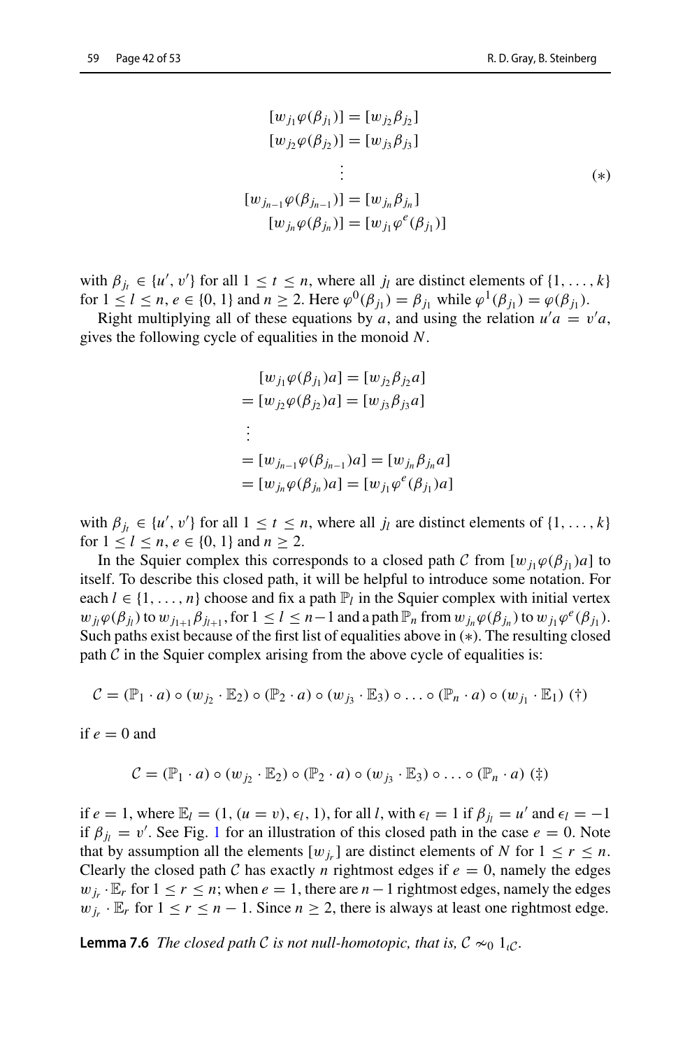$$
\begin{aligned}
[w_{j_1}\varphi(\beta_{j_1})] &= [w_{j_2}\beta_{j_2}] \\
[w_{j_2}\varphi(\beta_{j_2})] &= [w_{j_3}\beta_{j_3}] \\
&\vdots \\
[w_{j_{n-1}}\varphi(\beta_{j_{n-1}})] &= [w_{j_n}\beta_{j_n}] \\
[w_{j_n}\varphi(\beta_{j_n})] &= [w_{j_1}\varphi^{e}(\beta_{j_1})]
\end{aligned}
\qquad (*)
$$

with $\beta_{j_t} \in \{u', v'\}$ for all $1 \leq t \leq n$, where all $j_l$ are distinct elements of $\{1, \ldots, k\}$ for $1 \leq l \leq n$, $e \in \{0, 1\}$ and $n \geq 2$. Here $\varphi^0(\beta_{j_1}) = \beta_{j_1}$ while $\varphi^1(\beta_{j_1}) = \varphi(\beta_{j_1})$.

Right multiplying all of these equations by $a$, and using the relation $u'a = v'a$, gives the following cycle of equalities in the monoid $N$.

$$
\begin{aligned}
&[w_{j_1}\varphi(\beta_{j_1})a] = [w_{j_2}\beta_{j_2}a] \\
&= [w_{j_2}\varphi(\beta_{j_2})a] = [w_{j_3}\beta_{j_3}a] \\
&\vdots \\
&= [w_{j_{n-1}}\varphi(\beta_{j_{n-1}})a] = [w_{j_n}\beta_{j_n}a] \\
&= [w_{j_n}\varphi(\beta_{j_n})a] = [w_{j_1}\varphi^{e}(\beta_{j_1})a]
\end{aligned}
$$

with $\beta_{j_t} \in \{u', v'\}$ for all $1 \leq t \leq n$, where all $j_l$ are distinct elements of $\{1, \ldots, k\}$ for $1 \leq l \leq n$, $e \in \{0, 1\}$ and $n \geq 2$.

In the Squier complex this corresponds to a closed path $\mathcal{C}$ from $[w_{j_1}\varphi(\beta_{j_1})a]$ to itself. To describe this closed path, it will be helpful to introduce some notation. For each $l \in \{1, \ldots, n\}$ choose and fix a path $\mathbb{P}_l$ in the Squier complex with initial vertex $w_{j_l}\varphi(\beta_{j_l})$ to $w_{j_{l+1}}\beta_{j_{l+1}}$, for $1 \leq l \leq n-1$ and a path $\mathbb{P}_n$ from $w_{j_n}\varphi(\beta_{j_n})$ to $w_{j_1}\varphi^{e}(\beta_{j_1})$. Such paths exist because of the first list of equalities above in $(*)$. The resulting closed path $\mathcal{C}$ in the Squier complex arising from the above cycle of equalities is:

$$
\mathcal{C} = (\mathbb{P}_1 \cdot a) \circ (w_{j_2} \cdot \mathbb{E}_2) \circ (\mathbb{P}_2 \cdot a) \circ (w_{j_3} \cdot \mathbb{E}_3) \circ \ldots \circ (\mathbb{P}_n \cdot a) \circ (w_{j_1} \cdot \mathbb{E}_1) \ (\dagger)
$$

if $e = 0$ and

$$
\mathcal{C} = (\mathbb{P}_1 \cdot a) \circ (w_{j_2} \cdot \mathbb{E}_2) \circ (\mathbb{P}_2 \cdot a) \circ (w_{j_3} \cdot \mathbb{E}_3) \circ \ldots \circ (\mathbb{P}_n \cdot a) \ (\ddagger)
$$

if $e = 1$, where $\mathbb{E}_l = (1, (u = v), \epsilon_l, 1)$, for all $l$, with $\epsilon_l = 1$ if $\beta_{j_l} = u'$ and $\epsilon_l = -1$ if $\beta_{j_l} = v'$. See Fig. 1 for an illustration of this closed path in the case $e = 0$. Note that by assumption all the elements $[w_{j_r}]$ are distinct elements of $N$ for $1 \leq r \leq n$. Clearly the closed path $\mathcal{C}$ has exactly $n$ rightmost edges if $e = 0$, namely the edges $w_{j_r} \cdot \mathbb{E}_r$ for $1 \leq r \leq n$; when $e = 1$, there are $n-1$ rightmost edges, namely the edges $w_{j_r} \cdot \mathbb{E}_r$ for $1 \leq r \leq n-1$. Since $n \geq 2$, there is always at least one rightmost edge.

**Lemma 7.6** *The closed path $\mathcal{C}$ is not null-homotopic, that is, $\mathcal{C} \nsim_0 1_{\iota\mathcal{C}}$.*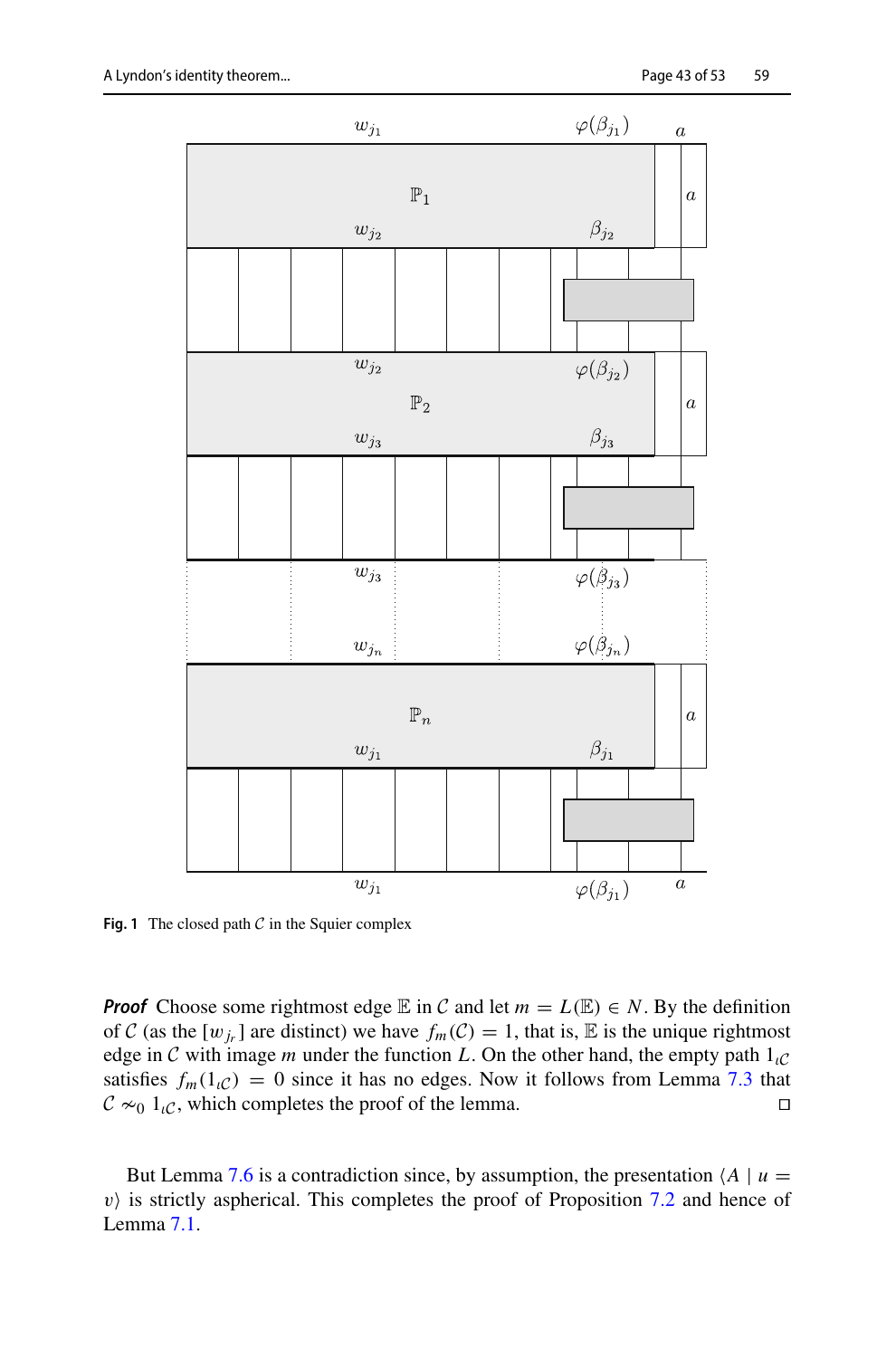**Fig. 1** The closed path $\mathcal{C}$ in the Squier complex

***Proof*** Choose some rightmost edge $\mathbb{E}$ in $\mathcal{C}$ and let $m = L(\mathbb{E}) \in N$. By the definition of $\mathcal{C}$ (as the $[w_{j_r}]$ are distinct) we have $f_m(\mathcal{C}) = 1$, that is, $\mathbb{E}$ is the unique rightmost edge in $\mathcal{C}$ with image $m$ under the function $L$. On the other hand, the empty path $1_{\iota\mathcal{C}}$ satisfies $f_m(1_{\iota\mathcal{C}}) = 0$ since it has no edges. Now it follows from Lemma 7.3 that $\mathcal{C} \not\sim_0 1_{\iota\mathcal{C}}$, which completes the proof of the lemma. $\square$

But Lemma 7.6 is a contradiction since, by assumption, the presentation $\langle A \mid u = v\rangle$ is strictly aspherical. This completes the proof of Proposition 7.2 and hence of Lemma 7.1.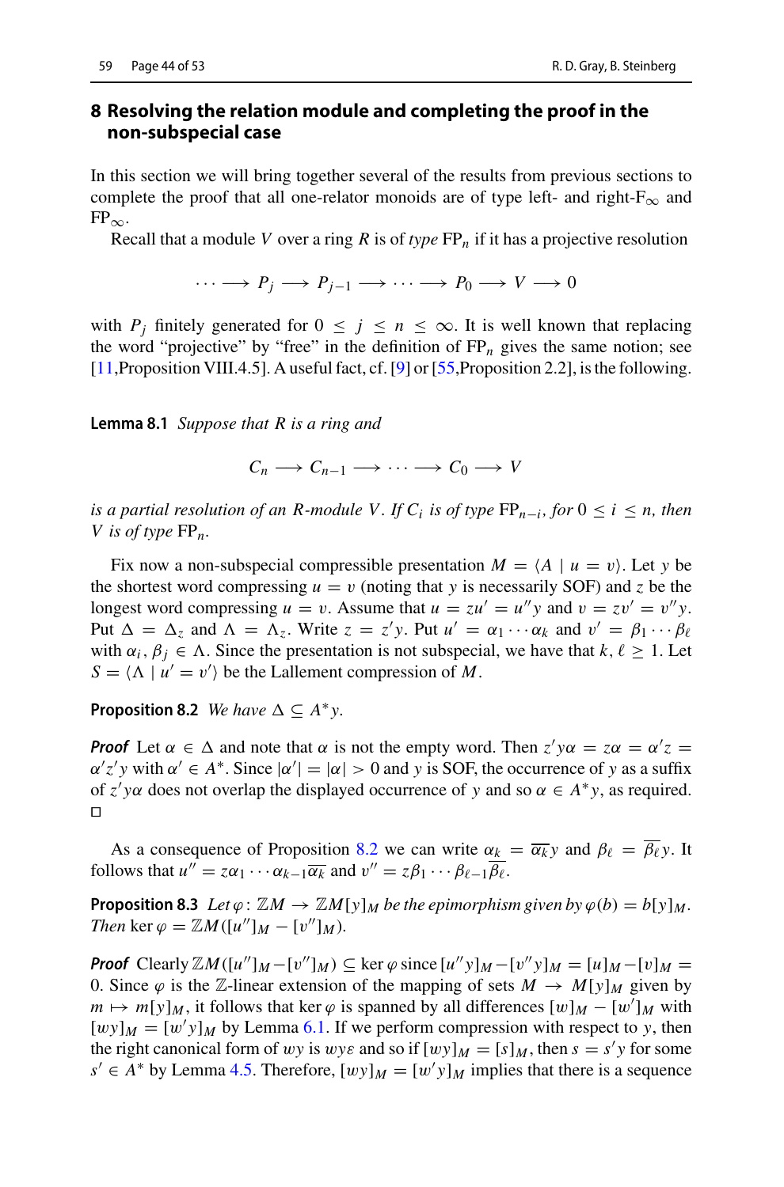## 8 Resolving the relation module and completing the proof in the non-subspecial case

In this section we will bring together several of the results from previous sections to complete the proof that all one-relator monoids are of type left- and right-$\mathrm{F}_\infty$ and $\mathrm{FP}_\infty$.

Recall that a module $V$ over a ring $R$ is of *type* $\mathrm{FP}_n$ if it has a projective resolution

$$\cdots \longrightarrow P_j \longrightarrow P_{j-1} \longrightarrow \cdots \longrightarrow P_0 \longrightarrow V \longrightarrow 0$$

with $P_j$ finitely generated for $0 \leq j \leq n \leq \infty$. It is well known that replacing the word "projective" by "free" in the definition of $\mathrm{FP}_n$ gives the same notion; see [11,Proposition VIII.4.5]. A useful fact, cf. [9] or [55,Proposition 2.2], is the following.

**Lemma 8.1** *Suppose that $R$ is a ring and*

$$C_n \longrightarrow C_{n-1} \longrightarrow \cdots \longrightarrow C_0 \longrightarrow V$$

*is a partial resolution of an $R$-module $V$. If $C_i$ is of type $\mathrm{FP}_{n-i}$, for $0 \leq i \leq n$, then $V$ is of type $\mathrm{FP}_n$.*

Fix now a non-subspecial compressible presentation $M = \langle A \mid u = v\rangle$. Let $y$ be the shortest word compressing $u = v$ (noting that $y$ is necessarily SOF) and $z$ be the longest word compressing $u = v$. Assume that $u = zu' = u''y$ and $v = zv' = v''y$. Put $\Delta = \Delta_z$ and $\Lambda = \Lambda_z$. Write $z = z'y$. Put $u' = \alpha_1 \cdots \alpha_k$ and $v' = \beta_1 \cdots \beta_\ell$ with $\alpha_i, \beta_j \in \Lambda$. Since the presentation is not subspecial, we have that $k, \ell \geq 1$. Let $S = \langle \Lambda \mid u' = v'\rangle$ be the Lallement compression of $M$.

**Proposition 8.2** *We have $\Delta \subseteq A^*y$.*

***Proof*** Let $\alpha \in \Delta$ and note that $\alpha$ is not the empty word. Then $z'y\alpha = z\alpha = \alpha' z = \alpha' z' y$ with $\alpha' \in A^*$. Since $|\alpha'| = |\alpha| > 0$ and $y$ is SOF, the occurrence of $y$ as a suffix of $z'y\alpha$ does not overlap the displayed occurrence of $y$ and so $\alpha \in A^*y$, as required. □

As a consequence of Proposition 8.2 we can write $\alpha_k = \overline{\alpha_k}y$ and $\beta_\ell = \overline{\beta_\ell}y$. It follows that $u'' = z\alpha_1 \cdots \alpha_{k-1}\overline{\alpha_k}$ and $v'' = z\beta_1 \cdots \beta_{\ell-1}\overline{\beta_\ell}$.

**Proposition 8.3** *Let $\varphi \colon \mathbb{Z}M \to \mathbb{Z}M[y]_M$ be the epimorphism given by $\varphi(b) = b[y]_M$. Then $\ker\varphi = \mathbb{Z}M([u'']_M - [v'']_M)$.*

***Proof*** Clearly $\mathbb{Z}M([u'']_M - [v'']_M) \subseteq \ker\varphi$ since $[u''y]_M - [v''y]_M = [u]_M - [v]_M = 0$. Since $\varphi$ is the $\mathbb{Z}$-linear extension of the mapping of sets $M \to M[y]_M$ given by $m \mapsto m[y]_M$, it follows that $\ker\varphi$ is spanned by all differences $[w]_M - [w']_M$ with $[wy]_M = [w'y]_M$ by Lemma 6.1. If we perform compression with respect to $y$, then the right canonical form of $wy$ is $wy\varepsilon$ and so if $[wy]_M = [s]_M$, then $s = s'y$ for some $s' \in A^*$ by Lemma 4.5. Therefore, $[wy]_M = [w'y]_M$ implies that there is a sequence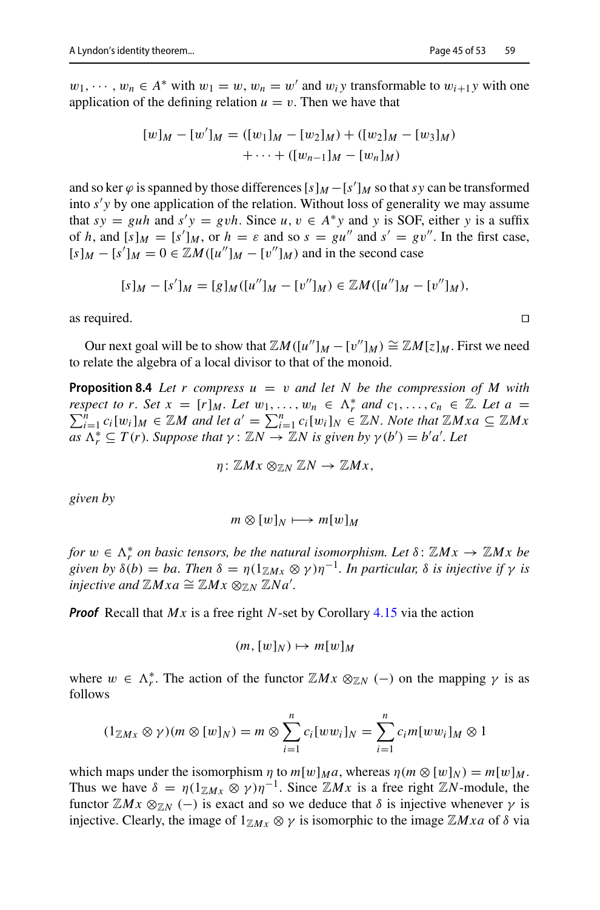$w_1, \cdots, w_n \in A^*$ with $w_1 = w$, $w_n = w'$ and $w_i y$ transformable to $w_{i+1} y$ with one application of the defining relation $u = v$. Then we have that

$$[w]_M - [w']_M = ([w_1]_M - [w_2]_M) + ([w_2]_M - [w_3]_M) + \cdots + ([w_{n-1}]_M - [w_n]_M)$$

and so $\ker \varphi$ is spanned by those differences $[s]_M - [s']_M$ so that $sy$ can be transformed into $s'y$ by one application of the relation. Without loss of generality we may assume that $sy = guh$ and $s'y = gvh$. Since $u, v \in A^*y$ and $y$ is SOF, either $y$ is a suffix of $h$, and $[s]_M = [s']_M$, or $h = \varepsilon$ and so $s = gu''$ and $s' = gv''$. In the first case, $[s]_M - [s']_M = 0 \in \mathbb{Z}M([u'']_M - [v'']_M)$ and in the second case

$$[s]_M - [s']_M = [g]_M([u'']_M - [v'']_M) \in \mathbb{Z}M([u'']_M - [v'']_M),$$

as required. □

Our next goal will be to show that $\mathbb{Z}M([u'']_M - [v'']_M) \cong \mathbb{Z}M[z]_M$. First we need to relate the algebra of a local divisor to that of the monoid.

**Proposition 8.4** *Let $r$ compress $u = v$ and let $N$ be the compression of $M$ with respect to $r$. Set $x = [r]_M$. Let $w_1, \ldots, w_n \in \Lambda_r^*$ and $c_1, \ldots, c_n \in \mathbb{Z}$. Let $a = \sum_{i=1}^n c_i [w_i]_M \in \mathbb{Z}M$ and let $a' = \sum_{i=1}^n c_i [w_i]_N \in \mathbb{Z}N$. Note that $\mathbb{Z}Mxa \subseteq \mathbb{Z}Mx$ as $\Lambda_r^* \subseteq T(r)$. Suppose that $\gamma \colon \mathbb{Z}N \to \mathbb{Z}N$ is given by $\gamma(b') = b'a'$. Let*

$$\eta \colon \mathbb{Z}Mx \otimes_{\mathbb{Z}N} \mathbb{Z}N \to \mathbb{Z}Mx,$$

*given by*

$$m \otimes [w]_N \longmapsto m[w]_M$$

*for $w \in \Lambda_r^*$ on basic tensors, be the natural isomorphism. Let $\delta \colon \mathbb{Z}Mx \to \mathbb{Z}Mx$ be given by $\delta(b) = ba$. Then $\delta = \eta(1_{\mathbb{Z}Mx} \otimes \gamma)\eta^{-1}$. In particular, $\delta$ is injective if $\gamma$ is injective and $\mathbb{Z}Mxa \cong \mathbb{Z}Mx \otimes_{\mathbb{Z}N} \mathbb{Z}Na'$.*

***Proof*** Recall that $Mx$ is a free right $N$-set by Corollary 4.15 via the action

$$(m, [w]_N) \mapsto m[w]_M$$

where $w \in \Lambda_r^*$. The action of the functor $\mathbb{Z}Mx \otimes_{\mathbb{Z}N} (-)$ on the mapping $\gamma$ is as follows

$$(1_{\mathbb{Z}Mx} \otimes \gamma)(m \otimes [w]_N) = m \otimes \sum_{i=1}^n c_i [ww_i]_N = \sum_{i=1}^n c_i m[ww_i]_M \otimes 1$$

which maps under the isomorphism $\eta$ to $m[w]_M a$, whereas $\eta(m \otimes [w]_N) = m[w]_M$. Thus we have $\delta = \eta(1_{\mathbb{Z}Mx} \otimes \gamma)\eta^{-1}$. Since $\mathbb{Z}Mx$ is a free right $\mathbb{Z}N$-module, the functor $\mathbb{Z}Mx \otimes_{\mathbb{Z}N} (-)$ is exact and so we deduce that $\delta$ is injective whenever $\gamma$ is injective. Clearly, the image of $1_{\mathbb{Z}Mx} \otimes \gamma$ is isomorphic to the image $\mathbb{Z}Mxa$ of $\delta$ via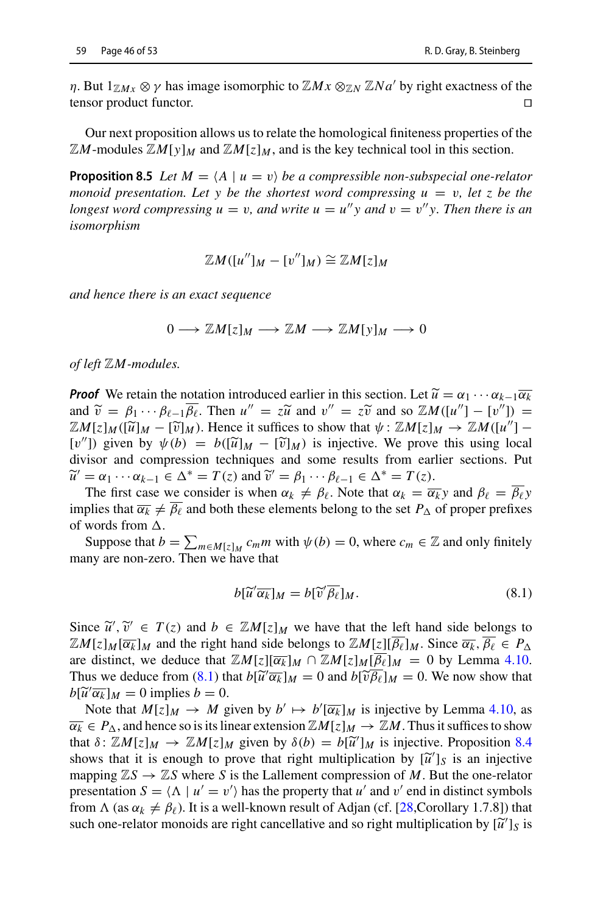$\eta$. But $1_{\mathbb{Z}Mx} \otimes \gamma$ has image isomorphic to $\mathbb{Z}Mx \otimes_{\mathbb{Z}N} \mathbb{Z}Na'$ by right exactness of the tensor product functor. $\square$

Our next proposition allows us to relate the homological finiteness properties of the $\mathbb{Z}M$-modules $\mathbb{Z}M[y]_M$ and $\mathbb{Z}M[z]_M$, and is the key technical tool in this section.

**Proposition 8.5** *Let $M = \langle A \mid u = v\rangle$ be a compressible non-subspecial one-relator monoid presentation. Let $y$ be the shortest word compressing $u = v$, let $z$ be the longest word compressing $u = v$, and write $u = u''y$ and $v = v''y$. Then there is an isomorphism*

$$\mathbb{Z}M([u'']_M - [v'']_M) \cong \mathbb{Z}M[z]_M$$

*and hence there is an exact sequence*

$$0 \longrightarrow \mathbb{Z}M[z]_M \longrightarrow \mathbb{Z}M \longrightarrow \mathbb{Z}M[y]_M \longrightarrow 0$$

*of left $\mathbb{Z}M$-modules.*

*Proof* We retain the notation introduced earlier in this section. Let $\widetilde{u} = \alpha_1 \cdots \alpha_{k-1}\overline{\alpha_k}$ and $\widetilde{v} = \beta_1 \cdots \beta_{\ell-1}\overline{\beta_\ell}$. Then $u'' = z\widetilde{u}$ and $v'' = z\widetilde{v}$ and so $\mathbb{Z}M([u''] - [v'']) = \mathbb{Z}M[z]_M([\widetilde{u}]_M - [\widetilde{v}]_M)$. Hence it suffices to show that $\psi \colon \mathbb{Z}M[z]_M \to \mathbb{Z}M([u''] - [v''])$ given by $\psi(b) = b([\widetilde{u}]_M - [\widetilde{v}]_M)$ is injective. We prove this using local divisor and compression techniques and some results from earlier sections. Put $\widetilde{u}' = \alpha_1 \cdots \alpha_{k-1} \in \Delta^* = T(z)$ and $\widetilde{v}' = \beta_1 \cdots \beta_{\ell-1} \in \Delta^* = T(z)$.

The first case we consider is when $\alpha_k \neq \beta_\ell$. Note that $\alpha_k = \overline{\alpha_k}y$ and $\beta_\ell = \overline{\beta_\ell}y$ implies that $\overline{\alpha_k} \neq \overline{\beta_\ell}$ and both these elements belong to the set $P_\Delta$ of proper prefixes of words from $\Delta$.

Suppose that $b = \sum_{m \in M[z]_M} c_m m$ with $\psi(b) = 0$, where $c_m \in \mathbb{Z}$ and only finitely many are non-zero. Then we have that

$$b[\widetilde{u}'\overline{\alpha_k}]_M = b[\widetilde{v}'\overline{\beta_\ell}]_M. \tag{8.1}$$

Since $\widetilde{u}', \widetilde{v}' \in T(z)$ and $b \in \mathbb{Z}M[z]_M$ we have that the left hand side belongs to $\mathbb{Z}M[z]_M[\overline{\alpha_k}]_M$ and the right hand side belongs to $\mathbb{Z}M[z][\overline{\beta_\ell}]_M$. Since $\overline{\alpha_k}, \overline{\beta_\ell} \in P_\Delta$ are distinct, we deduce that $\mathbb{Z}M[z][\overline{\alpha_k}]_M \cap \mathbb{Z}M[z]_M[\overline{\beta_\ell}]_M = 0$ by Lemma 4.10. Thus we deduce from (8.1) that $b[\widetilde{u}'\overline{\alpha_k}]_M = 0$ and $b[\widetilde{v}\overline{\beta_\ell}]_M = 0$. We now show that $b[\widetilde{u}'\overline{\alpha_k}]_M = 0$ implies $b = 0$.

Note that $M[z]_M \to M$ given by $b' \mapsto b'[\overline{\alpha_k}]_M$ is injective by Lemma 4.10, as $\overline{\alpha_k} \in P_\Delta$, and hence so is its linear extension $\mathbb{Z}M[z]_M \to \mathbb{Z}M$. Thus it suffices to show that $\delta \colon \mathbb{Z}M[z]_M \to \mathbb{Z}M[z]_M$ given by $\delta(b) = b[\widetilde{u}']_M$ is injective. Proposition 8.4 shows that it is enough to prove that right multiplication by $[\widetilde{u}']_S$ is an injective mapping $\mathbb{Z}S \to \mathbb{Z}S$ where $S$ is the Lallement compression of $M$. But the one-relator presentation $S = \langle \Lambda \mid u' = v'\rangle$ has the property that $u'$ and $v'$ end in distinct symbols from $\Lambda$ (as $\alpha_k \neq \beta_\ell$). It is a well-known result of Adjan (cf. [28,Corollary 1.7.8]) that such one-relator monoids are right cancellative and so right multiplication by $[\widetilde{u}']_S$ is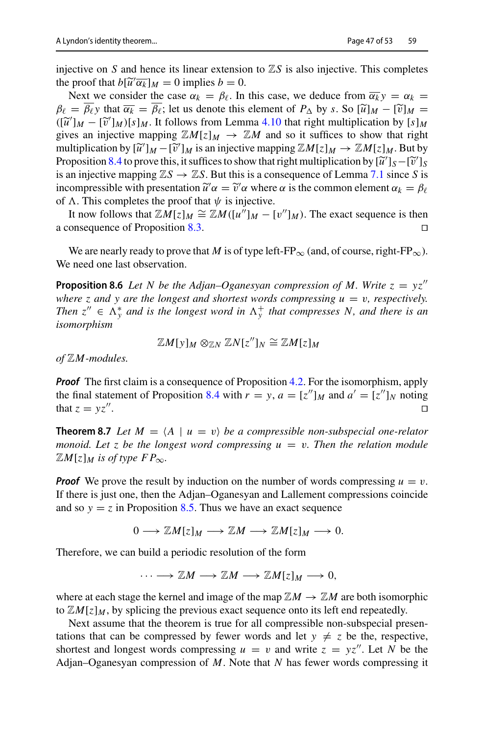injective on $S$ and hence its linear extension to $\mathbb{Z}S$ is also injective. This completes the proof that $b[\widetilde{u}'\overline{\alpha_k}]_M = 0$ implies $b = 0$.

Next we consider the case $\alpha_k = \beta_\ell$. In this case, we deduce from $\overline{\alpha_k}y = \alpha_k = \beta_\ell = \overline{\beta_\ell}y$ that $\overline{\alpha_k} = \overline{\beta_\ell}$; let us denote this element of $P_\Delta$ by $s$. So $[\widetilde{u}]_M - [\widetilde{v}]_M = ([\widetilde{u}']_M - [\widetilde{v}']_M)[s]_M$. It follows from Lemma 4.10 that right multiplication by $[s]_M$ gives an injective mapping $\mathbb{Z}M[z]_M \to \mathbb{Z}M$ and so it suffices to show that right multiplication by $[\widetilde{u}']_M - [\widetilde{v}']_M$ is an injective mapping $\mathbb{Z}M[z]_M \to \mathbb{Z}M[z]_M$. But by Proposition 8.4 to prove this, it suffices to show that right multiplication by $[\widetilde{u}']_S - [\widetilde{v}']_S$ is an injective mapping $\mathbb{Z}S \to \mathbb{Z}S$. But this is a consequence of Lemma 7.1 since $S$ is incompressible with presentation $\widetilde{u}'\alpha = \widetilde{v}'\alpha$ where $\alpha$ is the common element $\alpha_k = \beta_\ell$ of $\Lambda$. This completes the proof that $\psi$ is injective.

It now follows that $\mathbb{Z}M[z]_M \cong \mathbb{Z}M([u'']_M - [v'']_M)$. The exact sequence is then a consequence of Proposition 8.3. □

We are nearly ready to prove that $M$ is of type left-$\mathrm{FP}_\infty$ (and, of course, right-$\mathrm{FP}_\infty$). We need one last observation.

**Proposition 8.6** *Let $N$ be the Adjan–Oganesyan compression of $M$. Write $z = yz''$ where $z$ and $y$ are the longest and shortest words compressing $u = v$, respectively. Then $z'' \in \Lambda_y^*$ and is the longest word in $\Lambda_y^+$ that compresses $N$, and there is an isomorphism*

$$\mathbb{Z}M[y]_M \otimes_{\mathbb{Z}N} \mathbb{Z}N[z'']_N \cong \mathbb{Z}M[z]_M$$

*of $\mathbb{Z}M$-modules.*

***Proof*** The first claim is a consequence of Proposition 4.2. For the isomorphism, apply the final statement of Proposition 8.4 with $r = y$, $a = [z'']_M$ and $a' = [z'']_N$ noting that $z = yz''$. □

**Theorem 8.7** *Let $M = \langle A \mid u = v\rangle$ be a compressible non-subspecial one-relator monoid. Let $z$ be the longest word compressing $u = v$. Then the relation module $\mathbb{Z}M[z]_M$ is of type $FP_\infty$.*

***Proof*** We prove the result by induction on the number of words compressing $u = v$. If there is just one, then the Adjan–Oganesyan and Lallement compressions coincide and so $y = z$ in Proposition 8.5. Thus we have an exact sequence

$$0 \longrightarrow \mathbb{Z}M[z]_M \longrightarrow \mathbb{Z}M \longrightarrow \mathbb{Z}M[z]_M \longrightarrow 0.$$

Therefore, we can build a periodic resolution of the form

$$\cdots \longrightarrow \mathbb{Z}M \longrightarrow \mathbb{Z}M \longrightarrow \mathbb{Z}M[z]_M \longrightarrow 0,$$

where at each stage the kernel and image of the map $\mathbb{Z}M \to \mathbb{Z}M$ are both isomorphic to $\mathbb{Z}M[z]_M$, by splicing the previous exact sequence onto its left end repeatedly.

Next assume that the theorem is true for all compressible non-subspecial presentations that can be compressed by fewer words and let $y \neq z$ be the, respective, shortest and longest words compressing $u = v$ and write $z = yz''$. Let $N$ be the Adjan–Oganesyan compression of $M$. Note that $N$ has fewer words compressing it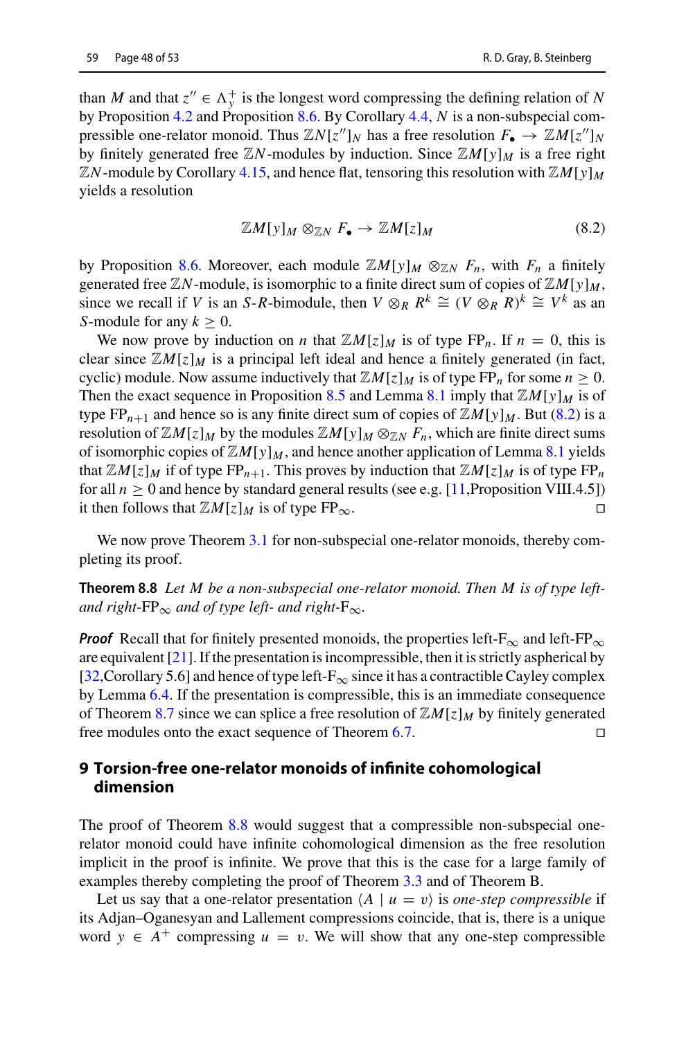than $M$ and that $z'' \in \Lambda_y^+$ is the longest word compressing the defining relation of $N$ by Proposition 4.2 and Proposition 8.6. By Corollary 4.4, $N$ is a non-subspecial compressible one-relator monoid. Thus $\mathbb{Z}N[z'']_N$ has a free resolution $F_\bullet \to \mathbb{Z}M[z'']_N$ by finitely generated free $\mathbb{Z}N$-modules by induction. Since $\mathbb{Z}M[y]_M$ is a free right $\mathbb{Z}N$-module by Corollary 4.15, and hence flat, tensoring this resolution with $\mathbb{Z}M[y]_M$ yields a resolution

$$\mathbb{Z}M[y]_M \otimes_{\mathbb{Z}N} F_\bullet \to \mathbb{Z}M[z]_M \tag{8.2}$$

by Proposition 8.6. Moreover, each module $\mathbb{Z}M[y]_M \otimes_{\mathbb{Z}N} F_n$, with $F_n$ a finitely generated free $\mathbb{Z}N$-module, is isomorphic to a finite direct sum of copies of $\mathbb{Z}M[y]_M$, since we recall if $V$ is an $S$-$R$-bimodule, then $V \otimes_R R^k \cong (V \otimes_R R)^k \cong V^k$ as an $S$-module for any $k \geq 0$.

We now prove by induction on $n$ that $\mathbb{Z}M[z]_M$ is of type $\mathrm{FP}_n$. If $n = 0$, this is clear since $\mathbb{Z}M[z]_M$ is a principal left ideal and hence a finitely generated (in fact, cyclic) module. Now assume inductively that $\mathbb{Z}M[z]_M$ is of type $\mathrm{FP}_n$ for some $n \geq 0$. Then the exact sequence in Proposition 8.5 and Lemma 8.1 imply that $\mathbb{Z}M[y]_M$ is of type $\mathrm{FP}_{n+1}$ and hence so is any finite direct sum of copies of $\mathbb{Z}M[y]_M$. But (8.2) is a resolution of $\mathbb{Z}M[z]_M$ by the modules $\mathbb{Z}M[y]_M \otimes_{\mathbb{Z}N} F_n$, which are finite direct sums of isomorphic copies of $\mathbb{Z}M[y]_M$, and hence another application of Lemma 8.1 yields that $\mathbb{Z}M[z]_M$ if of type $\mathrm{FP}_{n+1}$. This proves by induction that $\mathbb{Z}M[z]_M$ is of type $\mathrm{FP}_n$ for all $n \geq 0$ and hence by standard general results (see e.g. [11,Proposition VIII.4.5]) it then follows that $\mathbb{Z}M[z]_M$ is of type $\mathrm{FP}_\infty$. □

We now prove Theorem 3.1 for non-subspecial one-relator monoids, thereby completing its proof.

**Theorem 8.8** *Let $M$ be a non-subspecial one-relator monoid. Then $M$ is of type left- and right-$\mathrm{FP}_\infty$ and of type left- and right-$\mathrm{F}_\infty$.*

***Proof*** Recall that for finitely presented monoids, the properties left-$\mathrm{F}_\infty$ and left-$\mathrm{FP}_\infty$ are equivalent [21]. If the presentation is incompressible, then it is strictly aspherical by [32,Corollary 5.6] and hence of type left-$\mathrm{F}_\infty$ since it has a contractible Cayley complex by Lemma 6.4. If the presentation is compressible, this is an immediate consequence of Theorem 8.7 since we can splice a free resolution of $\mathbb{Z}M[z]_M$ by finitely generated free modules onto the exact sequence of Theorem 6.7. □

## 9 Torsion-free one-relator monoids of infinite cohomological dimension

The proof of Theorem 8.8 would suggest that a compressible non-subspecial one-relator monoid could have infinite cohomological dimension as the free resolution implicit in the proof is infinite. We prove that this is the case for a large family of examples thereby completing the proof of Theorem 3.3 and of Theorem B.

Let us say that a one-relator presentation $\langle A \mid u = v \rangle$ is *one-step compressible* if its Adjan–Oganesyan and Lallement compressions coincide, that is, there is a unique word $y \in A^+$ compressing $u = v$. We will show that any one-step compressible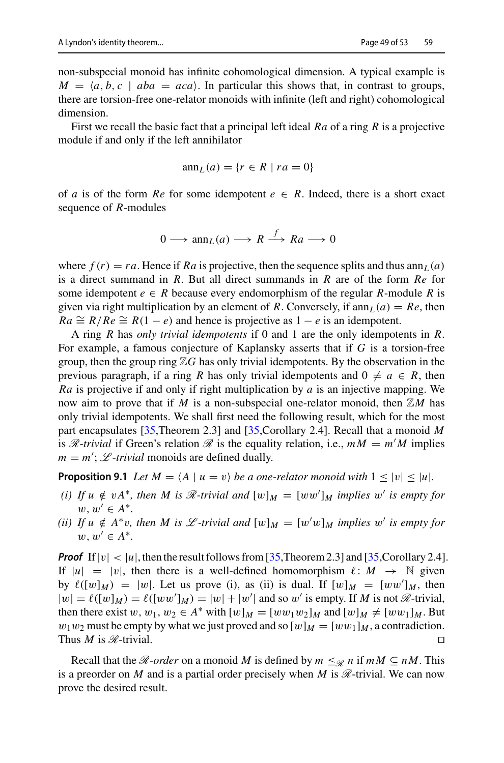non-subspecial monoid has infinite cohomological dimension. A typical example is $M = \langle a, b, c \mid aba = aca \rangle$. In particular this shows that, in contrast to groups, there are torsion-free one-relator monoids with infinite (left and right) cohomological dimension.

First we recall the basic fact that a principal left ideal $Ra$ of a ring $R$ is a projective module if and only if the left annihilator

$$\mathrm{ann}_L(a) = \{r \in R \mid ra = 0\}$$

of $a$ is of the form $Re$ for some idempotent $e \in R$. Indeed, there is a short exact sequence of $R$-modules

$$0 \longrightarrow \mathrm{ann}_L(a) \longrightarrow R \xrightarrow{\ f\ } Ra \longrightarrow 0$$

where $f(r) = ra$. Hence if $Ra$ is projective, then the sequence splits and thus $\mathrm{ann}_L(a)$ is a direct summand in $R$. But all direct summands in $R$ are of the form $Re$ for some idempotent $e \in R$ because every endomorphism of the regular $R$-module $R$ is given via right multiplication by an element of $R$. Conversely, if $\mathrm{ann}_L(a) = Re$, then $Ra \cong R/Re \cong R(1-e)$ and hence is projective as $1-e$ is an idempotent.

A ring $R$ has *only trivial idempotents* if 0 and 1 are the only idempotents in $R$. For example, a famous conjecture of Kaplansky asserts that if $G$ is a torsion-free group, then the group ring $\mathbb{Z}G$ has only trivial idempotents. By the observation in the previous paragraph, if a ring $R$ has only trivial idempotents and $0 \neq a \in R$, then $Ra$ is projective if and only if right multiplication by $a$ is an injective mapping. We now aim to prove that if $M$ is a non-subspecial one-relator monoid, then $\mathbb{Z}M$ has only trivial idempotents. We shall first need the following result, which for the most part encapsulates [35, Theorem 2.3] and [35, Corollary 2.4]. Recall that a monoid $M$ is *$\mathscr{R}$-trivial* if Green's relation $\mathscr{R}$ is the equality relation, i.e., $mM = m'M$ implies $m = m'$; *$\mathscr{L}$-trivial* monoids are defined dually.

**Proposition 9.1** *Let $M = \langle A \mid u = v \rangle$ be a one-relator monoid with $1 \leq |v| \leq |u|$.*

*(i) If $u \notin vA^*$, then $M$ is $\mathscr{R}$-trivial and $[w]_M = [ww']_M$ implies $w'$ is empty for $w, w' \in A^*$.*

*(ii) If $u \notin A^*v$, then $M$ is $\mathscr{L}$-trivial and $[w]_M = [w'w]_M$ implies $w'$ is empty for $w, w' \in A^*$.*

***Proof*** If $|v| < |u|$, then the result follows from [35, Theorem 2.3] and [35, Corollary 2.4]. If $|u| = |v|$, then there is a well-defined homomorphism $\ell \colon M \to \mathbb{N}$ given by $\ell([w]_M) = |w|$. Let us prove (i), as (ii) is dual. If $[w]_M = [ww']_M$, then $|w| = \ell([w]_M) = \ell([ww']_M) = |w| + |w'|$ and so $w'$ is empty. If $M$ is not $\mathscr{R}$-trivial, then there exist $w, w_1, w_2 \in A^*$ with $[w]_M = [ww_1w_2]_M$ and $[w]_M \neq [ww_1]_M$. But $w_1w_2$ must be empty by what we just proved and so $[w]_M = [ww_1]_M$, a contradiction. Thus $M$ is $\mathscr{R}$-trivial. $\square$

Recall that the *$\mathscr{R}$-order* on a monoid $M$ is defined by $m \leq_{\mathscr{R}} n$ if $mM \subseteq nM$. This is a preorder on $M$ and is a partial order precisely when $M$ is $\mathscr{R}$-trivial. We can now prove the desired result.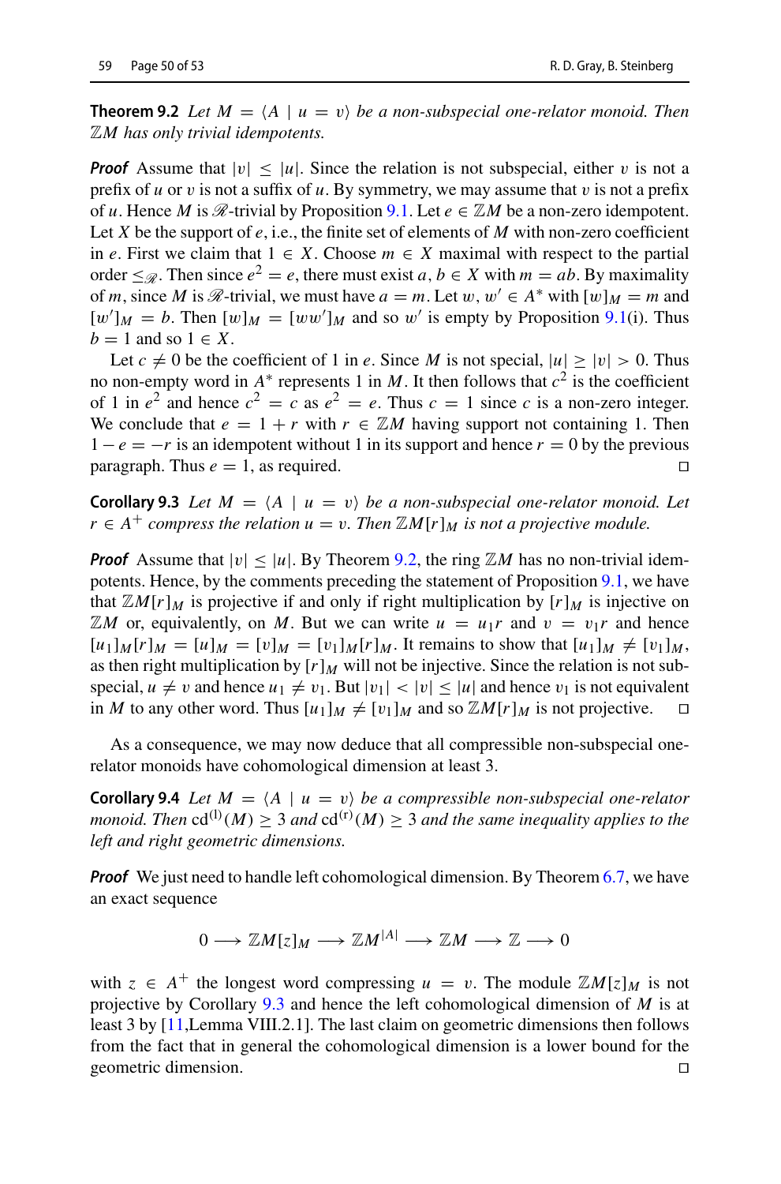**Theorem 9.2** *Let $M = \langle A \mid u = v\rangle$ be a non-subspecial one-relator monoid. Then $\mathbb{Z}M$ has only trivial idempotents.*

***Proof*** Assume that $|v| \leq |u|$. Since the relation is not subspecial, either $v$ is not a prefix of $u$ or $v$ is not a suffix of $u$. By symmetry, we may assume that $v$ is not a prefix of $u$. Hence $M$ is $\mathscr{R}$-trivial by Proposition 9.1. Let $e \in \mathbb{Z}M$ be a non-zero idempotent. Let $X$ be the support of $e$, i.e., the finite set of elements of $M$ with non-zero coefficient in $e$. First we claim that $1 \in X$. Choose $m \in X$ maximal with respect to the partial order $\leq_{\mathscr{R}}$. Then since $e^2 = e$, there must exist $a, b \in X$ with $m = ab$. By maximality of $m$, since $M$ is $\mathscr{R}$-trivial, we must have $a = m$. Let $w, w' \in A^*$ with $[w]_M = m$ and $[w']_M = b$. Then $[w]_M = [ww']_M$ and so $w'$ is empty by Proposition 9.1(i). Thus $b = 1$ and so $1 \in X$.

Let $c \neq 0$ be the coefficient of 1 in $e$. Since $M$ is not special, $|u| \geq |v| > 0$. Thus no non-empty word in $A^*$ represents 1 in $M$. It then follows that $c^2$ is the coefficient of 1 in $e^2$ and hence $c^2 = c$ as $e^2 = e$. Thus $c = 1$ since $c$ is a non-zero integer. We conclude that $e = 1 + r$ with $r \in \mathbb{Z}M$ having support not containing 1. Then $1 - e = -r$ is an idempotent without 1 in its support and hence $r = 0$ by the previous paragraph. Thus $e = 1$, as required. $\square$

**Corollary 9.3** *Let $M = \langle A \mid u = v\rangle$ be a non-subspecial one-relator monoid. Let $r \in A^+$ compress the relation $u = v$. Then $\mathbb{Z}M[r]_M$ is not a projective module.*

***Proof*** Assume that $|v| \leq |u|$. By Theorem 9.2, the ring $\mathbb{Z}M$ has no non-trivial idempotents. Hence, by the comments preceding the statement of Proposition 9.1, we have that $\mathbb{Z}M[r]_M$ is projective if and only if right multiplication by $[r]_M$ is injective on $\mathbb{Z}M$ or, equivalently, on $M$. But we can write $u = u_1r$ and $v = v_1r$ and hence $[u_1]_M[r]_M = [u]_M = [v]_M = [v_1]_M[r]_M$. It remains to show that $[u_1]_M \neq [v_1]_M$, as then right multiplication by $[r]_M$ will not be injective. Since the relation is not subspecial, $u \neq v$ and hence $u_1 \neq v_1$. But $|v_1| < |v| \leq |u|$ and hence $v_1$ is not equivalent in $M$ to any other word. Thus $[u_1]_M \neq [v_1]_M$ and so $\mathbb{Z}M[r]_M$ is not projective. $\square$

As a consequence, we may now deduce that all compressible non-subspecial one-relator monoids have cohomological dimension at least 3.

**Corollary 9.4** *Let $M = \langle A \mid u = v\rangle$ be a compressible non-subspecial one-relator monoid. Then $\mathrm{cd}^{(l)}(M) \geq 3$ and $\mathrm{cd}^{(r)}(M) \geq 3$ and the same inequality applies to the left and right geometric dimensions.*

***Proof*** We just need to handle left cohomological dimension. By Theorem 6.7, we have an exact sequence

$$0 \longrightarrow \mathbb{Z}M[z]_M \longrightarrow \mathbb{Z}M^{|A|} \longrightarrow \mathbb{Z}M \longrightarrow \mathbb{Z} \longrightarrow 0$$

with $z \in A^+$ the longest word compressing $u = v$. The module $\mathbb{Z}M[z]_M$ is not projective by Corollary 9.3 and hence the left cohomological dimension of $M$ is at least 3 by [11,Lemma VIII.2.1]. The last claim on geometric dimensions then follows from the fact that in general the cohomological dimension is a lower bound for the geometric dimension. $\square$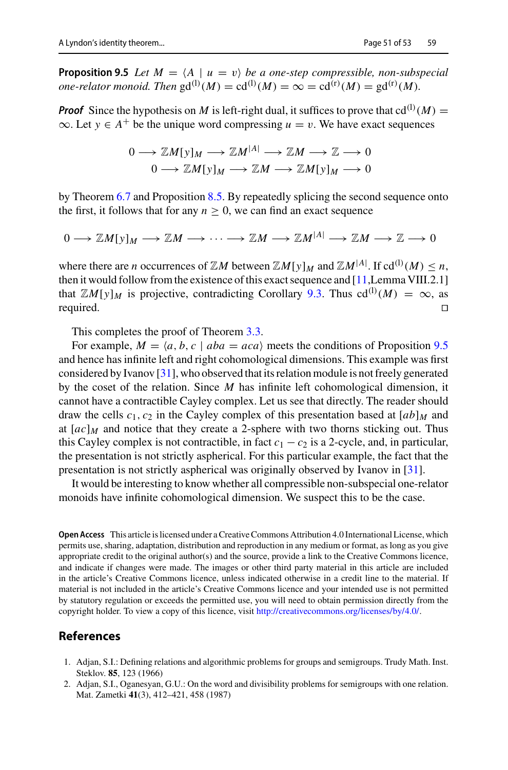**Proposition 9.5** *Let $M = \langle A \mid u = v\rangle$ be a one-step compressible, non-subspecial one-relator monoid. Then $\mathrm{gd}^{(\mathrm{l})}(M) = \mathrm{cd}^{(\mathrm{l})}(M) = \infty = \mathrm{cd}^{(\mathrm{r})}(M) = \mathrm{gd}^{(\mathrm{r})}(M)$.*

***Proof*** Since the hypothesis on $M$ is left-right dual, it suffices to prove that $\mathrm{cd}^{(\mathrm{l})}(M) = \infty$. Let $y \in A^+$ be the unique word compressing $u = v$. We have exact sequences

$$0 \longrightarrow \mathbb{Z}M[y]_M \longrightarrow \mathbb{Z}M^{|A|} \longrightarrow \mathbb{Z}M \longrightarrow \mathbb{Z} \longrightarrow 0$$
$$0 \longrightarrow \mathbb{Z}M[y]_M \longrightarrow \mathbb{Z}M \longrightarrow \mathbb{Z}M[y]_M \longrightarrow 0$$

by Theorem 6.7 and Proposition 8.5. By repeatedly splicing the second sequence onto the first, it follows that for any $n \geq 0$, we can find an exact sequence

$$0 \longrightarrow \mathbb{Z}M[y]_M \longrightarrow \mathbb{Z}M \longrightarrow \cdots \longrightarrow \mathbb{Z}M \longrightarrow \mathbb{Z}M^{|A|} \longrightarrow \mathbb{Z}M \longrightarrow \mathbb{Z} \longrightarrow 0$$

where there are $n$ occurrences of $\mathbb{Z}M$ between $\mathbb{Z}M[y]_M$ and $\mathbb{Z}M^{|A|}$. If $\mathrm{cd}^{(\mathrm{l})}(M) \leq n$, then it would follow from the existence of this exact sequence and [11, Lemma VIII.2.1] that $\mathbb{Z}M[y]_M$ is projective, contradicting Corollary 9.3. Thus $\mathrm{cd}^{(\mathrm{l})}(M) = \infty$, as required. □

This completes the proof of Theorem 3.3.

For example, $M = \langle a, b, c \mid aba = aca\rangle$ meets the conditions of Proposition 9.5 and hence has infinite left and right cohomological dimensions. This example was first considered by Ivanov [31], who observed that its relation module is not freely generated by the coset of the relation. Since $M$ has infinite left cohomological dimension, it cannot have a contractible Cayley complex. Let us see that directly. The reader should draw the cells $c_1, c_2$ in the Cayley complex of this presentation based at $[ab]_M$ and at $[ac]_M$ and notice that they create a 2-sphere with two thorns sticking out. Thus this Cayley complex is not contractible, in fact $c_1 - c_2$ is a 2-cycle, and, in particular, the presentation is not strictly aspherical. For this particular example, the fact that the presentation is not strictly aspherical was originally observed by Ivanov in [31].

It would be interesting to know whether all compressible non-subspecial one-relator monoids have infinite cohomological dimension. We suspect this to be the case.

**Open Access** This article is licensed under a Creative Commons Attribution 4.0 International License, which permits use, sharing, adaptation, distribution and reproduction in any medium or format, as long as you give appropriate credit to the original author(s) and the source, provide a link to the Creative Commons licence, and indicate if changes were made. The images or other third party material in this article are included in the article's Creative Commons licence, unless indicated otherwise in a credit line to the material. If material is not included in the article's Creative Commons licence and your intended use is not permitted by statutory regulation or exceeds the permitted use, you will need to obtain permission directly from the copyright holder. To view a copy of this licence, visit http://creativecommons.org/licenses/by/4.0/.

## References

1. Adjan, S.I.: Defining relations and algorithmic problems for groups and semigroups. Trudy Math. Inst. Steklov. **85**, 123 (1966)
2. Adjan, S.I., Oganesyan, G.U.: On the word and divisibility problems for semigroups with one relation. Mat. Zametki **41**(3), 412–421, 458 (1987)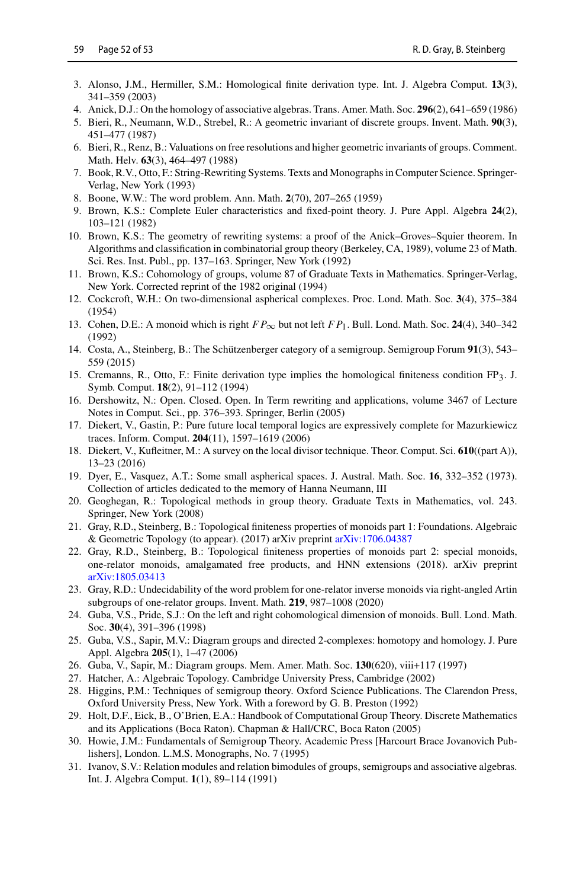3. Alonso, J.M., Hermiller, S.M.: Homological finite derivation type. Int. J. Algebra Comput. **13**(3), 341–359 (2003)
4. Anick, D.J.: On the homology of associative algebras. Trans. Amer. Math. Soc. **296**(2), 641–659 (1986)
5. Bieri, R., Neumann, W.D., Strebel, R.: A geometric invariant of discrete groups. Invent. Math. **90**(3), 451–477 (1987)
6. Bieri, R., Renz, B.: Valuations on free resolutions and higher geometric invariants of groups. Comment. Math. Helv. **63**(3), 464–497 (1988)
7. Book, R.V., Otto, F.: String-Rewriting Systems. Texts and Monographs in Computer Science. Springer-Verlag, New York (1993)
8. Boone, W.W.: The word problem. Ann. Math. **2**(70), 207–265 (1959)
9. Brown, K.S.: Complete Euler characteristics and fixed-point theory. J. Pure Appl. Algebra **24**(2), 103–121 (1982)
10. Brown, K.S.: The geometry of rewriting systems: a proof of the Anick–Groves–Squier theorem. In Algorithms and classification in combinatorial group theory (Berkeley, CA, 1989), volume 23 of Math. Sci. Res. Inst. Publ., pp. 137–163. Springer, New York (1992)
11. Brown, K.S.: Cohomology of groups, volume 87 of Graduate Texts in Mathematics. Springer-Verlag, New York. Corrected reprint of the 1982 original (1994)
12. Cockcroft, W.H.: On two-dimensional aspherical complexes. Proc. Lond. Math. Soc. **3**(4), 375–384 (1954)
13. Cohen, D.E.: A monoid which is right $FP_\infty$ but not left $FP_1$. Bull. Lond. Math. Soc. **24**(4), 340–342 (1992)
14. Costa, A., Steinberg, B.: The Schützenberger category of a semigroup. Semigroup Forum **91**(3), 543–559 (2015)
15. Cremanns, R., Otto, F.: Finite derivation type implies the homological finiteness condition $\mathrm{FP}_3$. J. Symb. Comput. **18**(2), 91–112 (1994)
16. Dershowitz, N.: Open. Closed. Open. In Term rewriting and applications, volume 3467 of Lecture Notes in Comput. Sci., pp. 376–393. Springer, Berlin (2005)
17. Diekert, V., Gastin, P.: Pure future local temporal logics are expressively complete for Mazurkiewicz traces. Inform. Comput. **204**(11), 1597–1619 (2006)
18. Diekert, V., Kufleitner, M.: A survey on the local divisor technique. Theor. Comput. Sci. **610**((part A)), 13–23 (2016)
19. Dyer, E., Vasquez, A.T.: Some small aspherical spaces. J. Austral. Math. Soc. **16**, 332–352 (1973). Collection of articles dedicated to the memory of Hanna Neumann, III
20. Geoghegan, R.: Topological methods in group theory. Graduate Texts in Mathematics, vol. 243. Springer, New York (2008)
21. Gray, R.D., Steinberg, B.: Topological finiteness properties of monoids part 1: Foundations. Algebraic & Geometric Topology (to appear). (2017) arXiv preprint arXiv:1706.04387
22. Gray, R.D., Steinberg, B.: Topological finiteness properties of monoids part 2: special monoids, one-relator monoids, amalgamated free products, and HNN extensions (2018). arXiv preprint arXiv:1805.03413
23. Gray, R.D.: Undecidability of the word problem for one-relator inverse monoids via right-angled Artin subgroups of one-relator groups. Invent. Math. **219**, 987–1008 (2020)
24. Guba, V.S., Pride, S.J.: On the left and right cohomological dimension of monoids. Bull. Lond. Math. Soc. **30**(4), 391–396 (1998)
25. Guba, V.S., Sapir, M.V.: Diagram groups and directed 2-complexes: homotopy and homology. J. Pure Appl. Algebra **205**(1), 1–47 (2006)
26. Guba, V., Sapir, M.: Diagram groups. Mem. Amer. Math. Soc. **130**(620), viii+117 (1997)
27. Hatcher, A.: Algebraic Topology. Cambridge University Press, Cambridge (2002)
28. Higgins, P.M.: Techniques of semigroup theory. Oxford Science Publications. The Clarendon Press, Oxford University Press, New York. With a foreword by G. B. Preston (1992)
29. Holt, D.F., Eick, B., O'Brien, E.A.: Handbook of Computational Group Theory. Discrete Mathematics and its Applications (Boca Raton). Chapman & Hall/CRC, Boca Raton (2005)
30. Howie, J.M.: Fundamentals of Semigroup Theory. Academic Press [Harcourt Brace Jovanovich Publishers], London. L.M.S. Monographs, No. 7 (1995)
31. Ivanov, S.V.: Relation modules and relation bimodules of groups, semigroups and associative algebras. Int. J. Algebra Comput. **1**(1), 89–114 (1991)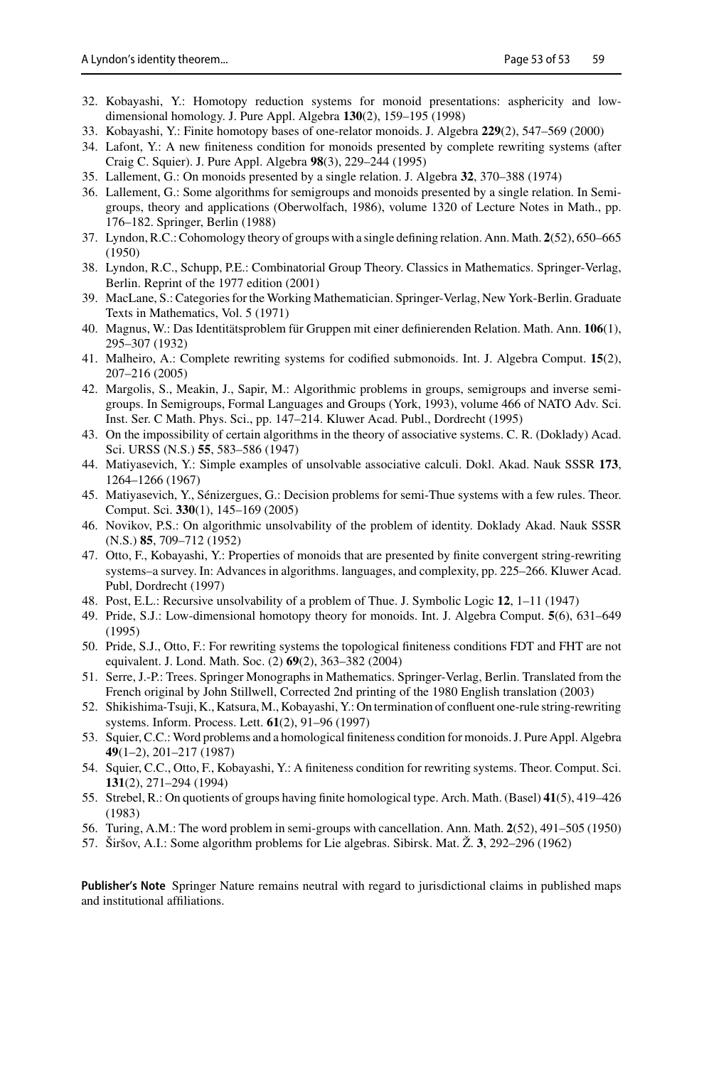32. Kobayashi, Y.: Homotopy reduction systems for monoid presentations: asphericity and low-dimensional homology. J. Pure Appl. Algebra **130**(2), 159–195 (1998)
33. Kobayashi, Y.: Finite homotopy bases of one-relator monoids. J. Algebra **229**(2), 547–569 (2000)
34. Lafont, Y.: A new finiteness condition for monoids presented by complete rewriting systems (after Craig C. Squier). J. Pure Appl. Algebra **98**(3), 229–244 (1995)
35. Lallement, G.: On monoids presented by a single relation. J. Algebra **32**, 370–388 (1974)
36. Lallement, G.: Some algorithms for semigroups and monoids presented by a single relation. In Semigroups, theory and applications (Oberwolfach, 1986), volume 1320 of Lecture Notes in Math., pp. 176–182. Springer, Berlin (1988)
37. Lyndon, R.C.: Cohomology theory of groups with a single defining relation. Ann. Math. **2**(52), 650–665 (1950)
38. Lyndon, R.C., Schupp, P.E.: Combinatorial Group Theory. Classics in Mathematics. Springer-Verlag, Berlin. Reprint of the 1977 edition (2001)
39. MacLane, S.: Categories for the Working Mathematician. Springer-Verlag, New York-Berlin. Graduate Texts in Mathematics, Vol. 5 (1971)
40. Magnus, W.: Das Identitätsproblem für Gruppen mit einer definierenden Relation. Math. Ann. **106**(1), 295–307 (1932)
41. Malheiro, A.: Complete rewriting systems for codified submonoids. Int. J. Algebra Comput. **15**(2), 207–216 (2005)
42. Margolis, S., Meakin, J., Sapir, M.: Algorithmic problems in groups, semigroups and inverse semigroups. In Semigroups, Formal Languages and Groups (York, 1993), volume 466 of NATO Adv. Sci. Inst. Ser. C Math. Phys. Sci., pp. 147–214. Kluwer Acad. Publ., Dordrecht (1995)
43. On the impossibility of certain algorithms in the theory of associative systems. C. R. (Doklady) Acad. Sci. URSS (N.S.) **55**, 583–586 (1947)
44. Matiyasevich, Y.: Simple examples of unsolvable associative calculi. Dokl. Akad. Nauk SSSR **173**, 1264–1266 (1967)
45. Matiyasevich, Y., Sénizergues, G.: Decision problems for semi-Thue systems with a few rules. Theor. Comput. Sci. **330**(1), 145–169 (2005)
46. Novikov, P.S.: On algorithmic unsolvability of the problem of identity. Doklady Akad. Nauk SSSR (N.S.) **85**, 709–712 (1952)
47. Otto, F., Kobayashi, Y.: Properties of monoids that are presented by finite convergent string-rewriting systems–a survey. In: Advances in algorithms. languages, and complexity, pp. 225–266. Kluwer Acad. Publ, Dordrecht (1997)
48. Post, E.L.: Recursive unsolvability of a problem of Thue. J. Symbolic Logic **12**, 1–11 (1947)
49. Pride, S.J.: Low-dimensional homotopy theory for monoids. Int. J. Algebra Comput. **5**(6), 631–649 (1995)
50. Pride, S.J., Otto, F.: For rewriting systems the topological finiteness conditions FDT and FHT are not equivalent. J. Lond. Math. Soc. (2) **69**(2), 363–382 (2004)
51. Serre, J.-P.: Trees. Springer Monographs in Mathematics. Springer-Verlag, Berlin. Translated from the French original by John Stillwell, Corrected 2nd printing of the 1980 English translation (2003)
52. Shikishima-Tsuji, K., Katsura, M., Kobayashi, Y.: On termination of confluent one-rule string-rewriting systems. Inform. Process. Lett. **61**(2), 91–96 (1997)
53. Squier, C.C.: Word problems and a homological finiteness condition for monoids. J. Pure Appl. Algebra **49**(1–2), 201–217 (1987)
54. Squier, C.C., Otto, F., Kobayashi, Y.: A finiteness condition for rewriting systems. Theor. Comput. Sci. **131**(2), 271–294 (1994)
55. Strebel, R.: On quotients of groups having finite homological type. Arch. Math. (Basel) **41**(5), 419–426 (1983)
56. Turing, A.M.: The word problem in semi-groups with cancellation. Ann. Math. **2**(52), 491–505 (1950)
57. Širšov, A.I.: Some algorithm problems for Lie algebras. Sibirsk. Mat. Ž. **3**, 292–296 (1962)

**Publisher's Note** Springer Nature remains neutral with regard to jurisdictional claims in published maps and institutional affiliations.